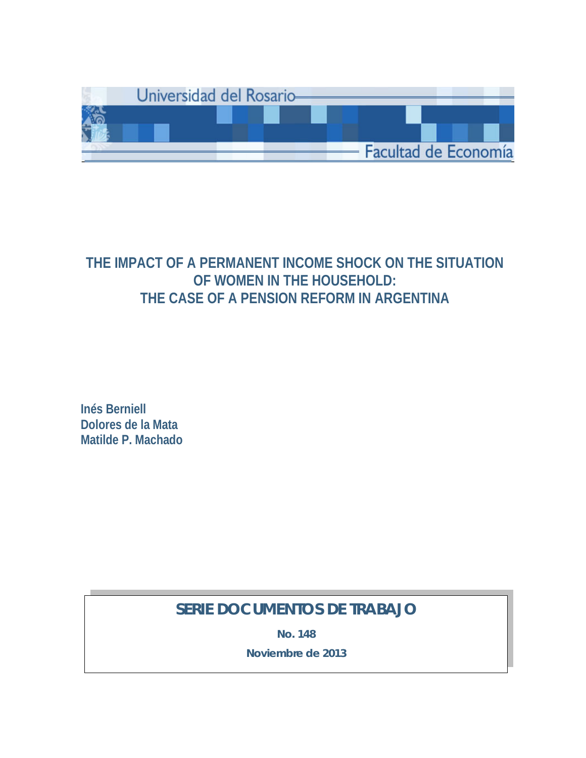Universidad del Rosario

Facultad de Economía

# THE IMPACT OF A PERMANENT INCOME SHOCK ON THE SITUATION OF WOMEN IN THE HOUSEHOLD: THE CASE OF A PENSION REFORM IN ARGENTINA

**Inés Berniell**
**Dolores de la Mata**
**Matilde P. Machado**

**SERIE DOCUMENTOS DE TRABAJO**

**No. 148**

**Noviembre de 2013**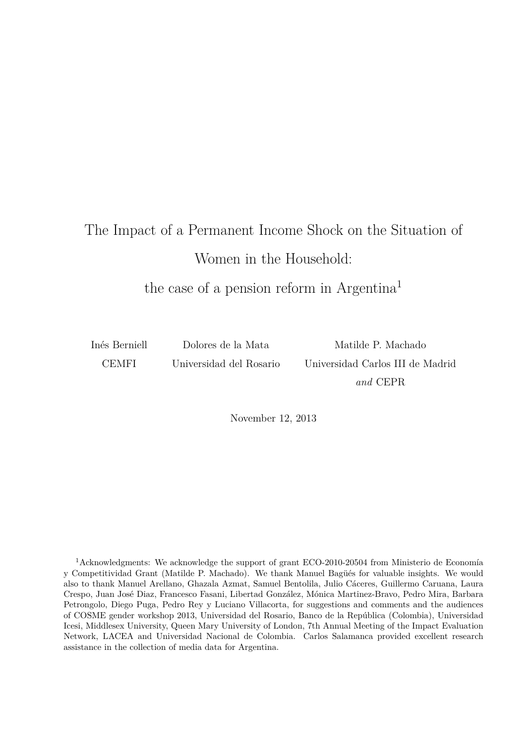# The Impact of a Permanent Income Shock on the Situation of Women in the Household: the case of a pension reform in Argentina[1]

Inés Berniell
CEMFI

Dolores de la Mata
Universidad del Rosario

Matilde P. Machado
Universidad Carlos III de Madrid
*and* CEPR

November 12, 2013

[1]Acknowledgments: We acknowledge the support of grant ECO-2010-20504 from Ministerio de Economía y Competitividad Grant (Matilde P. Machado). We thank Manuel Bagüés for valuable insights. We would also to thank Manuel Arellano, Ghazala Azmat, Samuel Bentolila, Julio Cáceres, Guillermo Caruana, Laura Crespo, Juan José Diaz, Francesco Fasani, Libertad González, Mónica Martinez-Bravo, Pedro Mira, Barbara Petrongolo, Diego Puga, Pedro Rey y Luciano Villacorta, for suggestions and comments and the audiences of COSME gender workshop 2013, Universidad del Rosario, Banco de la República (Colombia), Universidad Icesi, Middlesex University, Queen Mary University of London, 7th Annual Meeting of the Impact Evaluation Network, LACEA and Universidad Nacional de Colombia. Carlos Salamanca provided excellent research assistance in the collection of media data for Argentina.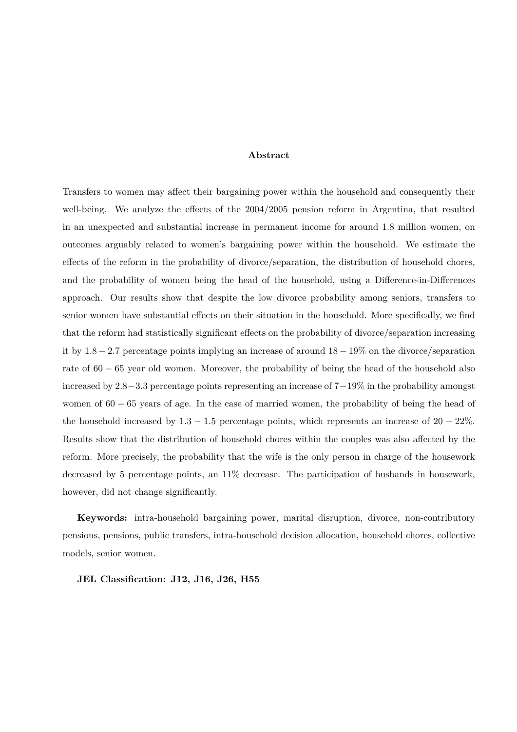## Abstract

Transfers to women may affect their bargaining power within the household and consequently their well-being. We analyze the effects of the 2004/2005 pension reform in Argentina, that resulted in an unexpected and substantial increase in permanent income for around 1.8 million women, on outcomes arguably related to women's bargaining power within the household. We estimate the effects of the reform in the probability of divorce/separation, the distribution of household chores, and the probability of women being the head of the household, using a Difference-in-Differences approach. Our results show that despite the low divorce probability among seniors, transfers to senior women have substantial effects on their situation in the household. More specifically, we find that the reform had statistically significant effects on the probability of divorce/separation increasing it by $1.8 - 2.7$ percentage points implying an increase of around $18 - 19\%$ on the divorce/separation rate of $60 - 65$ year old women. Moreover, the probability of being the head of the household also increased by $2.8 - 3.3$ percentage points representing an increase of $7 - 19\%$ in the probability amongst women of $60 - 65$ years of age. In the case of married women, the probability of being the head of the household increased by $1.3 - 1.5$ percentage points, which represents an increase of $20 - 22\%$. Results show that the distribution of household chores within the couples was also affected by the reform. More precisely, the probability that the wife is the only person in charge of the housework decreased by 5 percentage points, an 11% decrease. The participation of husbands in housework, however, did not change significantly.

**Keywords:** intra-household bargaining power, marital disruption, divorce, non-contributory pensions, pensions, public transfers, intra-household decision allocation, household chores, collective models, senior women.

**JEL Classification: J12, J16, J26, H55**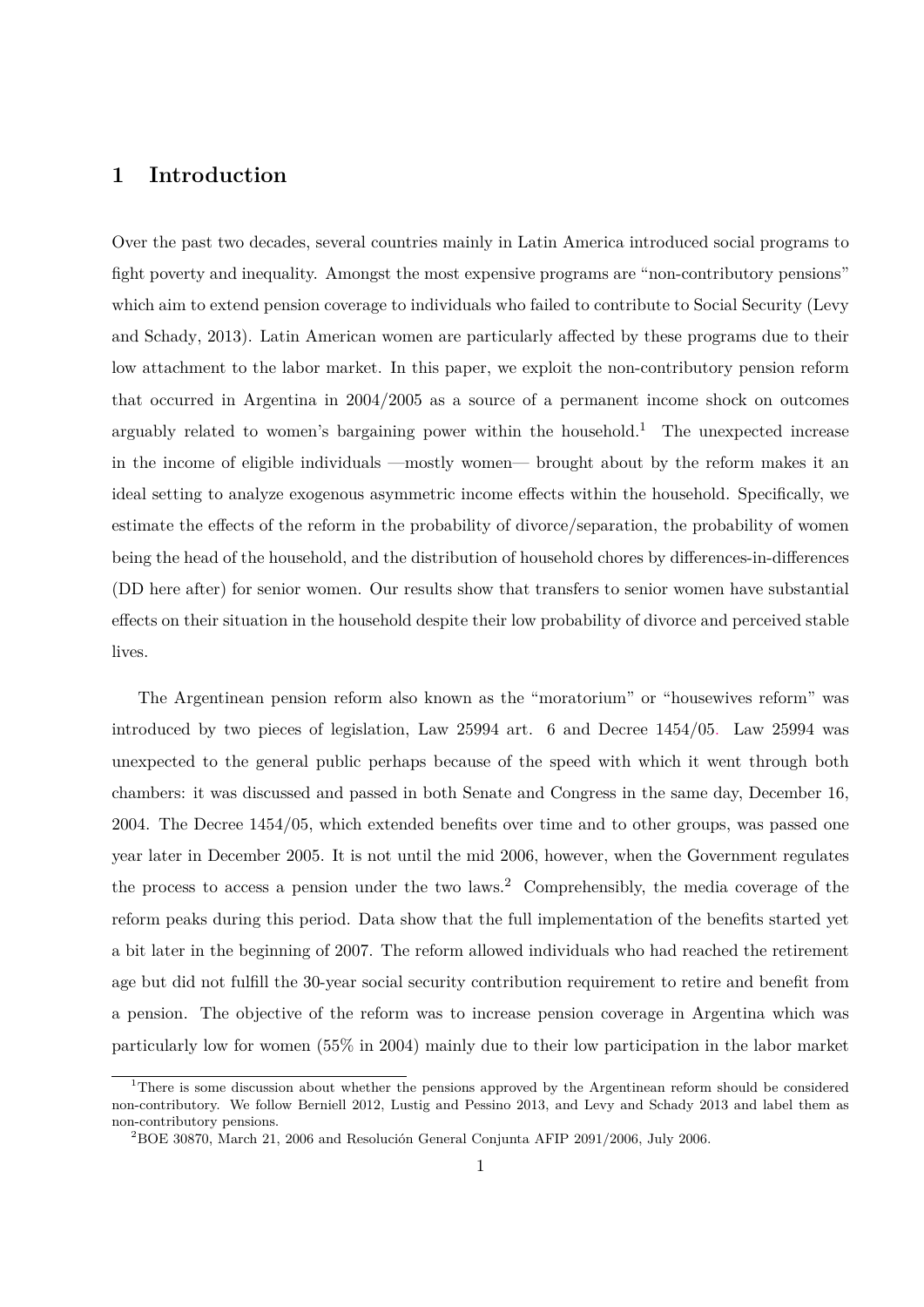# 1 Introduction

Over the past two decades, several countries mainly in Latin America introduced social programs to fight poverty and inequality. Amongst the most expensive programs are "non-contributory pensions" which aim to extend pension coverage to individuals who failed to contribute to Social Security (Levy and Schady, 2013). Latin American women are particularly affected by these programs due to their low attachment to the labor market. In this paper, we exploit the non-contributory pension reform that occurred in Argentina in 2004/2005 as a source of a permanent income shock on outcomes arguably related to women's bargaining power within the household.[1] The unexpected increase in the income of eligible individuals —mostly women— brought about by the reform makes it an ideal setting to analyze exogenous asymmetric income effects within the household. Specifically, we estimate the effects of the reform in the probability of divorce/separation, the probability of women being the head of the household, and the distribution of household chores by differences-in-differences (DD here after) for senior women. Our results show that transfers to senior women have substantial effects on their situation in the household despite their low probability of divorce and perceived stable lives.

The Argentinean pension reform also known as the "moratorium" or "housewives reform" was introduced by two pieces of legislation, Law 25994 art. 6 and Decree 1454/05. Law 25994 was unexpected to the general public perhaps because of the speed with which it went through both chambers: it was discussed and passed in both Senate and Congress in the same day, December 16, 2004. The Decree 1454/05, which extended benefits over time and to other groups, was passed one year later in December 2005. It is not until the mid 2006, however, when the Government regulates the process to access a pension under the two laws.[2] Comprehensibly, the media coverage of the reform peaks during this period. Data show that the full implementation of the benefits started yet a bit later in the beginning of 2007. The reform allowed individuals who had reached the retirement age but did not fulfill the 30-year social security contribution requirement to retire and benefit from a pension. The objective of the reform was to increase pension coverage in Argentina which was particularly low for women (55% in 2004) mainly due to their low participation in the labor market

[1] There is some discussion about whether the pensions approved by the Argentinean reform should be considered non-contributory. We follow Berniell 2012, Lustig and Pessino 2013, and Levy and Schady 2013 and label them as non-contributory pensions.

[2] BOE 30870, March 21, 2006 and Resolución General Conjunta AFIP 2091/2006, July 2006.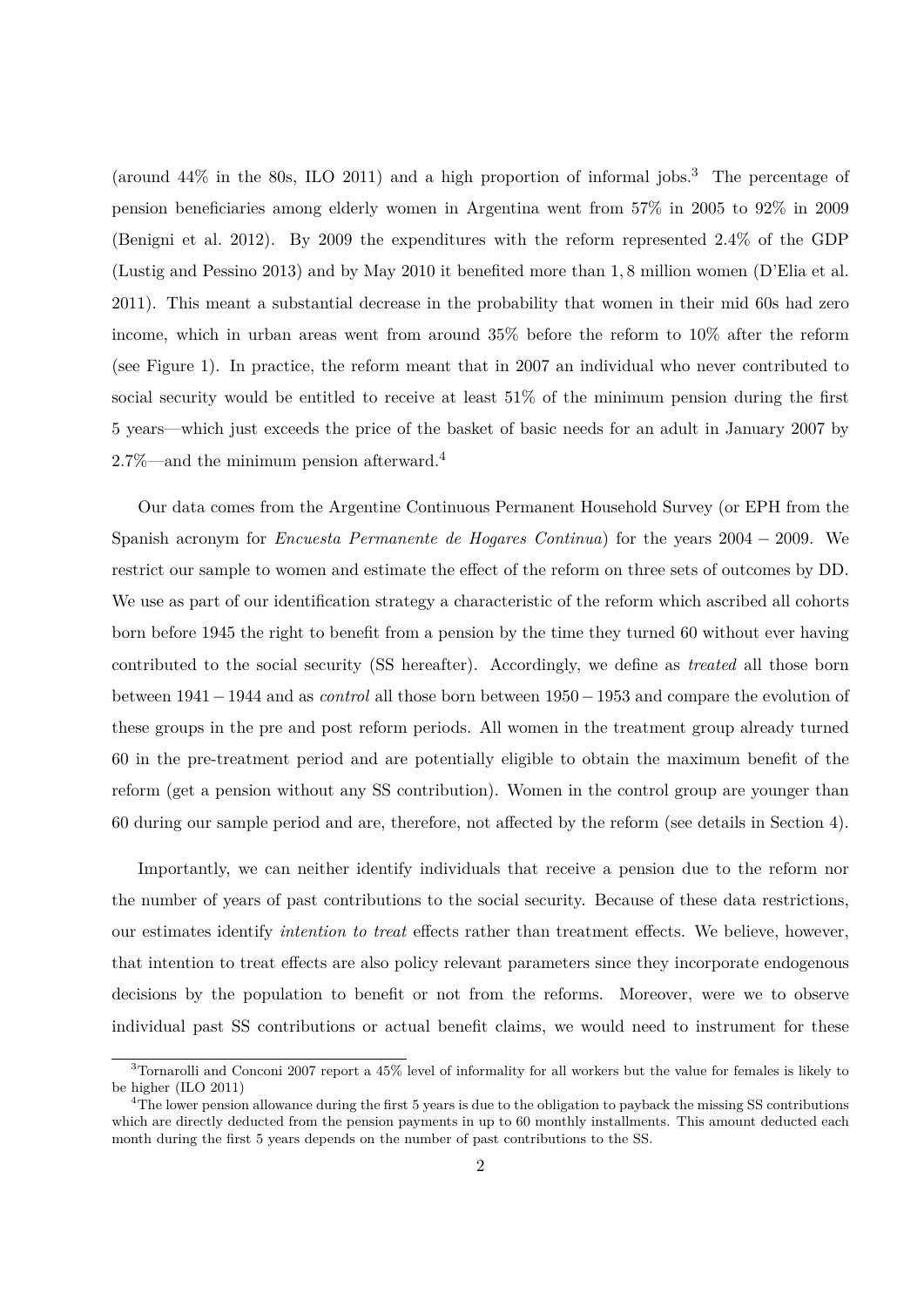(around 44% in the 80s, ILO 2011) and a high proportion of informal jobs.[3] The percentage of pension beneficiaries among elderly women in Argentina went from 57% in 2005 to 92% in 2009 (Benigni et al. 2012). By 2009 the expenditures with the reform represented 2.4% of the GDP (Lustig and Pessino 2013) and by May 2010 it benefited more than 1, 8 million women (D'Elia et al. 2011). This meant a substantial decrease in the probability that women in their mid 60s had zero income, which in urban areas went from around 35% before the reform to 10% after the reform (see Figure 1). In practice, the reform meant that in 2007 an individual who never contributed to social security would be entitled to receive at least 51% of the minimum pension during the first 5 years—which just exceeds the price of the basket of basic needs for an adult in January 2007 by 2.7%—and the minimum pension afterward.[4]

Our data comes from the Argentine Continuous Permanent Household Survey (or EPH from the Spanish acronym for *Encuesta Permanente de Hogares Continua*) for the years 2004 − 2009. We restrict our sample to women and estimate the effect of the reform on three sets of outcomes by DD. We use as part of our identification strategy a characteristic of the reform which ascribed all cohorts born before 1945 the right to benefit from a pension by the time they turned 60 without ever having contributed to the social security (SS hereafter). Accordingly, we define as *treated* all those born between 1941 − 1944 and as *control* all those born between 1950 − 1953 and compare the evolution of these groups in the pre and post reform periods. All women in the treatment group already turned 60 in the pre-treatment period and are potentially eligible to obtain the maximum benefit of the reform (get a pension without any SS contribution). Women in the control group are younger than 60 during our sample period and are, therefore, not affected by the reform (see details in Section 4).

Importantly, we can neither identify individuals that receive a pension due to the reform nor the number of years of past contributions to the social security. Because of these data restrictions, our estimates identify *intention to treat* effects rather than treatment effects. We believe, however, that intention to treat effects are also policy relevant parameters since they incorporate endogenous decisions by the population to benefit or not from the reforms. Moreover, were we to observe individual past SS contributions or actual benefit claims, we would need to instrument for these

[3] Tornarolli and Conconi 2007 report a 45% level of informality for all workers but the value for females is likely to be higher (ILO 2011)

[4] The lower pension allowance during the first 5 years is due to the obligation to payback the missing SS contributions which are directly deducted from the pension payments in up to 60 monthly installments. This amount deducted each month during the first 5 years depends on the number of past contributions to the SS.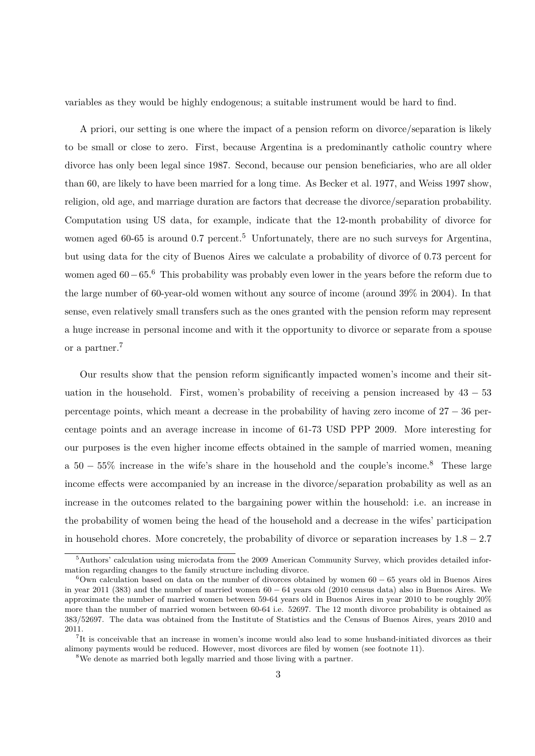variables as they would be highly endogenous; a suitable instrument would be hard to find.

A priori, our setting is one where the impact of a pension reform on divorce/separation is likely to be small or close to zero. First, because Argentina is a predominantly catholic country where divorce has only been legal since 1987. Second, because our pension beneficiaries, who are all older than 60, are likely to have been married for a long time. As Becker et al. 1977, and Weiss 1997 show, religion, old age, and marriage duration are factors that decrease the divorce/separation probability. Computation using US data, for example, indicate that the 12-month probability of divorce for women aged 60-65 is around 0.7 percent.[5] Unfortunately, there are no such surveys for Argentina, but using data for the city of Buenos Aires we calculate a probability of divorce of 0.73 percent for women aged $60-65$.[6] This probability was probably even lower in the years before the reform due to the large number of 60-year-old women without any source of income (around 39% in 2004). In that sense, even relatively small transfers such as the ones granted with the pension reform may represent a huge increase in personal income and with it the opportunity to divorce or separate from a spouse or a partner.[7]

Our results show that the pension reform significantly impacted women's income and their situation in the household. First, women's probability of receiving a pension increased by $43-53$ percentage points, which meant a decrease in the probability of having zero income of $27-36$ percentage points and an average increase in income of 61-73 USD PPP 2009. More interesting for our purposes is the even higher income effects obtained in the sample of married women, meaning a $50-55\%$ increase in the wife's share in the household and the couple's income.[8] These large income effects were accompanied by an increase in the divorce/separation probability as well as an increase in the outcomes related to the bargaining power within the household: i.e. an increase in the probability of women being the head of the household and a decrease in the wifes' participation in household chores. More concretely, the probability of divorce or separation increases by $1.8-2.7$

---

[5] Authors' calculation using microdata from the 2009 American Community Survey, which provides detailed information regarding changes to the family structure including divorce.

[6] Own calculation based on data on the number of divorces obtained by women $60-65$ years old in Buenos Aires in year 2011 (383) and the number of married women $60-64$ years old (2010 census data) also in Buenos Aires. We approximate the number of married women between 59-64 years old in Buenos Aires in year 2010 to be roughly 20% more than the number of married women between 60-64 i.e. 52697. The 12 month divorce probability is obtained as 383/52697. The data was obtained from the Institute of Statistics and the Census of Buenos Aires, years 2010 and 2011.

[7] It is conceivable that an increase in women's income would also lead to some husband-initiated divorces as their alimony payments would be reduced. However, most divorces are filed by women (see footnote 11).

[8] We denote as married both legally married and those living with a partner.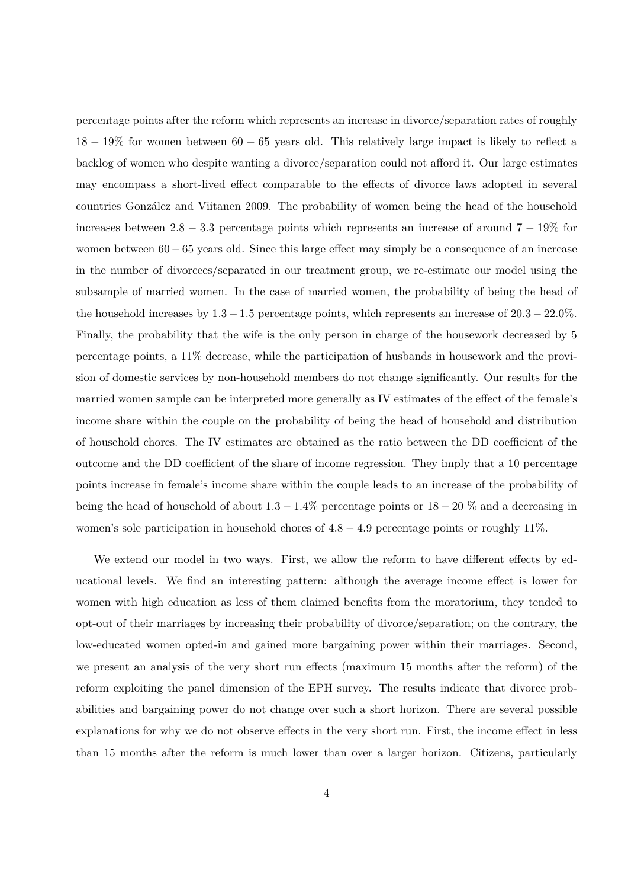percentage points after the reform which represents an increase in divorce/separation rates of roughly $18 - 19\%$ for women between $60 - 65$ years old. This relatively large impact is likely to reflect a backlog of women who despite wanting a divorce/separation could not afford it. Our large estimates may encompass a short-lived effect comparable to the effects of divorce laws adopted in several countries González and Viitanen 2009. The probability of women being the head of the household increases between $2.8 - 3.3$ percentage points which represents an increase of around $7 - 19\%$ for women between $60 - 65$ years old. Since this large effect may simply be a consequence of an increase in the number of divorcees/separated in our treatment group, we re-estimate our model using the subsample of married women. In the case of married women, the probability of being the head of the household increases by $1.3 - 1.5$ percentage points, which represents an increase of $20.3 - 22.0\%$. Finally, the probability that the wife is the only person in charge of the housework decreased by 5 percentage points, a 11% decrease, while the participation of husbands in housework and the provision of domestic services by non-household members do not change significantly. Our results for the married women sample can be interpreted more generally as IV estimates of the effect of the female's income share within the couple on the probability of being the head of household and distribution of household chores. The IV estimates are obtained as the ratio between the DD coefficient of the outcome and the DD coefficient of the share of income regression. They imply that a 10 percentage points increase in female's income share within the couple leads to an increase of the probability of being the head of household of about $1.3 - 1.4\%$ percentage points or $18 - 20$ % and a decreasing in women's sole participation in household chores of $4.8 - 4.9$ percentage points or roughly 11%.

We extend our model in two ways. First, we allow the reform to have different effects by educational levels. We find an interesting pattern: although the average income effect is lower for women with high education as less of them claimed benefits from the moratorium, they tended to opt-out of their marriages by increasing their probability of divorce/separation; on the contrary, the low-educated women opted-in and gained more bargaining power within their marriages. Second, we present an analysis of the very short run effects (maximum 15 months after the reform) of the reform exploiting the panel dimension of the EPH survey. The results indicate that divorce probabilities and bargaining power do not change over such a short horizon. There are several possible explanations for why we do not observe effects in the very short run. First, the income effect in less than 15 months after the reform is much lower than over a larger horizon. Citizens, particularly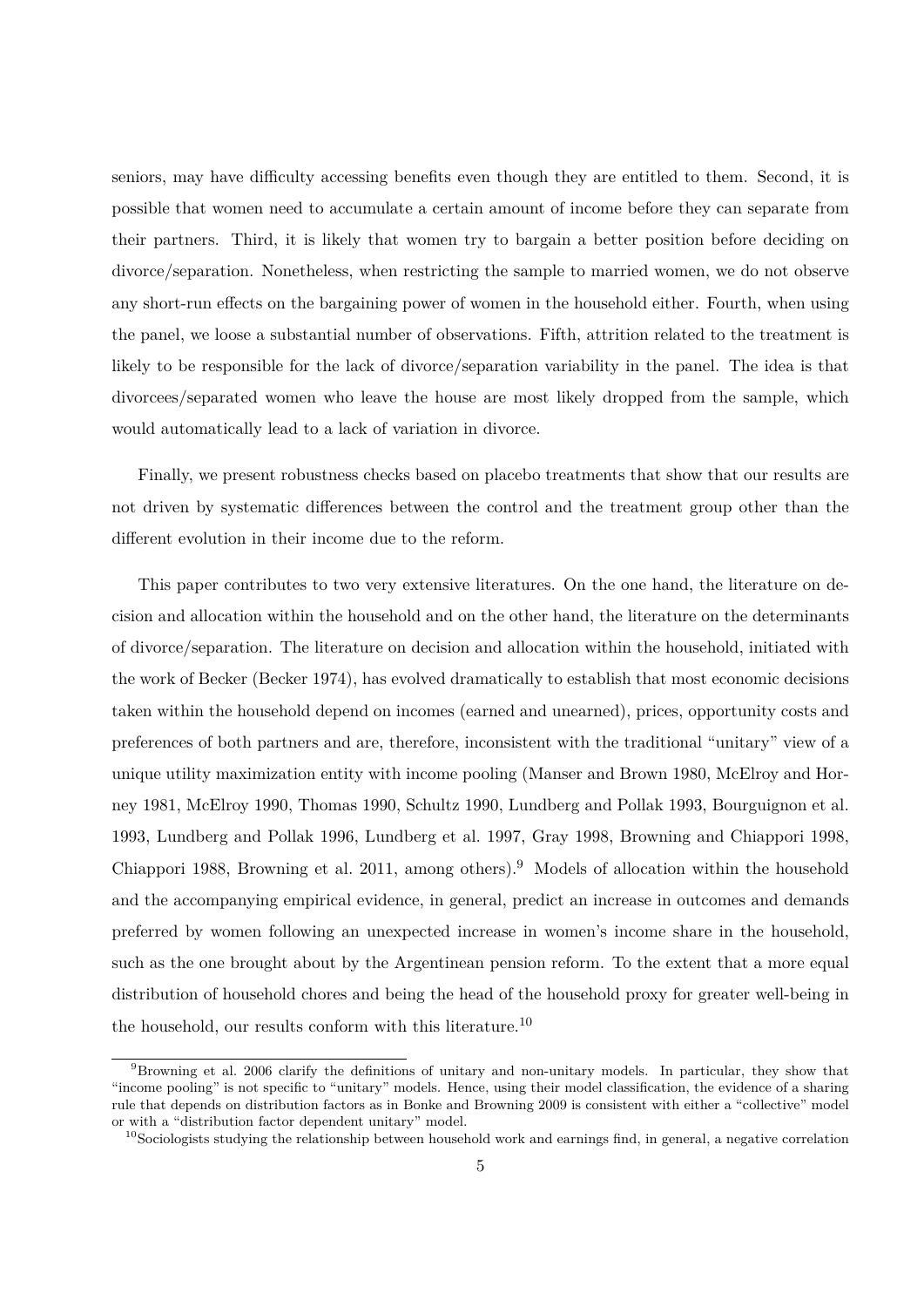seniors, may have difficulty accessing benefits even though they are entitled to them. Second, it is possible that women need to accumulate a certain amount of income before they can separate from their partners. Third, it is likely that women try to bargain a better position before deciding on divorce/separation. Nonetheless, when restricting the sample to married women, we do not observe any short-run effects on the bargaining power of women in the household either. Fourth, when using the panel, we loose a substantial number of observations. Fifth, attrition related to the treatment is likely to be responsible for the lack of divorce/separation variability in the panel. The idea is that divorcees/separated women who leave the house are most likely dropped from the sample, which would automatically lead to a lack of variation in divorce.

Finally, we present robustness checks based on placebo treatments that show that our results are not driven by systematic differences between the control and the treatment group other than the different evolution in their income due to the reform.

This paper contributes to two very extensive literatures. On the one hand, the literature on decision and allocation within the household and on the other hand, the literature on the determinants of divorce/separation. The literature on decision and allocation within the household, initiated with the work of Becker (Becker 1974), has evolved dramatically to establish that most economic decisions taken within the household depend on incomes (earned and unearned), prices, opportunity costs and preferences of both partners and are, therefore, inconsistent with the traditional "unitary" view of a unique utility maximization entity with income pooling (Manser and Brown 1980, McElroy and Horney 1981, McElroy 1990, Thomas 1990, Schultz 1990, Lundberg and Pollak 1993, Bourguignon et al. 1993, Lundberg and Pollak 1996, Lundberg et al. 1997, Gray 1998, Browning and Chiappori 1998, Chiappori 1988, Browning et al. 2011, among others).[9] Models of allocation within the household and the accompanying empirical evidence, in general, predict an increase in outcomes and demands preferred by women following an unexpected increase in women's income share in the household, such as the one brought about by the Argentinean pension reform. To the extent that a more equal distribution of household chores and being the head of the household proxy for greater well-being in the household, our results conform with this literature.[10]

[9] Browning et al. 2006 clarify the definitions of unitary and non-unitary models. In particular, they show that "income pooling" is not specific to "unitary" models. Hence, using their model classification, the evidence of a sharing rule that depends on distribution factors as in Bonke and Browning 2009 is consistent with either a "collective" model or with a "distribution factor dependent unitary" model.

[10] Sociologists studying the relationship between household work and earnings find, in general, a negative correlation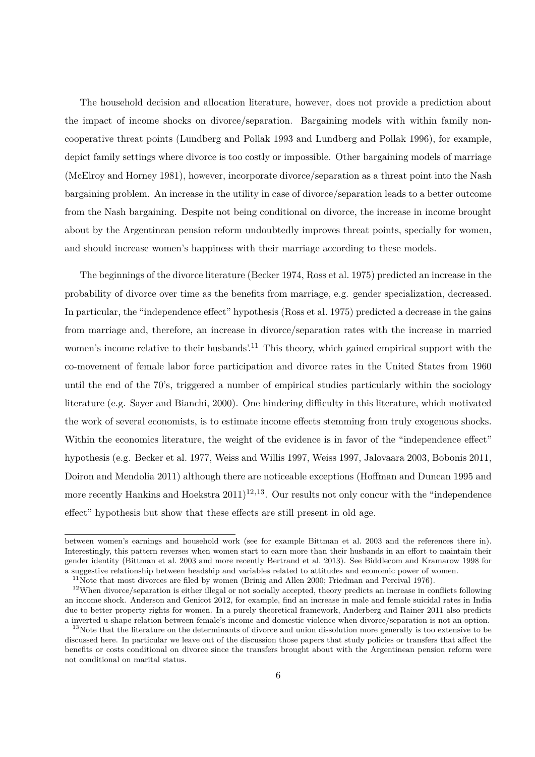The household decision and allocation literature, however, does not provide a prediction about the impact of income shocks on divorce/separation. Bargaining models with within family non-cooperative threat points (Lundberg and Pollak 1993 and Lundberg and Pollak 1996), for example, depict family settings where divorce is too costly or impossible. Other bargaining models of marriage (McElroy and Horney 1981), however, incorporate divorce/separation as a threat point into the Nash bargaining problem. An increase in the utility in case of divorce/separation leads to a better outcome from the Nash bargaining. Despite not being conditional on divorce, the increase in income brought about by the Argentinean pension reform undoubtedly improves threat points, specially for women, and should increase women's happiness with their marriage according to these models.

The beginnings of the divorce literature (Becker 1974, Ross et al. 1975) predicted an increase in the probability of divorce over time as the benefits from marriage, e.g. gender specialization, decreased. In particular, the "independence effect" hypothesis (Ross et al. 1975) predicted a decrease in the gains from marriage and, therefore, an increase in divorce/separation rates with the increase in married women's income relative to their husbands'.[11] This theory, which gained empirical support with the co-movement of female labor force participation and divorce rates in the United States from 1960 until the end of the 70's, triggered a number of empirical studies particularly within the sociology literature (e.g. Sayer and Bianchi, 2000). One hindering difficulty in this literature, which motivated the work of several economists, is to estimate income effects stemming from truly exogenous shocks. Within the economics literature, the weight of the evidence is in favor of the "independence effect" hypothesis (e.g. Becker et al. 1977, Weiss and Willis 1997, Weiss 1997, Jalovaara 2003, Bobonis 2011, Doiron and Mendolia 2011) although there are noticeable exceptions (Hoffman and Duncan 1995 and more recently Hankins and Hoekstra 2011)[12,13]. Our results not only concur with the "independence effect" hypothesis but show that these effects are still present in old age.

between women's earnings and household work (see for example Bittman et al. 2003 and the references there in). Interestingly, this pattern reverses when women start to earn more than their husbands in an effort to maintain their gender identity (Bittman et al. 2003 and more recently Bertrand et al. 2013). See Biddlecom and Kramarow 1998 for a suggestive relationship between headship and variables related to attitudes and economic power of women.

[11] Note that most divorces are filed by women (Brinig and Allen 2000; Friedman and Percival 1976).

[12] When divorce/separation is either illegal or not socially accepted, theory predicts an increase in conflicts following an income shock. Anderson and Genicot 2012, for example, find an increase in male and female suicidal rates in India due to better property rights for women. In a purely theoretical framework, Anderberg and Rainer 2011 also predicts a inverted u-shape relation between female's income and domestic violence when divorce/separation is not an option.

[13] Note that the literature on the determinants of divorce and union dissolution more generally is too extensive to be discussed here. In particular we leave out of the discussion those papers that study policies or transfers that affect the benefits or costs conditional on divorce since the transfers brought about with the Argentinean pension reform were not conditional on marital status.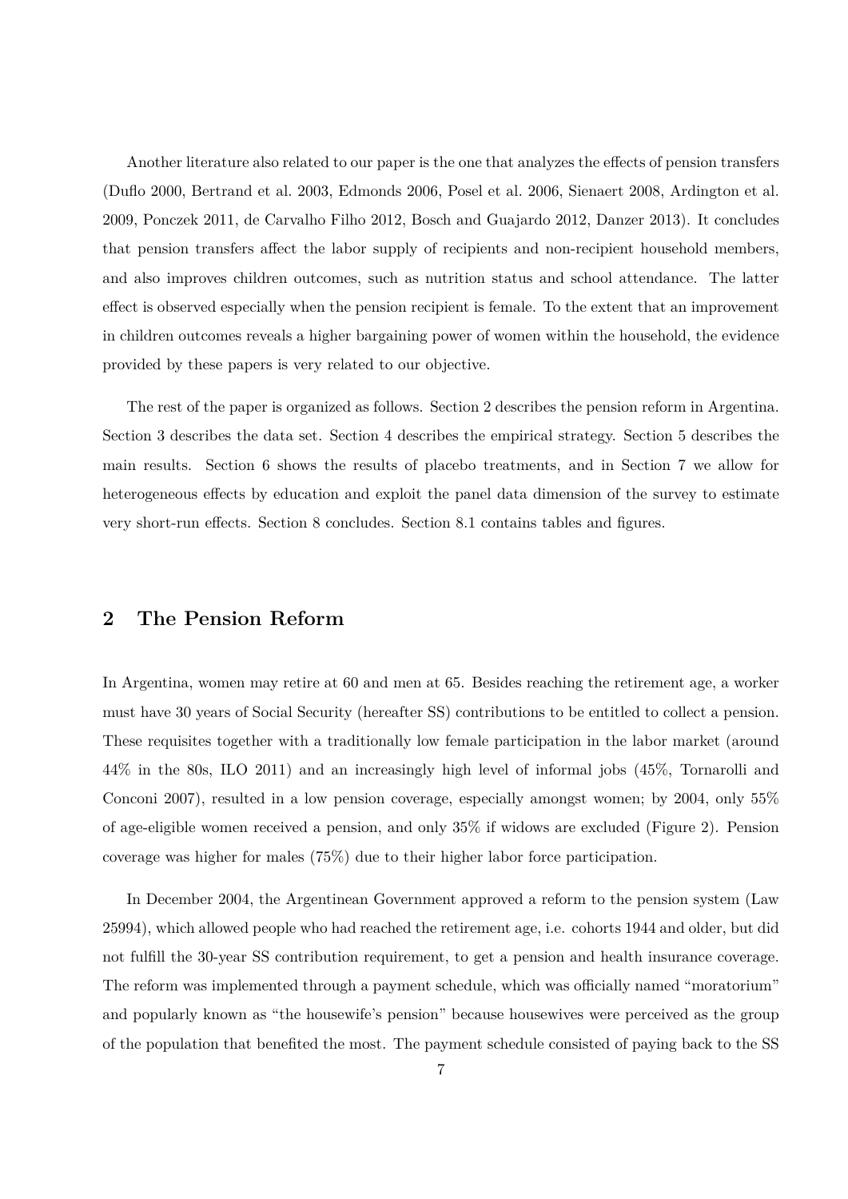Another literature also related to our paper is the one that analyzes the effects of pension transfers (Duflo 2000, Bertrand et al. 2003, Edmonds 2006, Posel et al. 2006, Sienaert 2008, Ardington et al. 2009, Ponczek 2011, de Carvalho Filho 2012, Bosch and Guajardo 2012, Danzer 2013). It concludes that pension transfers affect the labor supply of recipients and non-recipient household members, and also improves children outcomes, such as nutrition status and school attendance. The latter effect is observed especially when the pension recipient is female. To the extent that an improvement in children outcomes reveals a higher bargaining power of women within the household, the evidence provided by these papers is very related to our objective.

The rest of the paper is organized as follows. Section 2 describes the pension reform in Argentina. Section 3 describes the data set. Section 4 describes the empirical strategy. Section 5 describes the main results. Section 6 shows the results of placebo treatments, and in Section 7 we allow for heterogeneous effects by education and exploit the panel data dimension of the survey to estimate very short-run effects. Section 8 concludes. Section 8.1 contains tables and figures.

## 2 The Pension Reform

In Argentina, women may retire at 60 and men at 65. Besides reaching the retirement age, a worker must have 30 years of Social Security (hereafter SS) contributions to be entitled to collect a pension. These requisites together with a traditionally low female participation in the labor market (around 44% in the 80s, ILO 2011) and an increasingly high level of informal jobs (45%, Tornarolli and Conconi 2007), resulted in a low pension coverage, especially amongst women; by 2004, only 55% of age-eligible women received a pension, and only 35% if widows are excluded (Figure 2). Pension coverage was higher for males (75%) due to their higher labor force participation.

In December 2004, the Argentinean Government approved a reform to the pension system (Law 25994), which allowed people who had reached the retirement age, i.e. cohorts 1944 and older, but did not fulfill the 30-year SS contribution requirement, to get a pension and health insurance coverage. The reform was implemented through a payment schedule, which was officially named "moratorium" and popularly known as "the housewife's pension" because housewives were perceived as the group of the population that benefited the most. The payment schedule consisted of paying back to the SS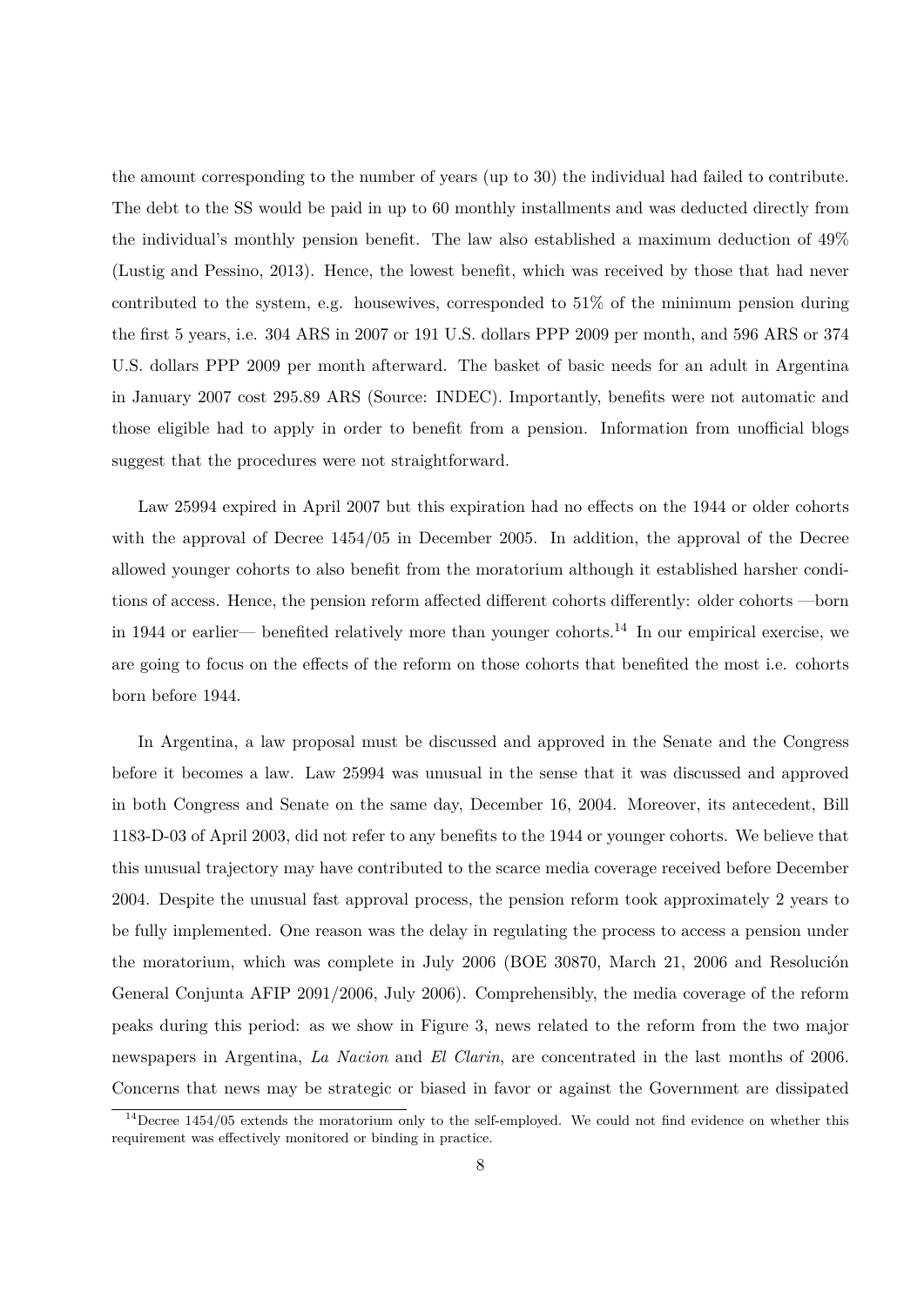the amount corresponding to the number of years (up to 30) the individual had failed to contribute. The debt to the SS would be paid in up to 60 monthly installments and was deducted directly from the individual's monthly pension benefit. The law also established a maximum deduction of 49% (Lustig and Pessino, 2013). Hence, the lowest benefit, which was received by those that had never contributed to the system, e.g. housewives, corresponded to 51% of the minimum pension during the first 5 years, i.e. 304 ARS in 2007 or 191 U.S. dollars PPP 2009 per month, and 596 ARS or 374 U.S. dollars PPP 2009 per month afterward. The basket of basic needs for an adult in Argentina in January 2007 cost 295.89 ARS (Source: INDEC). Importantly, benefits were not automatic and those eligible had to apply in order to benefit from a pension. Information from unofficial blogs suggest that the procedures were not straightforward.

Law 25994 expired in April 2007 but this expiration had no effects on the 1944 or older cohorts with the approval of Decree 1454/05 in December 2005. In addition, the approval of the Decree allowed younger cohorts to also benefit from the moratorium although it established harsher conditions of access. Hence, the pension reform affected different cohorts differently: older cohorts —born in 1944 or earlier— benefited relatively more than younger cohorts.[14] In our empirical exercise, we are going to focus on the effects of the reform on those cohorts that benefited the most i.e. cohorts born before 1944.

In Argentina, a law proposal must be discussed and approved in the Senate and the Congress before it becomes a law. Law 25994 was unusual in the sense that it was discussed and approved in both Congress and Senate on the same day, December 16, 2004. Moreover, its antecedent, Bill 1183-D-03 of April 2003, did not refer to any benefits to the 1944 or younger cohorts. We believe that this unusual trajectory may have contributed to the scarce media coverage received before December 2004. Despite the unusual fast approval process, the pension reform took approximately 2 years to be fully implemented. One reason was the delay in regulating the process to access a pension under the moratorium, which was complete in July 2006 (BOE 30870, March 21, 2006 and Resolución General Conjunta AFIP 2091/2006, July 2006). Comprehensibly, the media coverage of the reform peaks during this period: as we show in Figure 3, news related to the reform from the two major newspapers in Argentina, *La Nacion* and *El Clarin*, are concentrated in the last months of 2006. Concerns that news may be strategic or biased in favor or against the Government are dissipated

[14] Decree 1454/05 extends the moratorium only to the self-employed. We could not find evidence on whether this requirement was effectively monitored or binding in practice.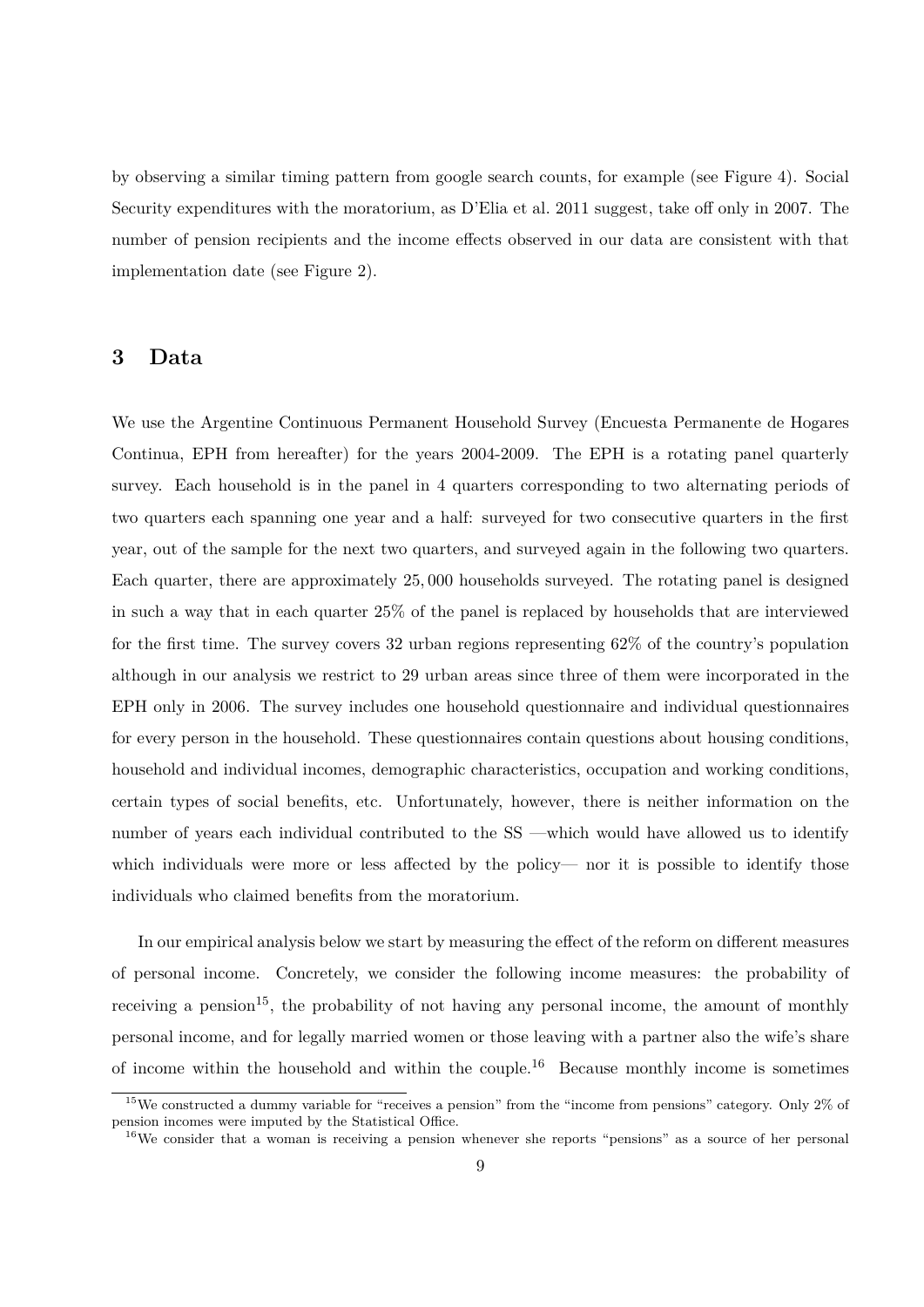by observing a similar timing pattern from google search counts, for example (see Figure 4). Social Security expenditures with the moratorium, as D'Elia et al. 2011 suggest, take off only in 2007. The number of pension recipients and the income effects observed in our data are consistent with that implementation date (see Figure 2).

## 3 Data

We use the Argentine Continuous Permanent Household Survey (Encuesta Permanente de Hogares Continua, EPH from hereafter) for the years 2004-2009. The EPH is a rotating panel quarterly survey. Each household is in the panel in 4 quarters corresponding to two alternating periods of two quarters each spanning one year and a half: surveyed for two consecutive quarters in the first year, out of the sample for the next two quarters, and surveyed again in the following two quarters. Each quarter, there are approximately 25,000 households surveyed. The rotating panel is designed in such a way that in each quarter 25% of the panel is replaced by households that are interviewed for the first time. The survey covers 32 urban regions representing 62% of the country's population although in our analysis we restrict to 29 urban areas since three of them were incorporated in the EPH only in 2006. The survey includes one household questionnaire and individual questionnaires for every person in the household. These questionnaires contain questions about housing conditions, household and individual incomes, demographic characteristics, occupation and working conditions, certain types of social benefits, etc. Unfortunately, however, there is neither information on the number of years each individual contributed to the SS —which would have allowed us to identify which individuals were more or less affected by the policy— nor it is possible to identify those individuals who claimed benefits from the moratorium.

In our empirical analysis below we start by measuring the effect of the reform on different measures of personal income. Concretely, we consider the following income measures: the probability of receiving a pension[15], the probability of not having any personal income, the amount of monthly personal income, and for legally married women or those leaving with a partner also the wife's share of income within the household and within the couple.[16] Because monthly income is sometimes

[15] We constructed a dummy variable for "receives a pension" from the "income from pensions" category. Only 2% of pension incomes were imputed by the Statistical Office.

[16] We consider that a woman is receiving a pension whenever she reports "pensions" as a source of her personal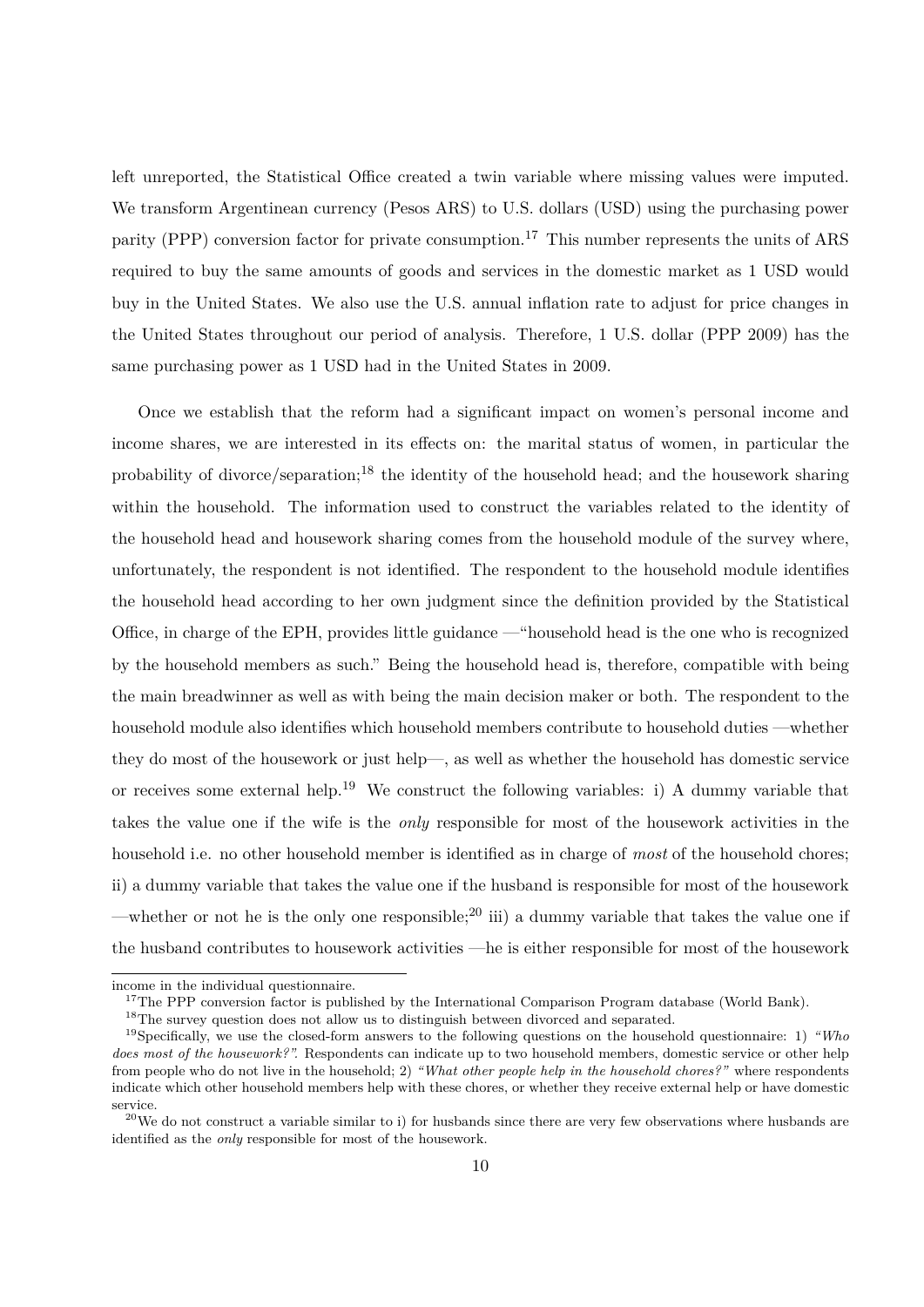left unreported, the Statistical Office created a twin variable where missing values were imputed. We transform Argentinean currency (Pesos ARS) to U.S. dollars (USD) using the purchasing power parity (PPP) conversion factor for private consumption.[17] This number represents the units of ARS required to buy the same amounts of goods and services in the domestic market as 1 USD would buy in the United States. We also use the U.S. annual inflation rate to adjust for price changes in the United States throughout our period of analysis. Therefore, 1 U.S. dollar (PPP 2009) has the same purchasing power as 1 USD had in the United States in 2009.

Once we establish that the reform had a significant impact on women's personal income and income shares, we are interested in its effects on: the marital status of women, in particular the probability of divorce/separation;[18] the identity of the household head; and the housework sharing within the household. The information used to construct the variables related to the identity of the household head and housework sharing comes from the household module of the survey where, unfortunately, the respondent is not identified. The respondent to the household module identifies the household head according to her own judgment since the definition provided by the Statistical Office, in charge of the EPH, provides little guidance —"household head is the one who is recognized by the household members as such." Being the household head is, therefore, compatible with being the main breadwinner as well as with being the main decision maker or both. The respondent to the household module also identifies which household members contribute to household duties —whether they do most of the housework or just help—, as well as whether the household has domestic service or receives some external help.[19] We construct the following variables: i) A dummy variable that takes the value one if the wife is the *only* responsible for most of the housework activities in the household i.e. no other household member is identified as in charge of *most* of the household chores; ii) a dummy variable that takes the value one if the husband is responsible for most of the housework —whether or not he is the only one responsible;[20] iii) a dummy variable that takes the value one if the husband contributes to housework activities —he is either responsible for most of the housework

income in the individual questionnaire.

[17] The PPP conversion factor is published by the International Comparison Program database (World Bank).

[18] The survey question does not allow us to distinguish between divorced and separated.

[19] Specifically, we use the closed-form answers to the following questions on the household questionnaire: 1) *"Who does most of the housework?"*. Respondents can indicate up to two household members, domestic service or other help from people who do not live in the household; 2) *"What other people help in the household chores?"* where respondents indicate which other household members help with these chores, or whether they receive external help or have domestic service.

[20] We do not construct a variable similar to i) for husbands since there are very few observations where husbands are identified as the *only* responsible for most of the housework.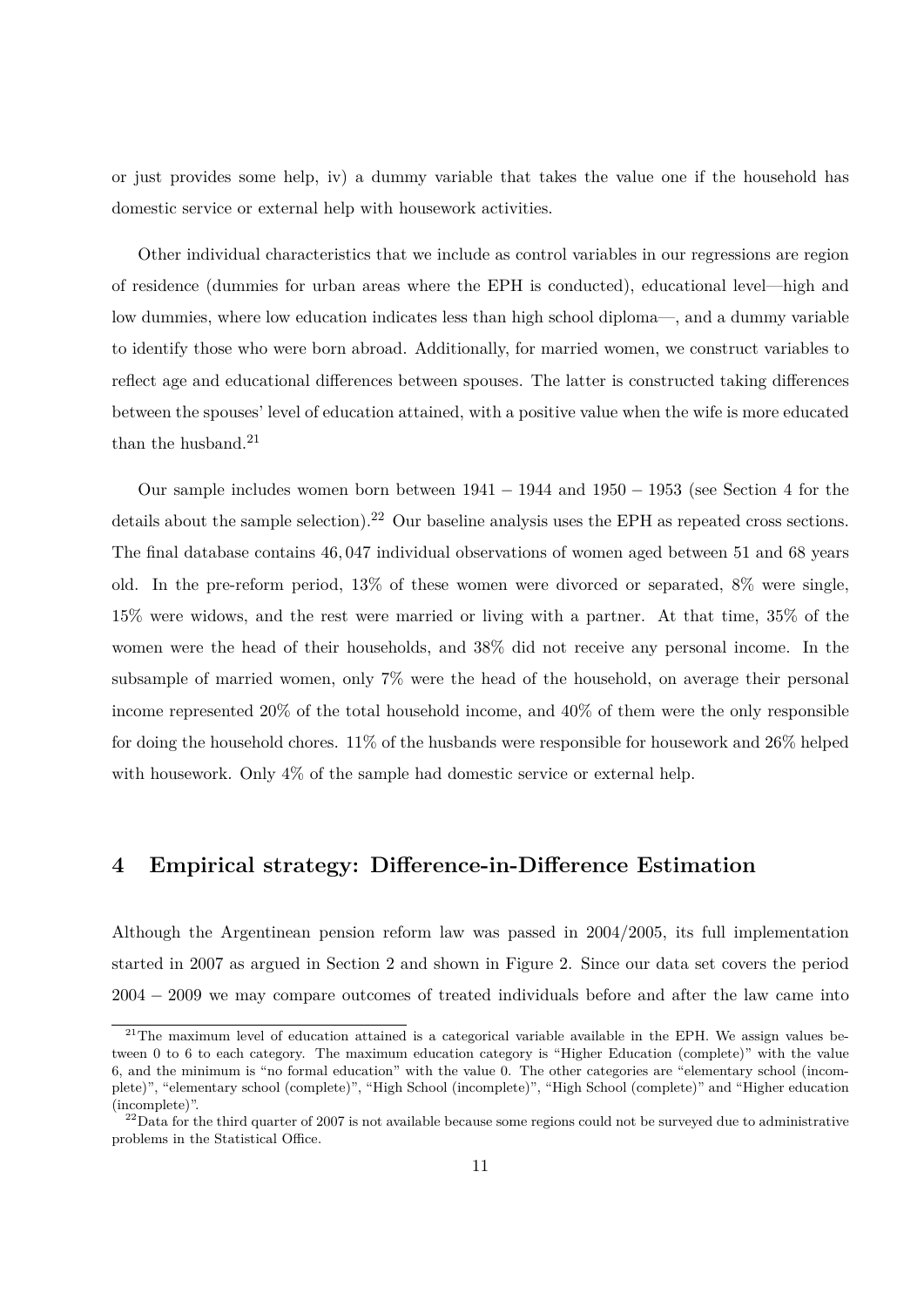or just provides some help, iv) a dummy variable that takes the value one if the household has domestic service or external help with housework activities.

Other individual characteristics that we include as control variables in our regressions are region of residence (dummies for urban areas where the EPH is conducted), educational level—high and low dummies, where low education indicates less than high school diploma—, and a dummy variable to identify those who were born abroad. Additionally, for married women, we construct variables to reflect age and educational differences between spouses. The latter is constructed taking differences between the spouses' level of education attained, with a positive value when the wife is more educated than the husband.[21]

Our sample includes women born between $1941-1944$ and $1950-1953$ (see Section 4 for the details about the sample selection).[22] Our baseline analysis uses the EPH as repeated cross sections. The final database contains $46,047$ individual observations of women aged between 51 and 68 years old. In the pre-reform period, 13% of these women were divorced or separated, 8% were single, 15% were widows, and the rest were married or living with a partner. At that time, 35% of the women were the head of their households, and 38% did not receive any personal income. In the subsample of married women, only 7% were the head of the household, on average their personal income represented 20% of the total household income, and 40% of them were the only responsible for doing the household chores. 11% of the husbands were responsible for housework and 26% helped with housework. Only 4% of the sample had domestic service or external help.

## 4 Empirical strategy: Difference-in-Difference Estimation

Although the Argentinean pension reform law was passed in 2004/2005, its full implementation started in 2007 as argued in Section 2 and shown in Figure 2. Since our data set covers the period $2004-2009$ we may compare outcomes of treated individuals before and after the law came into

[21] The maximum level of education attained is a categorical variable available in the EPH. We assign values between 0 to 6 to each category. The maximum education category is "Higher Education (complete)" with the value 6, and the minimum is "no formal education" with the value 0. The other categories are "elementary school (incomplete)", "elementary school (complete)", "High School (incomplete)", "High School (complete)" and "Higher education (incomplete)".

[22] Data for the third quarter of 2007 is not available because some regions could not be surveyed due to administrative problems in the Statistical Office.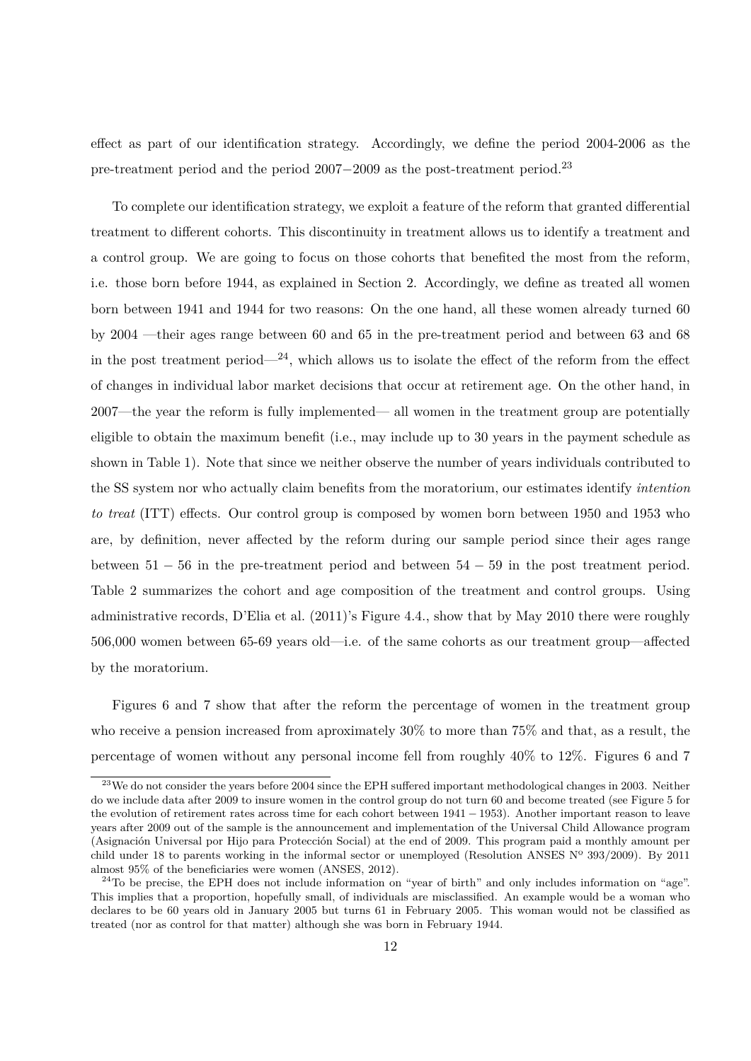effect as part of our identification strategy. Accordingly, we define the period 2004-2006 as the pre-treatment period and the period $2007-2009$ as the post-treatment period.[23]

To complete our identification strategy, we exploit a feature of the reform that granted differential treatment to different cohorts. This discontinuity in treatment allows us to identify a treatment and a control group. We are going to focus on those cohorts that benefited the most from the reform, i.e. those born before 1944, as explained in Section 2. Accordingly, we define as treated all women born between 1941 and 1944 for two reasons: On the one hand, all these women already turned 60 by 2004 —their ages range between 60 and 65 in the pre-treatment period and between 63 and 68 in the post treatment period—[24], which allows us to isolate the effect of the reform from the effect of changes in individual labor market decisions that occur at retirement age. On the other hand, in 2007—the year the reform is fully implemented— all women in the treatment group are potentially eligible to obtain the maximum benefit (i.e., may include up to 30 years in the payment schedule as shown in Table 1). Note that since we neither observe the number of years individuals contributed to the SS system nor who actually claim benefits from the moratorium, our estimates identify *intention to treat* (ITT) effects. Our control group is composed by women born between 1950 and 1953 who are, by definition, never affected by the reform during our sample period since their ages range between $51-56$ in the pre-treatment period and between $54-59$ in the post treatment period. Table 2 summarizes the cohort and age composition of the treatment and control groups. Using administrative records, D'Elia et al. (2011)'s Figure 4.4., show that by May 2010 there were roughly 506,000 women between 65-69 years old—i.e. of the same cohorts as our treatment group—affected by the moratorium.

Figures 6 and 7 show that after the reform the percentage of women in the treatment group who receive a pension increased from aproximately 30% to more than 75% and that, as a result, the percentage of women without any personal income fell from roughly 40% to 12%. Figures 6 and 7

[23] We do not consider the years before 2004 since the EPH suffered important methodological changes in 2003. Neither do we include data after 2009 to insure women in the control group do not turn 60 and become treated (see Figure 5 for the evolution of retirement rates across time for each cohort between $1941-1953$). Another important reason to leave years after 2009 out of the sample is the announcement and implementation of the Universal Child Allowance program (Asignación Universal por Hijo para Protección Social) at the end of 2009. This program paid a monthly amount per child under 18 to parents working in the informal sector or unemployed (Resolution ANSES Nº 393/2009). By 2011 almost 95% of the beneficiaries were women (ANSES, 2012).

[24] To be precise, the EPH does not include information on "year of birth" and only includes information on "age". This implies that a proportion, hopefully small, of individuals are misclassified. An example would be a woman who declares to be 60 years old in January 2005 but turns 61 in February 2005. This woman would not be classified as treated (nor as control for that matter) although she was born in February 1944.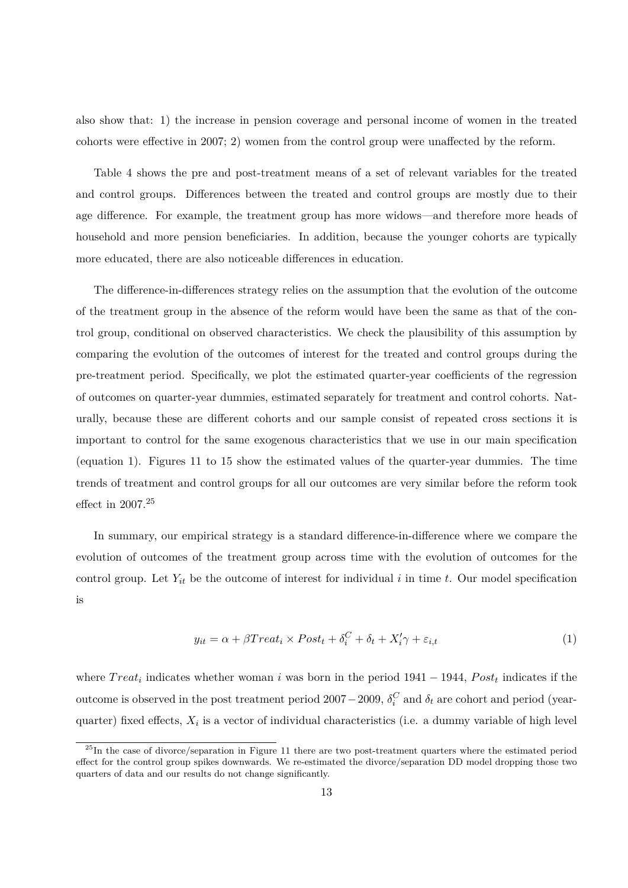also show that: 1) the increase in pension coverage and personal income of women in the treated cohorts were effective in 2007; 2) women from the control group were unaffected by the reform.

Table 4 shows the pre and post-treatment means of a set of relevant variables for the treated and control groups. Differences between the treated and control groups are mostly due to their age difference. For example, the treatment group has more widows—and therefore more heads of household and more pension beneficiaries. In addition, because the younger cohorts are typically more educated, there are also noticeable differences in education.

The difference-in-differences strategy relies on the assumption that the evolution of the outcome of the treatment group in the absence of the reform would have been the same as that of the control group, conditional on observed characteristics. We check the plausibility of this assumption by comparing the evolution of the outcomes of interest for the treated and control groups during the pre-treatment period. Specifically, we plot the estimated quarter-year coefficients of the regression of outcomes on quarter-year dummies, estimated separately for treatment and control cohorts. Naturally, because these are different cohorts and our sample consist of repeated cross sections it is important to control for the same exogenous characteristics that we use in our main specification (equation 1). Figures 11 to 15 show the estimated values of the quarter-year dummies. The time trends of treatment and control groups for all our outcomes are very similar before the reform took effect in 2007.[25]

In summary, our empirical strategy is a standard difference-in-difference where we compare the evolution of outcomes of the treatment group across time with the evolution of outcomes for the control group. Let $Y_{it}$ be the outcome of interest for individual $i$ in time $t$. Our model specification is

$$y_{it} = \alpha + \beta Treat_i \times Post_t + \delta_i^C + \delta_t + X_i'\gamma + \varepsilon_{i,t} \tag{1}$$

where $Treat_i$ indicates whether woman $i$ was born in the period $1941 - 1944$, $Post_t$ indicates if the outcome is observed in the post treatment period $2007 - 2009$, $\delta_i^C$ and $\delta_t$ are cohort and period (year-quarter) fixed effects, $X_i$ is a vector of individual characteristics (i.e. a dummy variable of high level

[25]In the case of divorce/separation in Figure 11 there are two post-treatment quarters where the estimated period effect for the control group spikes downwards. We re-estimated the divorce/separation DD model dropping those two quarters of data and our results do not change significantly.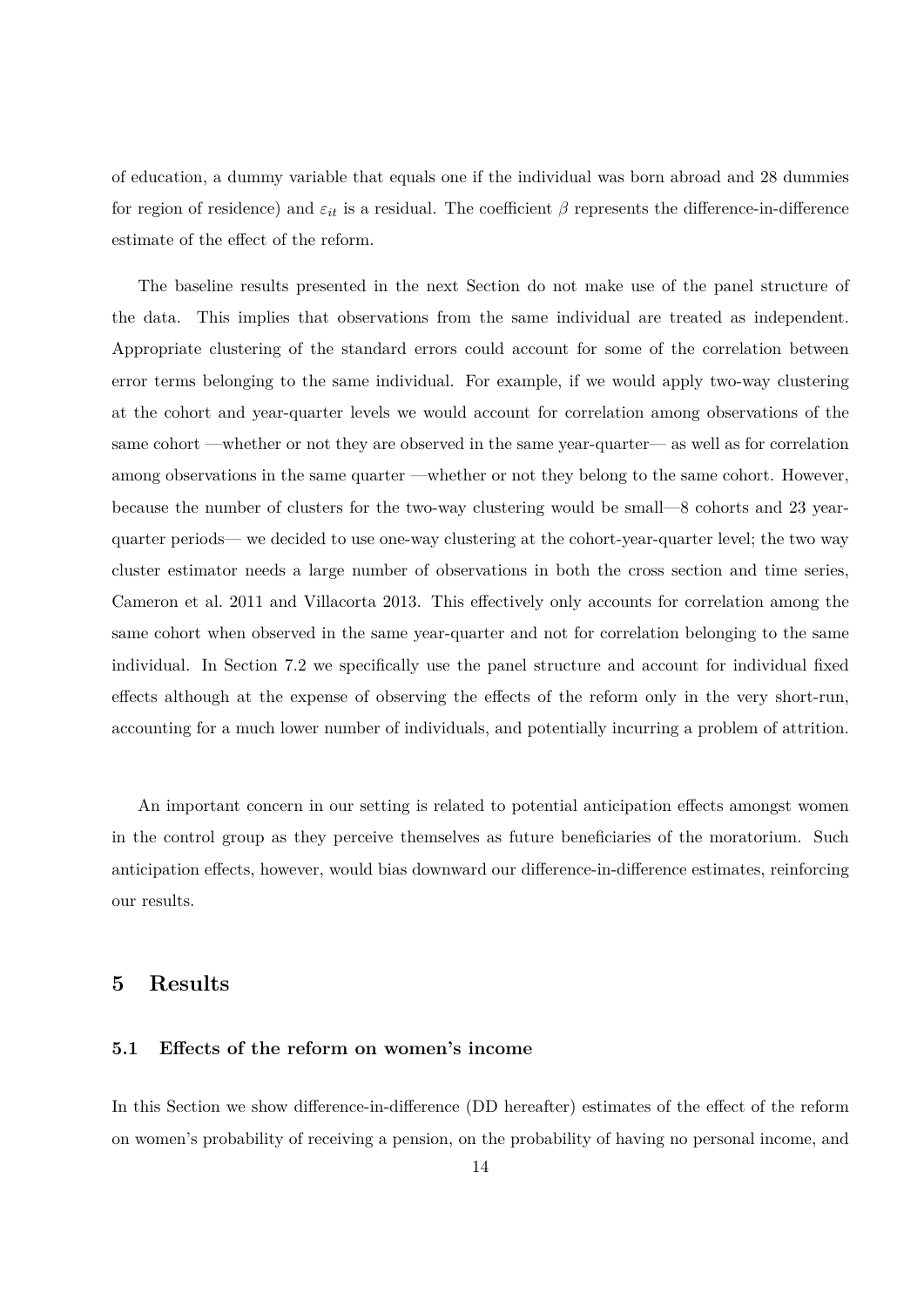of education, a dummy variable that equals one if the individual was born abroad and 28 dummies for region of residence) and $\varepsilon_{it}$ is a residual. The coefficient $\beta$ represents the difference-in-difference estimate of the effect of the reform.

The baseline results presented in the next Section do not make use of the panel structure of the data. This implies that observations from the same individual are treated as independent. Appropriate clustering of the standard errors could account for some of the correlation between error terms belonging to the same individual. For example, if we would apply two-way clustering at the cohort and year-quarter levels we would account for correlation among observations of the same cohort —whether or not they are observed in the same year-quarter— as well as for correlation among observations in the same quarter —whether or not they belong to the same cohort. However, because the number of clusters for the two-way clustering would be small—8 cohorts and 23 year-quarter periods— we decided to use one-way clustering at the cohort-year-quarter level; the two way cluster estimator needs a large number of observations in both the cross section and time series, Cameron et al. 2011 and Villacorta 2013. This effectively only accounts for correlation among the same cohort when observed in the same year-quarter and not for correlation belonging to the same individual. In Section 7.2 we specifically use the panel structure and account for individual fixed effects although at the expense of observing the effects of the reform only in the very short-run, accounting for a much lower number of individuals, and potentially incurring a problem of attrition.

An important concern in our setting is related to potential anticipation effects amongst women in the control group as they perceive themselves as future beneficiaries of the moratorium. Such anticipation effects, however, would bias downward our difference-in-difference estimates, reinforcing our results.

# 5 Results

## 5.1 Effects of the reform on women's income

In this Section we show difference-in-difference (DD hereafter) estimates of the effect of the reform on women's probability of receiving a pension, on the probability of having no personal income, and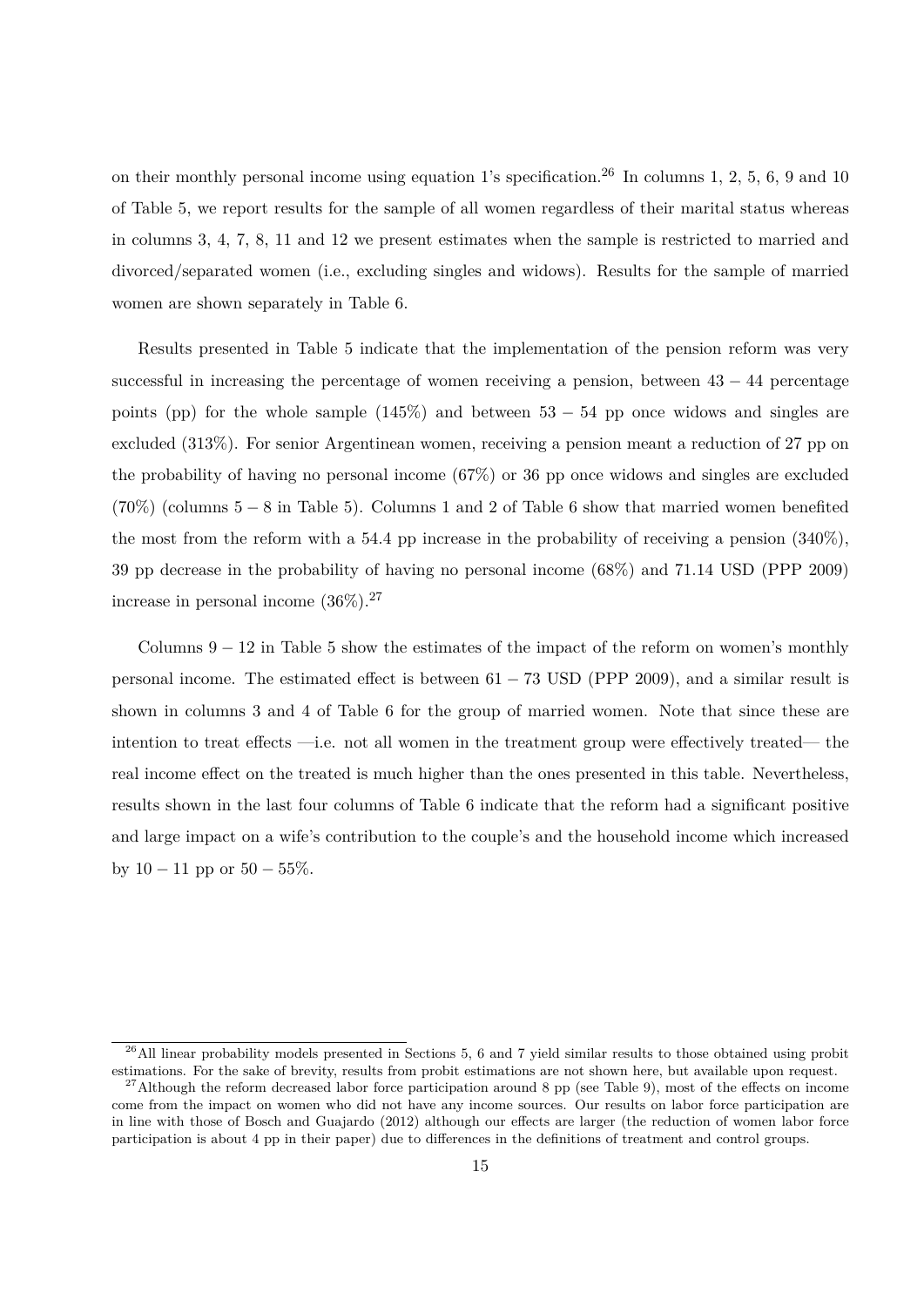on their monthly personal income using equation 1's specification.[26] In columns 1, 2, 5, 6, 9 and 10 of Table 5, we report results for the sample of all women regardless of their marital status whereas in columns 3, 4, 7, 8, 11 and 12 we present estimates when the sample is restricted to married and divorced/separated women (i.e., excluding singles and widows). Results for the sample of married women are shown separately in Table 6.

Results presented in Table 5 indicate that the implementation of the pension reform was very successful in increasing the percentage of women receiving a pension, between $43-44$ percentage points (pp) for the whole sample (145%) and between $53-54$ pp once widows and singles are excluded (313%). For senior Argentinean women, receiving a pension meant a reduction of 27 pp on the probability of having no personal income (67%) or 36 pp once widows and singles are excluded (70%) (columns $5-8$ in Table 5). Columns 1 and 2 of Table 6 show that married women benefited the most from the reform with a 54.4 pp increase in the probability of receiving a pension (340%), 39 pp decrease in the probability of having no personal income (68%) and 71.14 USD (PPP 2009) increase in personal income (36%).[27]

Columns $9-12$ in Table 5 show the estimates of the impact of the reform on women's monthly personal income. The estimated effect is between $61-73$ USD (PPP 2009), and a similar result is shown in columns 3 and 4 of Table 6 for the group of married women. Note that since these are intention to treat effects —i.e. not all women in the treatment group were effectively treated— the real income effect on the treated is much higher than the ones presented in this table. Nevertheless, results shown in the last four columns of Table 6 indicate that the reform had a significant positive and large impact on a wife's contribution to the couple's and the household income which increased by $10-11$ pp or $50-55$%.

[26] All linear probability models presented in Sections 5, 6 and 7 yield similar results to those obtained using probit estimations. For the sake of brevity, results from probit estimations are not shown here, but available upon request.

[27] Although the reform decreased labor force participation around 8 pp (see Table 9), most of the effects on income come from the impact on women who did not have any income sources. Our results on labor force participation are in line with those of Bosch and Guajardo (2012) although our effects are larger (the reduction of women labor force participation is about 4 pp in their paper) due to differences in the definitions of treatment and control groups.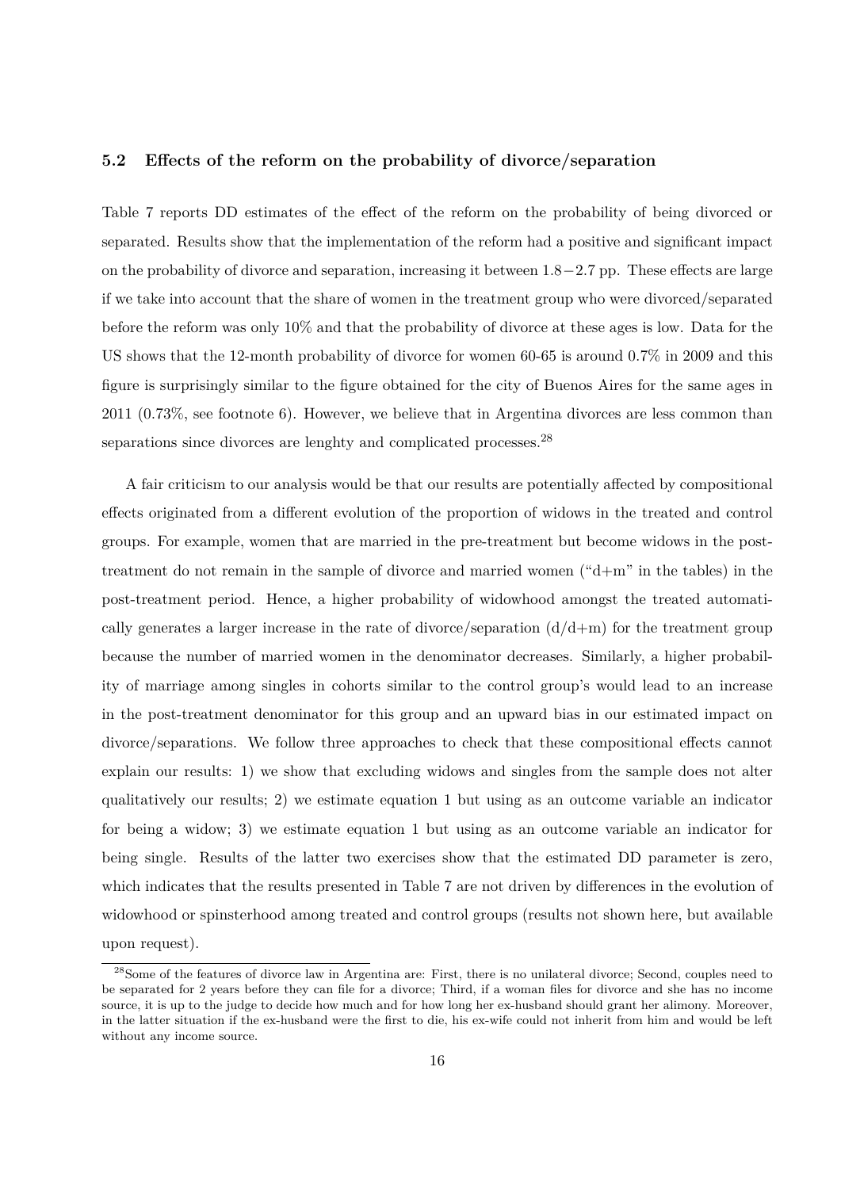### 5.2 Effects of the reform on the probability of divorce/separation

Table 7 reports DD estimates of the effect of the reform on the probability of being divorced or separated. Results show that the implementation of the reform had a positive and significant impact on the probability of divorce and separation, increasing it between $1.8-2.7$ pp. These effects are large if we take into account that the share of women in the treatment group who were divorced/separated before the reform was only 10% and that the probability of divorce at these ages is low. Data for the US shows that the 12-month probability of divorce for women 60-65 is around 0.7% in 2009 and this figure is surprisingly similar to the figure obtained for the city of Buenos Aires for the same ages in 2011 (0.73%, see footnote 6). However, we believe that in Argentina divorces are less common than separations since divorces are lenghty and complicated processes.[28]

A fair criticism to our analysis would be that our results are potentially affected by compositional effects originated from a different evolution of the proportion of widows in the treated and control groups. For example, women that are married in the pre-treatment but become widows in the post-treatment do not remain in the sample of divorce and married women ("d+m" in the tables) in the post-treatment period. Hence, a higher probability of widowhood amongst the treated automatically generates a larger increase in the rate of divorce/separation (d/d+m) for the treatment group because the number of married women in the denominator decreases. Similarly, a higher probability of marriage among singles in cohorts similar to the control group's would lead to an increase in the post-treatment denominator for this group and an upward bias in our estimated impact on divorce/separations. We follow three approaches to check that these compositional effects cannot explain our results: 1) we show that excluding widows and singles from the sample does not alter qualitatively our results; 2) we estimate equation 1 but using as an outcome variable an indicator for being a widow; 3) we estimate equation 1 but using as an outcome variable an indicator for being single. Results of the latter two exercises show that the estimated DD parameter is zero, which indicates that the results presented in Table 7 are not driven by differences in the evolution of widowhood or spinsterhood among treated and control groups (results not shown here, but available upon request).

[28]Some of the features of divorce law in Argentina are: First, there is no unilateral divorce; Second, couples need to be separated for 2 years before they can file for a divorce; Third, if a woman files for divorce and she has no income source, it is up to the judge to decide how much and for how long her ex-husband should grant her alimony. Moreover, in the latter situation if the ex-husband were the first to die, his ex-wife could not inherit from him and would be left without any income source.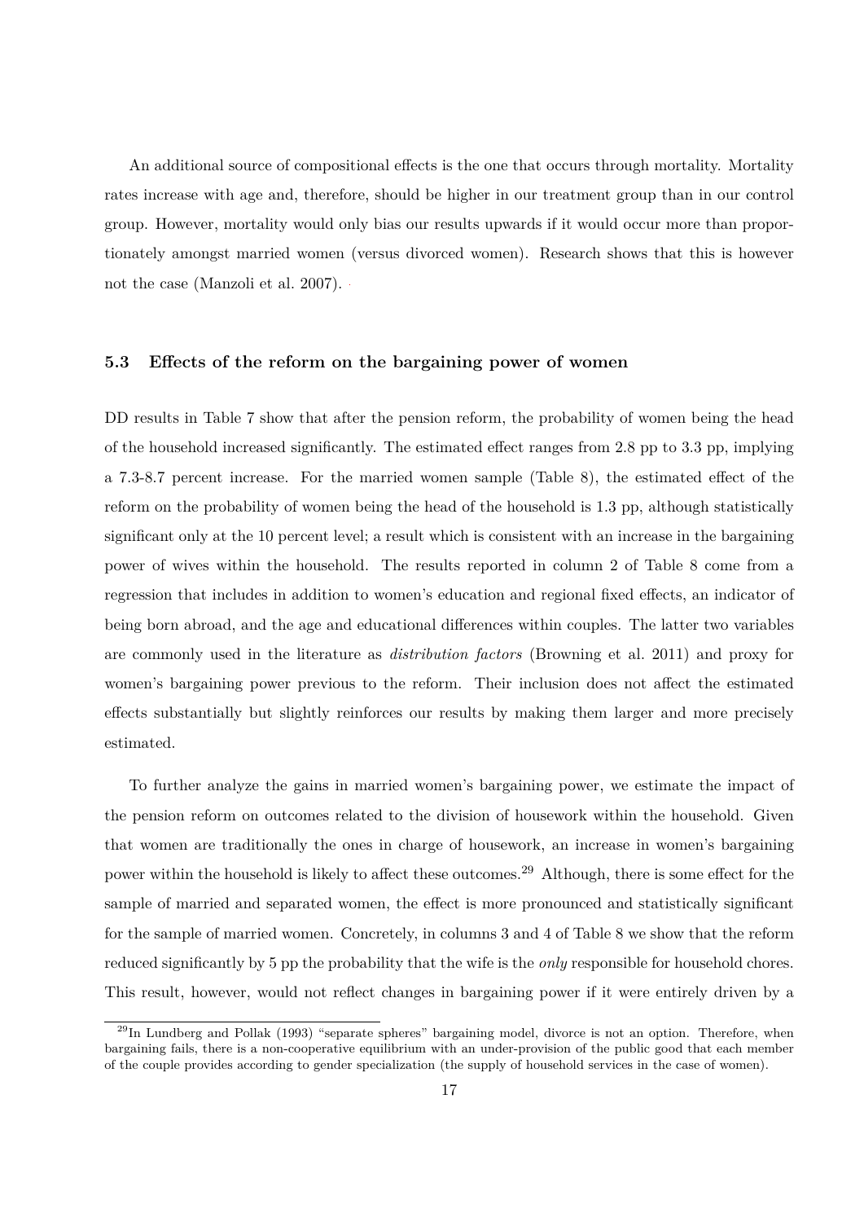An additional source of compositional effects is the one that occurs through mortality. Mortality rates increase with age and, therefore, should be higher in our treatment group than in our control group. However, mortality would only bias our results upwards if it would occur more than proportionately amongst married women (versus divorced women). Research shows that this is however not the case (Manzoli et al. 2007).

### 5.3 Effects of the reform on the bargaining power of women

DD results in Table 7 show that after the pension reform, the probability of women being the head of the household increased significantly. The estimated effect ranges from 2.8 pp to 3.3 pp, implying a 7.3-8.7 percent increase. For the married women sample (Table 8), the estimated effect of the reform on the probability of women being the head of the household is 1.3 pp, although statistically significant only at the 10 percent level; a result which is consistent with an increase in the bargaining power of wives within the household. The results reported in column 2 of Table 8 come from a regression that includes in addition to women's education and regional fixed effects, an indicator of being born abroad, and the age and educational differences within couples. The latter two variables are commonly used in the literature as *distribution factors* (Browning et al. 2011) and proxy for women's bargaining power previous to the reform. Their inclusion does not affect the estimated effects substantially but slightly reinforces our results by making them larger and more precisely estimated.

To further analyze the gains in married women's bargaining power, we estimate the impact of the pension reform on outcomes related to the division of housework within the household. Given that women are traditionally the ones in charge of housework, an increase in women's bargaining power within the household is likely to affect these outcomes.[29] Although, there is some effect for the sample of married and separated women, the effect is more pronounced and statistically significant for the sample of married women. Concretely, in columns 3 and 4 of Table 8 we show that the reform reduced significantly by 5 pp the probability that the wife is the *only* responsible for household chores. This result, however, would not reflect changes in bargaining power if it were entirely driven by a

[29] In Lundberg and Pollak (1993) "separate spheres" bargaining model, divorce is not an option. Therefore, when bargaining fails, there is a non-cooperative equilibrium with an under-provision of the public good that each member of the couple provides according to gender specialization (the supply of household services in the case of women).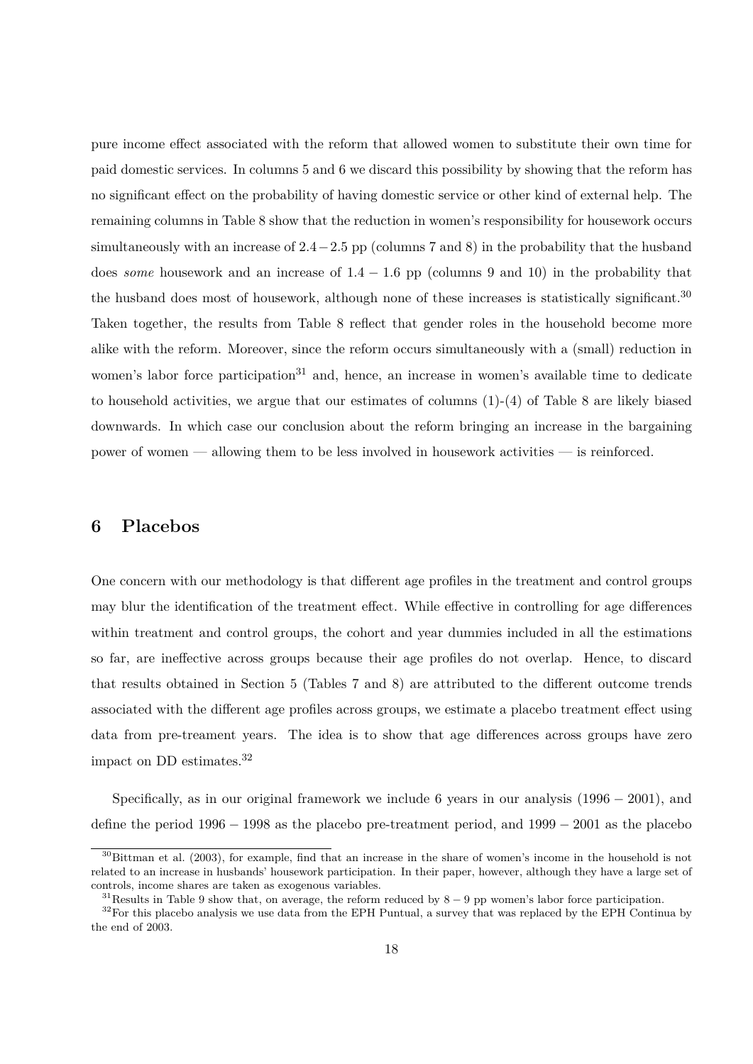pure income effect associated with the reform that allowed women to substitute their own time for paid domestic services. In columns 5 and 6 we discard this possibility by showing that the reform has no significant effect on the probability of having domestic service or other kind of external help. The remaining columns in Table 8 show that the reduction in women's responsibility for housework occurs simultaneously with an increase of $2.4-2.5$ pp (columns 7 and 8) in the probability that the husband does *some* housework and an increase of $1.4-1.6$ pp (columns 9 and 10) in the probability that the husband does most of housework, although none of these increases is statistically significant.[30] Taken together, the results from Table 8 reflect that gender roles in the household become more alike with the reform. Moreover, since the reform occurs simultaneously with a (small) reduction in women's labor force participation[31] and, hence, an increase in women's available time to dedicate to household activities, we argue that our estimates of columns (1)-(4) of Table 8 are likely biased downwards. In which case our conclusion about the reform bringing an increase in the bargaining power of women — allowing them to be less involved in housework activities — is reinforced.

# 6 Placebos

One concern with our methodology is that different age profiles in the treatment and control groups may blur the identification of the treatment effect. While effective in controlling for age differences within treatment and control groups, the cohort and year dummies included in all the estimations so far, are ineffective across groups because their age profiles do not overlap. Hence, to discard that results obtained in Section 5 (Tables 7 and 8) are attributed to the different outcome trends associated with the different age profiles across groups, we estimate a placebo treatment effect using data from pre-treament years. The idea is to show that age differences across groups have zero impact on DD estimates.[32]

Specifically, as in our original framework we include 6 years in our analysis ($1996-2001$), and define the period $1996-1998$ as the placebo pre-treatment period, and $1999-2001$ as the placebo

[30] Bittman et al. (2003), for example, find that an increase in the share of women's income in the household is not related to an increase in husbands' housework participation. In their paper, however, although they have a large set of controls, income shares are taken as exogenous variables.

[31] Results in Table 9 show that, on average, the reform reduced by $8-9$ pp women's labor force participation.

[32] For this placebo analysis we use data from the EPH Puntual, a survey that was replaced by the EPH Continua by the end of 2003.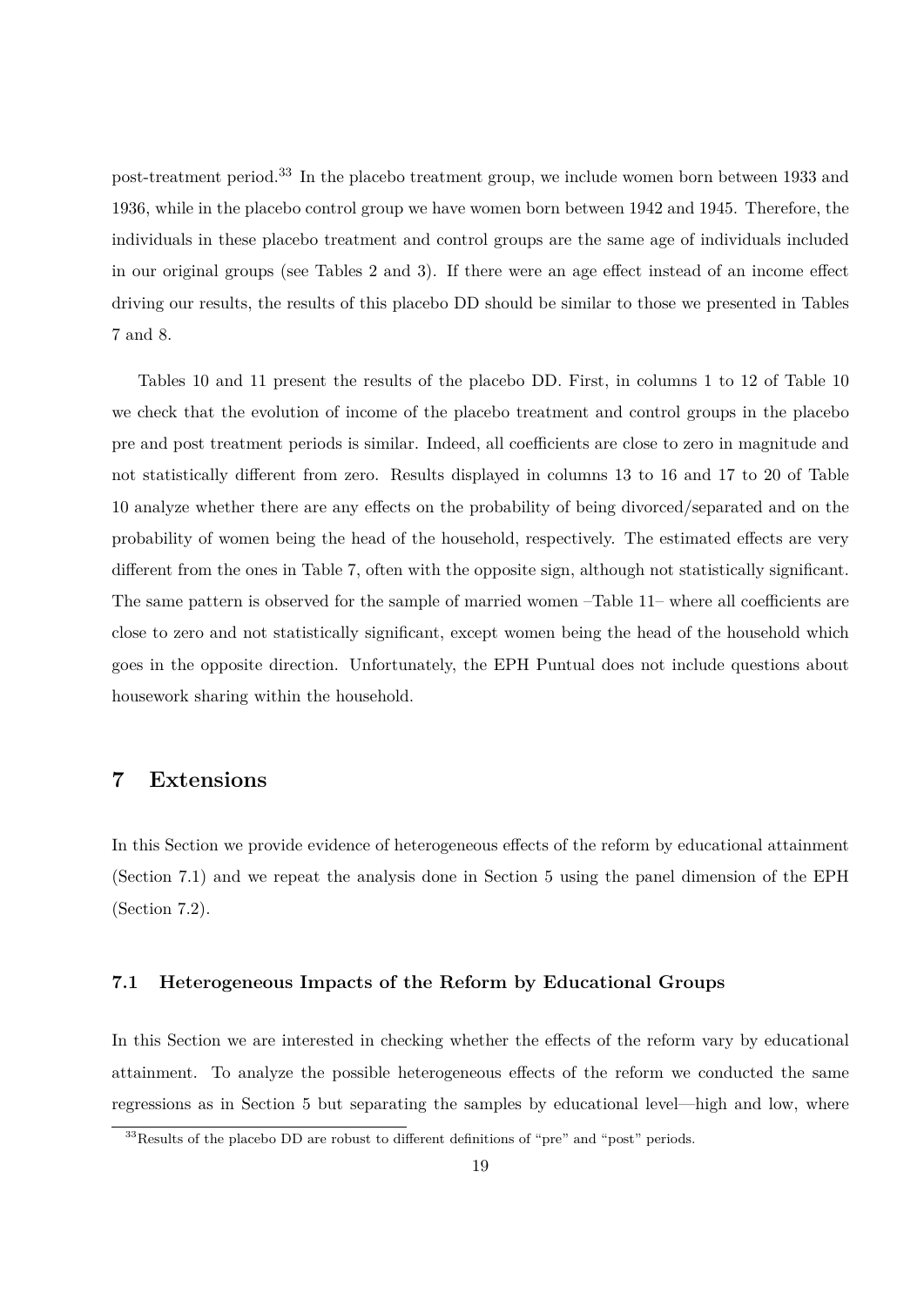post-treatment period.[33] In the placebo treatment group, we include women born between 1933 and 1936, while in the placebo control group we have women born between 1942 and 1945. Therefore, the individuals in these placebo treatment and control groups are the same age of individuals included in our original groups (see Tables 2 and 3). If there were an age effect instead of an income effect driving our results, the results of this placebo DD should be similar to those we presented in Tables 7 and 8.

Tables 10 and 11 present the results of the placebo DD. First, in columns 1 to 12 of Table 10 we check that the evolution of income of the placebo treatment and control groups in the placebo pre and post treatment periods is similar. Indeed, all coefficients are close to zero in magnitude and not statistically different from zero. Results displayed in columns 13 to 16 and 17 to 20 of Table 10 analyze whether there are any effects on the probability of being divorced/separated and on the probability of women being the head of the household, respectively. The estimated effects are very different from the ones in Table 7, often with the opposite sign, although not statistically significant. The same pattern is observed for the sample of married women –Table 11– where all coefficients are close to zero and not statistically significant, except women being the head of the household which goes in the opposite direction. Unfortunately, the EPH Puntual does not include questions about housework sharing within the household.

# 7 Extensions

In this Section we provide evidence of heterogeneous effects of the reform by educational attainment (Section 7.1) and we repeat the analysis done in Section 5 using the panel dimension of the EPH (Section 7.2).

## 7.1 Heterogeneous Impacts of the Reform by Educational Groups

In this Section we are interested in checking whether the effects of the reform vary by educational attainment. To analyze the possible heterogeneous effects of the reform we conducted the same regressions as in Section 5 but separating the samples by educational level—high and low, where

[33] Results of the placebo DD are robust to different definitions of "pre" and "post" periods.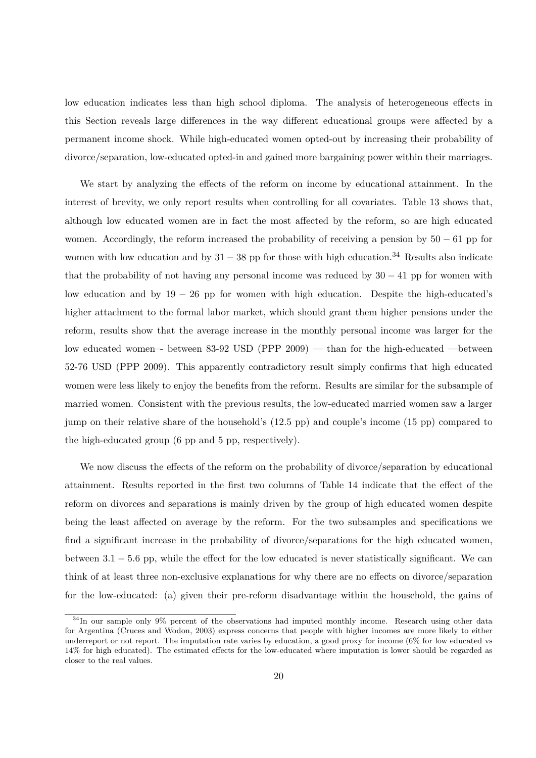low education indicates less than high school diploma. The analysis of heterogeneous effects in this Section reveals large differences in the way different educational groups were affected by a permanent income shock. While high-educated women opted-out by increasing their probability of divorce/separation, low-educated opted-in and gained more bargaining power within their marriages.

We start by analyzing the effects of the reform on income by educational attainment. In the interest of brevity, we only report results when controlling for all covariates. Table 13 shows that, although low educated women are in fact the most affected by the reform, so are high educated women. Accordingly, the reform increased the probability of receiving a pension by $50-61$ pp for women with low education and by $31-38$ pp for those with high education.[34] Results also indicate that the probability of not having any personal income was reduced by $30-41$ pp for women with low education and by $19-26$ pp for women with high education. Despite the high-educated's higher attachment to the formal labor market, which should grant them higher pensions under the reform, results show that the average increase in the monthly personal income was larger for the low educated women–- between 83-92 USD (PPP 2009) — than for the high-educated —between 52-76 USD (PPP 2009). This apparently contradictory result simply confirms that high educated women were less likely to enjoy the benefits from the reform. Results are similar for the subsample of married women. Consistent with the previous results, the low-educated married women saw a larger jump on their relative share of the household's (12.5 pp) and couple's income (15 pp) compared to the high-educated group (6 pp and 5 pp, respectively).

We now discuss the effects of the reform on the probability of divorce/separation by educational attainment. Results reported in the first two columns of Table 14 indicate that the effect of the reform on divorces and separations is mainly driven by the group of high educated women despite being the least affected on average by the reform. For the two subsamples and specifications we find a significant increase in the probability of divorce/separations for the high educated women, between $3.1-5.6$ pp, while the effect for the low educated is never statistically significant. We can think of at least three non-exclusive explanations for why there are no effects on divorce/separation for the low-educated: (a) given their pre-reform disadvantage within the household, the gains of

[34] In our sample only 9% percent of the observations had imputed monthly income. Research using other data for Argentina (Cruces and Wodon, 2003) express concerns that people with higher incomes are more likely to either underreport or not report. The imputation rate varies by education, a good proxy for income (6% for low educated vs 14% for high educated). The estimated effects for the low-educated where imputation is lower should be regarded as closer to the real values.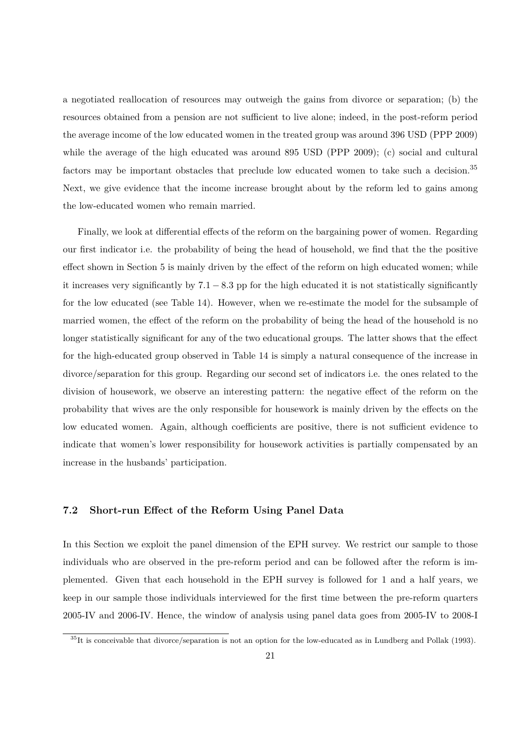a negotiated reallocation of resources may outweigh the gains from divorce or separation; (b) the resources obtained from a pension are not sufficient to live alone; indeed, in the post-reform period the average income of the low educated women in the treated group was around 396 USD (PPP 2009) while the average of the high educated was around 895 USD (PPP 2009); (c) social and cultural factors may be important obstacles that preclude low educated women to take such a decision.[35] Next, we give evidence that the income increase brought about by the reform led to gains among the low-educated women who remain married.

Finally, we look at differential effects of the reform on the bargaining power of women. Regarding our first indicator i.e. the probability of being the head of household, we find that the the positive effect shown in Section 5 is mainly driven by the effect of the reform on high educated women; while it increases very significantly by $7.1 - 8.3$ pp for the high educated it is not statistically significantly for the low educated (see Table 14). However, when we re-estimate the model for the subsample of married women, the effect of the reform on the probability of being the head of the household is no longer statistically significant for any of the two educational groups. The latter shows that the effect for the high-educated group observed in Table 14 is simply a natural consequence of the increase in divorce/separation for this group. Regarding our second set of indicators i.e. the ones related to the division of housework, we observe an interesting pattern: the negative effect of the reform on the probability that wives are the only responsible for housework is mainly driven by the effects on the low educated women. Again, although coefficients are positive, there is not sufficient evidence to indicate that women's lower responsibility for housework activities is partially compensated by an increase in the husbands' participation.

### 7.2 Short-run Effect of the Reform Using Panel Data

In this Section we exploit the panel dimension of the EPH survey. We restrict our sample to those individuals who are observed in the pre-reform period and can be followed after the reform is implemented. Given that each household in the EPH survey is followed for 1 and a half years, we keep in our sample those individuals interviewed for the first time between the pre-reform quarters 2005-IV and 2006-IV. Hence, the window of analysis using panel data goes from 2005-IV to 2008-I

[35] It is conceivable that divorce/separation is not an option for the low-educated as in Lundberg and Pollak (1993).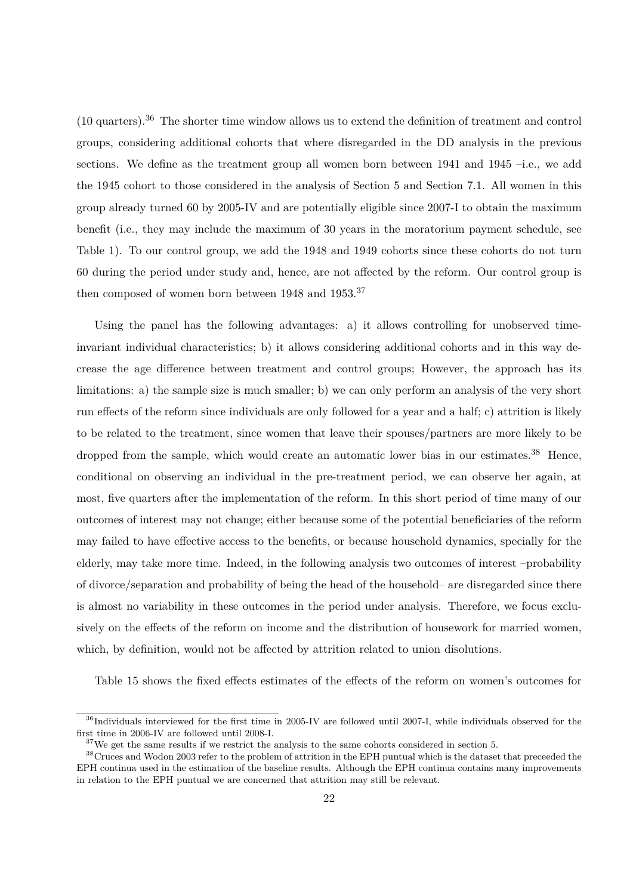(10 quarters).[36] The shorter time window allows us to extend the definition of treatment and control groups, considering additional cohorts that where disregarded in the DD analysis in the previous sections. We define as the treatment group all women born between 1941 and 1945 –i.e., we add the 1945 cohort to those considered in the analysis of Section 5 and Section 7.1. All women in this group already turned 60 by 2005-IV and are potentially eligible since 2007-I to obtain the maximum benefit (i.e., they may include the maximum of 30 years in the moratorium payment schedule, see Table 1). To our control group, we add the 1948 and 1949 cohorts since these cohorts do not turn 60 during the period under study and, hence, are not affected by the reform. Our control group is then composed of women born between 1948 and 1953.[37]

Using the panel has the following advantages: a) it allows controlling for unobserved time-invariant individual characteristics; b) it allows considering additional cohorts and in this way decrease the age difference between treatment and control groups; However, the approach has its limitations: a) the sample size is much smaller; b) we can only perform an analysis of the very short run effects of the reform since individuals are only followed for a year and a half; c) attrition is likely to be related to the treatment, since women that leave their spouses/partners are more likely to be dropped from the sample, which would create an automatic lower bias in our estimates.[38] Hence, conditional on observing an individual in the pre-treatment period, we can observe her again, at most, five quarters after the implementation of the reform. In this short period of time many of our outcomes of interest may not change; either because some of the potential beneficiaries of the reform may failed to have effective access to the benefits, or because household dynamics, specially for the elderly, may take more time. Indeed, in the following analysis two outcomes of interest –probability of divorce/separation and probability of being the head of the household– are disregarded since there is almost no variability in these outcomes in the period under analysis. Therefore, we focus exclusively on the effects of the reform on income and the distribution of housework for married women, which, by definition, would not be affected by attrition related to union disolutions.

Table 15 shows the fixed effects estimates of the effects of the reform on women's outcomes for

[36] Individuals interviewed for the first time in 2005-IV are followed until 2007-I, while individuals observed for the first time in 2006-IV are followed until 2008-I.

[37] We get the same results if we restrict the analysis to the same cohorts considered in section 5.

[38] Cruces and Wodon 2003 refer to the problem of attrition in the EPH puntual which is the dataset that preceeded the EPH continua used in the estimation of the baseline results. Although the EPH continua contains many improvements in relation to the EPH puntual we are concerned that attrition may still be relevant.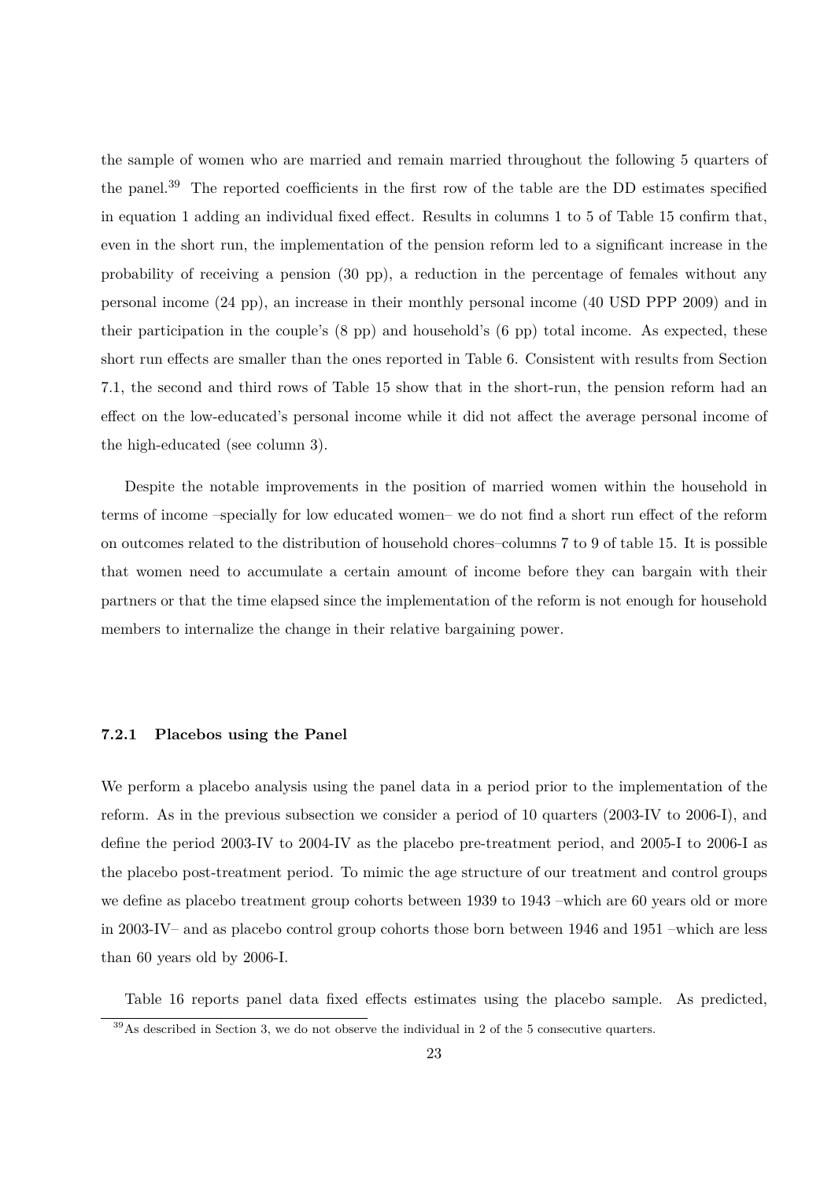the sample of women who are married and remain married throughout the following 5 quarters of the panel.[39] The reported coefficients in the first row of the table are the DD estimates specified in equation 1 adding an individual fixed effect. Results in columns 1 to 5 of Table 15 confirm that, even in the short run, the implementation of the pension reform led to a significant increase in the probability of receiving a pension (30 pp), a reduction in the percentage of females without any personal income (24 pp), an increase in their monthly personal income (40 USD PPP 2009) and in their participation in the couple's (8 pp) and household's (6 pp) total income. As expected, these short run effects are smaller than the ones reported in Table 6. Consistent with results from Section 7.1, the second and third rows of Table 15 show that in the short-run, the pension reform had an effect on the low-educated's personal income while it did not affect the average personal income of the high-educated (see column 3).

Despite the notable improvements in the position of married women within the household in terms of income –specially for low educated women– we do not find a short run effect of the reform on outcomes related to the distribution of household chores–columns 7 to 9 of table 15. It is possible that women need to accumulate a certain amount of income before they can bargain with their partners or that the time elapsed since the implementation of the reform is not enough for household members to internalize the change in their relative bargaining power.

#### 7.2.1 Placebos using the Panel

We perform a placebo analysis using the panel data in a period prior to the implementation of the reform. As in the previous subsection we consider a period of 10 quarters (2003-IV to 2006-I), and define the period 2003-IV to 2004-IV as the placebo pre-treatment period, and 2005-I to 2006-I as the placebo post-treatment period. To mimic the age structure of our treatment and control groups we define as placebo treatment group cohorts between 1939 to 1943 –which are 60 years old or more in 2003-IV– and as placebo control group cohorts those born between 1946 and 1951 –which are less than 60 years old by 2006-I.

Table 16 reports panel data fixed effects estimates using the placebo sample. As predicted,

[39] As described in Section 3, we do not observe the individual in 2 of the 5 consecutive quarters.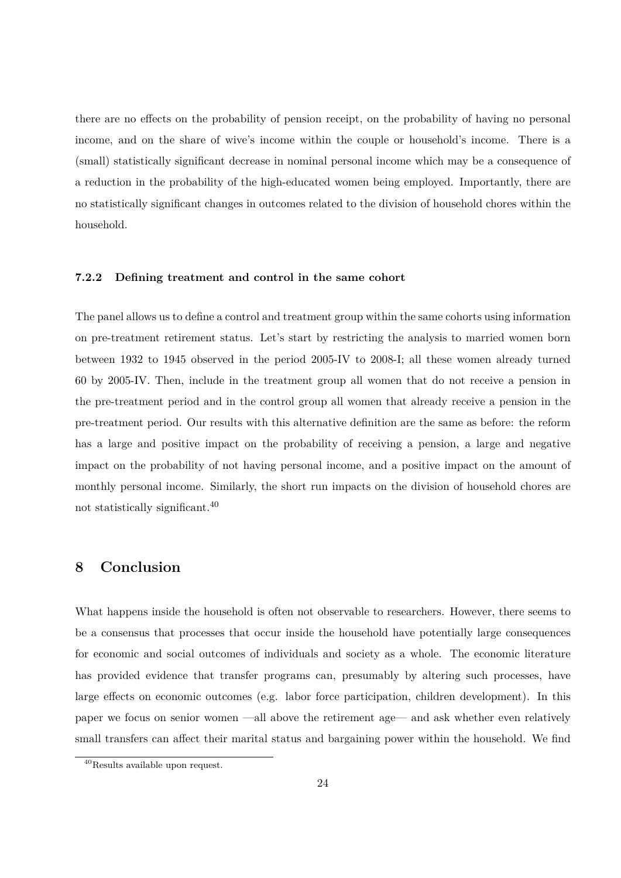there are no effects on the probability of pension receipt, on the probability of having no personal income, and on the share of wive's income within the couple or household's income. There is a (small) statistically significant decrease in nominal personal income which may be a consequence of a reduction in the probability of the high-educated women being employed. Importantly, there are no statistically significant changes in outcomes related to the division of household chores within the household.

### 7.2.2 Defining treatment and control in the same cohort

The panel allows us to define a control and treatment group within the same cohorts using information on pre-treatment retirement status. Let's start by restricting the analysis to married women born between 1932 to 1945 observed in the period 2005-IV to 2008-I; all these women already turned 60 by 2005-IV. Then, include in the treatment group all women that do not receive a pension in the pre-treatment period and in the control group all women that already receive a pension in the pre-treatment period. Our results with this alternative definition are the same as before: the reform has a large and positive impact on the probability of receiving a pension, a large and negative impact on the probability of not having personal income, and a positive impact on the amount of monthly personal income. Similarly, the short run impacts on the division of household chores are not statistically significant.[40]

## 8 Conclusion

What happens inside the household is often not observable to researchers. However, there seems to be a consensus that processes that occur inside the household have potentially large consequences for economic and social outcomes of individuals and society as a whole. The economic literature has provided evidence that transfer programs can, presumably by altering such processes, have large effects on economic outcomes (e.g. labor force participation, children development). In this paper we focus on senior women —all above the retirement age— and ask whether even relatively small transfers can affect their marital status and bargaining power within the household. We find

[40]Results available upon request.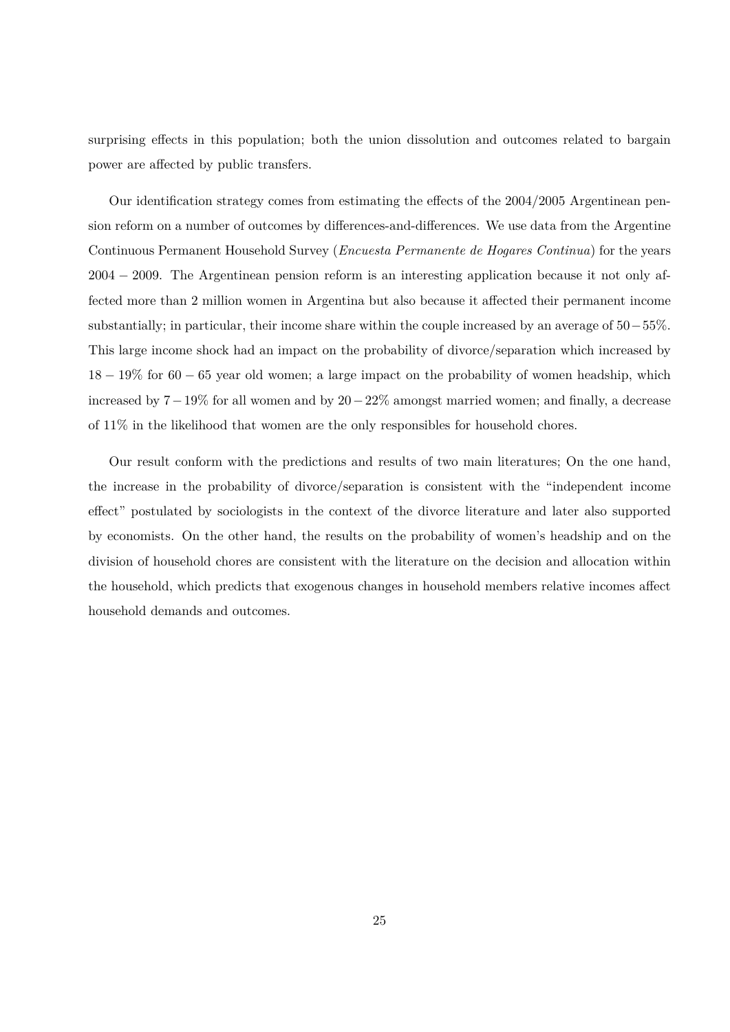surprising effects in this population; both the union dissolution and outcomes related to bargain power are affected by public transfers.

Our identification strategy comes from estimating the effects of the 2004/2005 Argentinean pension reform on a number of outcomes by differences-and-differences. We use data from the Argentine Continuous Permanent Household Survey (*Encuesta Permanente de Hogares Continua*) for the years $2004 - 2009$. The Argentinean pension reform is an interesting application because it not only affected more than 2 million women in Argentina but also because it affected their permanent income substantially; in particular, their income share within the couple increased by an average of $50 - 55\%$. This large income shock had an impact on the probability of divorce/separation which increased by $18 - 19\%$ for $60 - 65$ year old women; a large impact on the probability of women headship, which increased by $7 - 19\%$ for all women and by $20 - 22\%$ amongst married women; and finally, a decrease of 11% in the likelihood that women are the only responsibles for household chores.

Our result conform with the predictions and results of two main literatures; On the one hand, the increase in the probability of divorce/separation is consistent with the "independent income effect" postulated by sociologists in the context of the divorce literature and later also supported by economists. On the other hand, the results on the probability of women's headship and on the division of household chores are consistent with the literature on the decision and allocation within the household, which predicts that exogenous changes in household members relative incomes affect household demands and outcomes.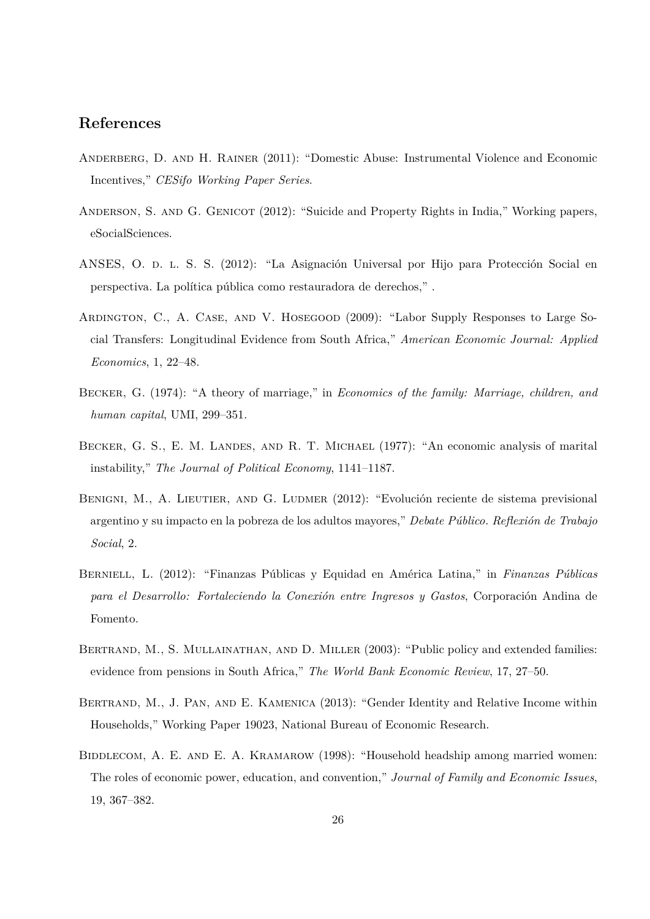## References

Anderberg, D. and H. Rainer (2011): "Domestic Abuse: Instrumental Violence and Economic Incentives," *CESifo Working Paper Series*.

Anderson, S. and G. Genicot (2012): "Suicide and Property Rights in India," Working papers, eSocialSciences.

ANSES, O. d. l. S. S. (2012): "La Asignación Universal por Hijo para Protección Social en perspectiva. La política pública como restauradora de derechos," .

Ardington, C., A. Case, and V. Hosegood (2009): "Labor Supply Responses to Large Social Transfers: Longitudinal Evidence from South Africa," *American Economic Journal: Applied Economics*, 1, 22–48.

Becker, G. (1974): "A theory of marriage," in *Economics of the family: Marriage, children, and human capital*, UMI, 299–351.

Becker, G. S., E. M. Landes, and R. T. Michael (1977): "An economic analysis of marital instability," *The Journal of Political Economy*, 1141–1187.

Benigni, M., A. Lieutier, and G. Ludmer (2012): "Evolución reciente de sistema previsional argentino y su impacto en la pobreza de los adultos mayores," *Debate Público. Reflexión de Trabajo Social*, 2.

Berniell, L. (2012): "Finanzas Públicas y Equidad en América Latina," in *Finanzas Públicas para el Desarrollo: Fortaleciendo la Conexión entre Ingresos y Gastos*, Corporación Andina de Fomento.

Bertrand, M., S. Mullainathan, and D. Miller (2003): "Public policy and extended families: evidence from pensions in South Africa," *The World Bank Economic Review*, 17, 27–50.

Bertrand, M., J. Pan, and E. Kamenica (2013): "Gender Identity and Relative Income within Households," Working Paper 19023, National Bureau of Economic Research.

Biddlecom, A. E. and E. A. Kramarow (1998): "Household headship among married women: The roles of economic power, education, and convention," *Journal of Family and Economic Issues*, 19, 367–382.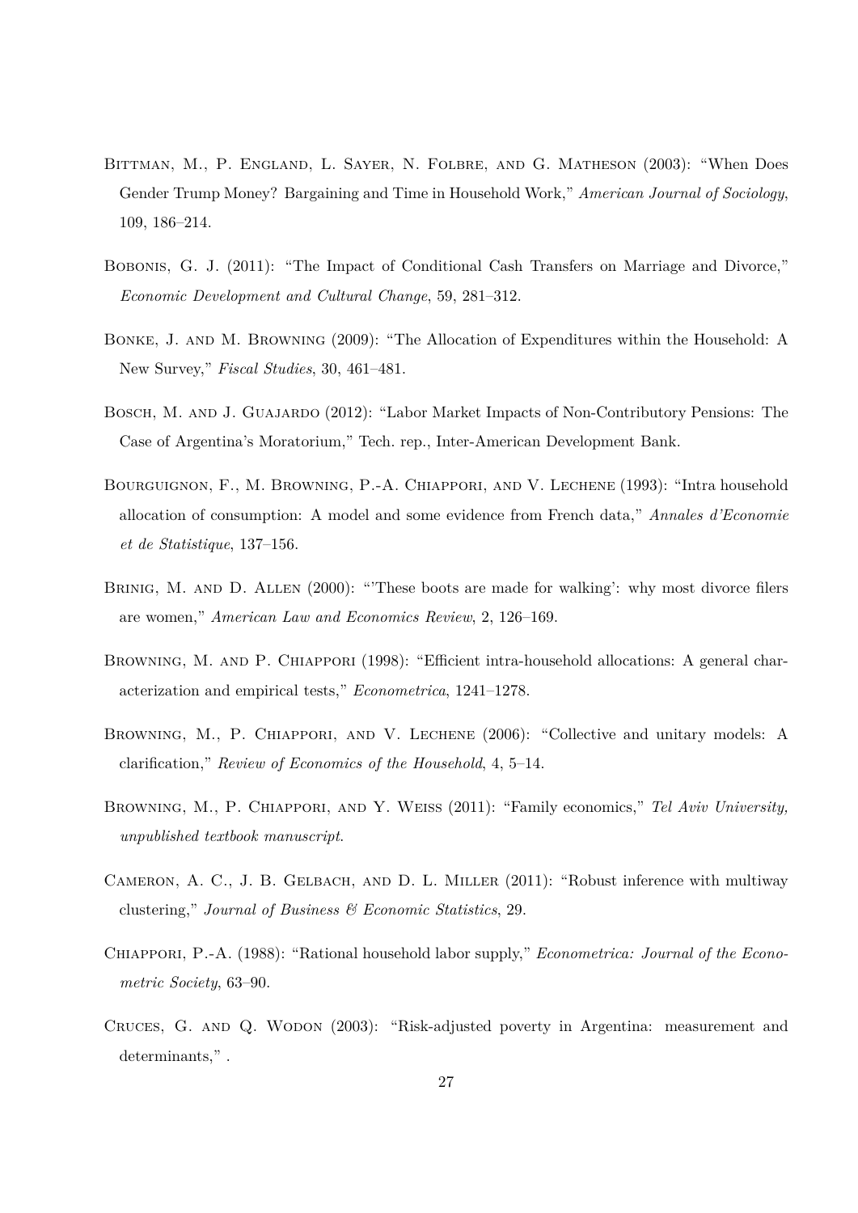Bittman, M., P. England, L. Sayer, N. Folbre, and G. Matheson (2003): "When Does Gender Trump Money? Bargaining and Time in Household Work," *American Journal of Sociology*, 109, 186–214.

Bobonis, G. J. (2011): "The Impact of Conditional Cash Transfers on Marriage and Divorce," *Economic Development and Cultural Change*, 59, 281–312.

Bonke, J. and M. Browning (2009): "The Allocation of Expenditures within the Household: A New Survey," *Fiscal Studies*, 30, 461–481.

Bosch, M. and J. Guajardo (2012): "Labor Market Impacts of Non-Contributory Pensions: The Case of Argentina's Moratorium," Tech. rep., Inter-American Development Bank.

Bourguignon, F., M. Browning, P.-A. Chiappori, and V. Lechene (1993): "Intra household allocation of consumption: A model and some evidence from French data," *Annales d'Economie et de Statistique*, 137–156.

Brinig, M. and D. Allen (2000): "'These boots are made for walking': why most divorce filers are women," *American Law and Economics Review*, 2, 126–169.

Browning, M. and P. Chiappori (1998): "Efficient intra-household allocations: A general characterization and empirical tests," *Econometrica*, 1241–1278.

Browning, M., P. Chiappori, and V. Lechene (2006): "Collective and unitary models: A clarification," *Review of Economics of the Household*, 4, 5–14.

Browning, M., P. Chiappori, and Y. Weiss (2011): "Family economics," *Tel Aviv University, unpublished textbook manuscript*.

Cameron, A. C., J. B. Gelbach, and D. L. Miller (2011): "Robust inference with multiway clustering," *Journal of Business & Economic Statistics*, 29.

Chiappori, P.-A. (1988): "Rational household labor supply," *Econometrica: Journal of the Econometric Society*, 63–90.

Cruces, G. and Q. Wodon (2003): "Risk-adjusted poverty in Argentina: measurement and determinants," .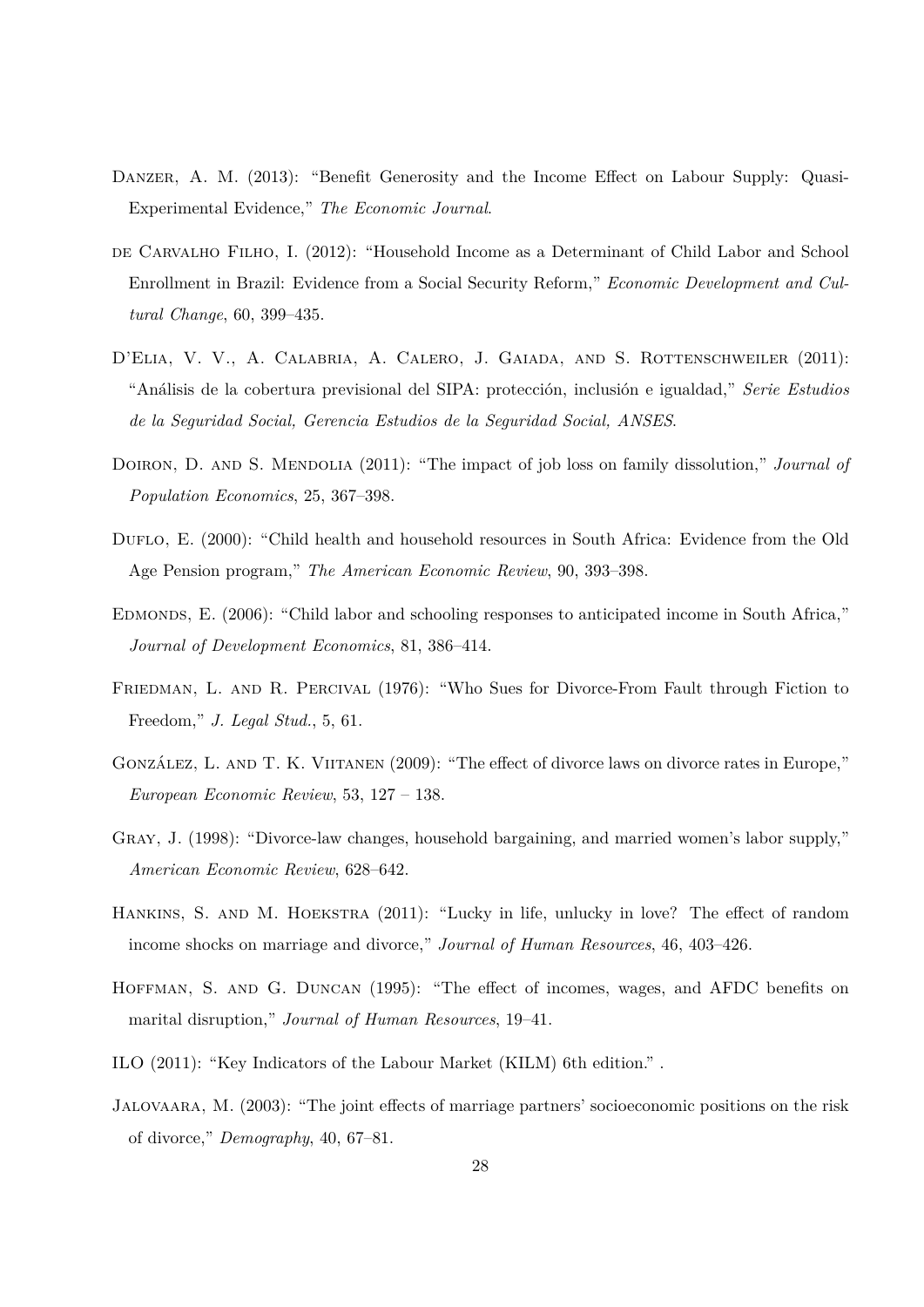Danzer, A. M. (2013): "Benefit Generosity and the Income Effect on Labour Supply: Quasi-Experimental Evidence," *The Economic Journal*.

de Carvalho Filho, I. (2012): "Household Income as a Determinant of Child Labor and School Enrollment in Brazil: Evidence from a Social Security Reform," *Economic Development and Cultural Change*, 60, 399–435.

D'Elia, V. V., A. Calabria, A. Calero, J. Gaiada, and S. Rottenschweiler (2011): "Análisis de la cobertura previsional del SIPA: protección, inclusión e igualdad," *Serie Estudios de la Seguridad Social, Gerencia Estudios de la Seguridad Social, ANSES*.

Doiron, D. and S. Mendolia (2011): "The impact of job loss on family dissolution," *Journal of Population Economics*, 25, 367–398.

Duflo, E. (2000): "Child health and household resources in South Africa: Evidence from the Old Age Pension program," *The American Economic Review*, 90, 393–398.

Edmonds, E. (2006): "Child labor and schooling responses to anticipated income in South Africa," *Journal of Development Economics*, 81, 386–414.

Friedman, L. and R. Percival (1976): "Who Sues for Divorce-From Fault through Fiction to Freedom," *J. Legal Stud.*, 5, 61.

González, L. and T. K. Viitanen (2009): "The effect of divorce laws on divorce rates in Europe," *European Economic Review*, 53, 127 – 138.

Gray, J. (1998): "Divorce-law changes, household bargaining, and married women's labor supply," *American Economic Review*, 628–642.

Hankins, S. and M. Hoekstra (2011): "Lucky in life, unlucky in love? The effect of random income shocks on marriage and divorce," *Journal of Human Resources*, 46, 403–426.

Hoffman, S. and G. Duncan (1995): "The effect of incomes, wages, and AFDC benefits on marital disruption," *Journal of Human Resources*, 19–41.

ILO (2011): "Key Indicators of the Labour Market (KILM) 6th edition." .

Jalovaara, M. (2003): "The joint effects of marriage partners' socioeconomic positions on the risk of divorce," *Demography*, 40, 67–81.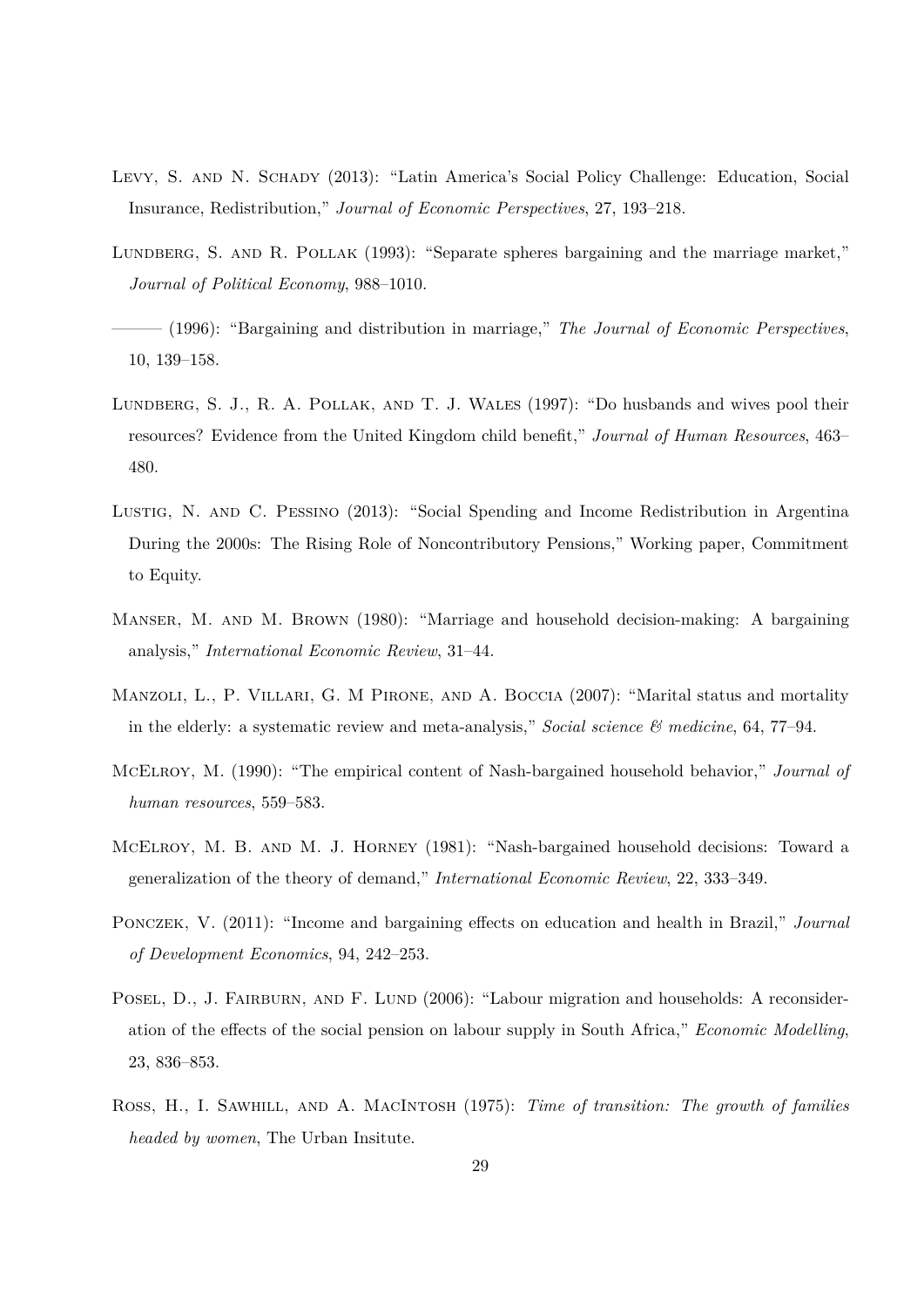Levy, S. and N. Schady (2013): "Latin America's Social Policy Challenge: Education, Social Insurance, Redistribution," *Journal of Economic Perspectives*, 27, 193–218.

Lundberg, S. and R. Pollak (1993): "Separate spheres bargaining and the marriage market," *Journal of Political Economy*, 988–1010.

——— (1996): "Bargaining and distribution in marriage," *The Journal of Economic Perspectives*, 10, 139–158.

Lundberg, S. J., R. A. Pollak, and T. J. Wales (1997): "Do husbands and wives pool their resources? Evidence from the United Kingdom child benefit," *Journal of Human Resources*, 463–480.

Lustig, N. and C. Pessino (2013): "Social Spending and Income Redistribution in Argentina During the 2000s: The Rising Role of Noncontributory Pensions," Working paper, Commitment to Equity.

Manser, M. and M. Brown (1980): "Marriage and household decision-making: A bargaining analysis," *International Economic Review*, 31–44.

Manzoli, L., P. Villari, G. M Pirone, and A. Boccia (2007): "Marital status and mortality in the elderly: a systematic review and meta-analysis," *Social science & medicine*, 64, 77–94.

McElroy, M. (1990): "The empirical content of Nash-bargained household behavior," *Journal of human resources*, 559–583.

McElroy, M. B. and M. J. Horney (1981): "Nash-bargained household decisions: Toward a generalization of the theory of demand," *International Economic Review*, 22, 333–349.

Ponczek, V. (2011): "Income and bargaining effects on education and health in Brazil," *Journal of Development Economics*, 94, 242–253.

Posel, D., J. Fairburn, and F. Lund (2006): "Labour migration and households: A reconsideration of the effects of the social pension on labour supply in South Africa," *Economic Modelling*, 23, 836–853.

Ross, H., I. Sawhill, and A. MacIntosh (1975): *Time of transition: The growth of families headed by women*, The Urban Insitute.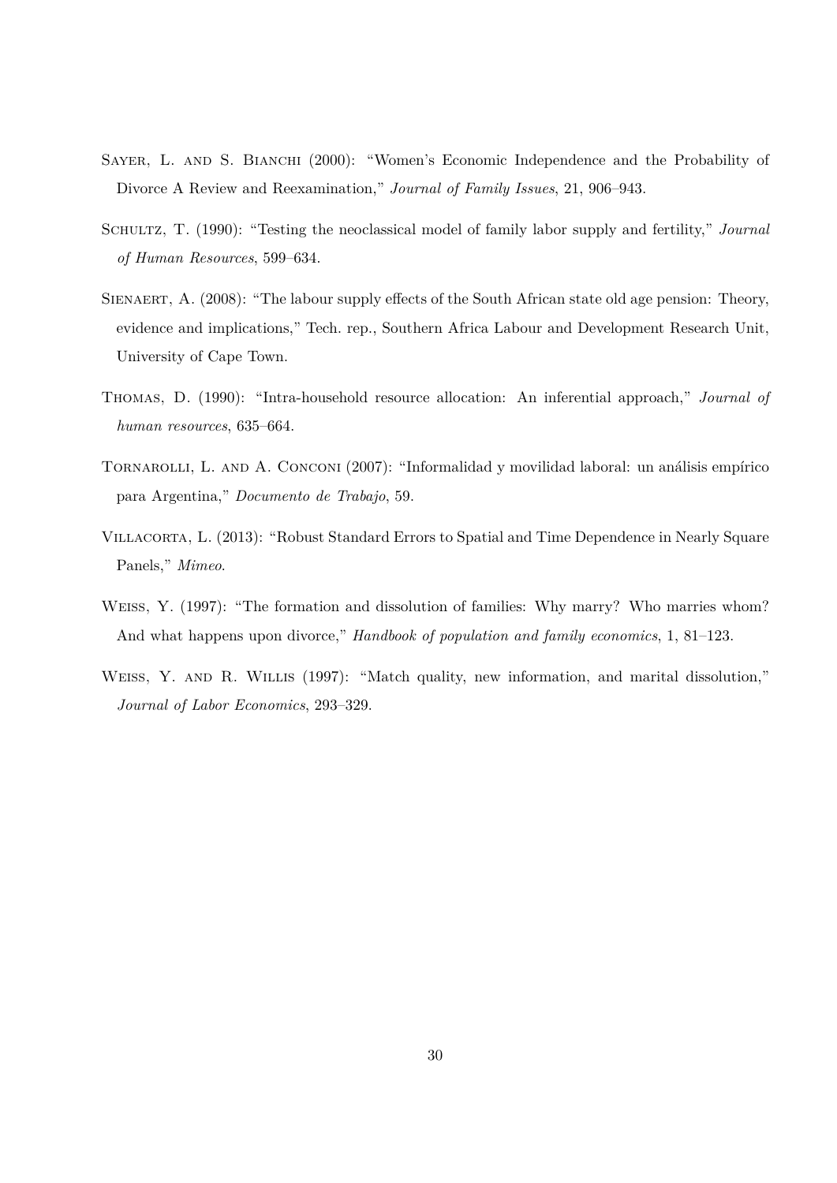Sayer, L. and S. Bianchi (2000): "Women's Economic Independence and the Probability of Divorce A Review and Reexamination," *Journal of Family Issues*, 21, 906–943.

Schultz, T. (1990): "Testing the neoclassical model of family labor supply and fertility," *Journal of Human Resources*, 599–634.

Sienaert, A. (2008): "The labour supply effects of the South African state old age pension: Theory, evidence and implications," Tech. rep., Southern Africa Labour and Development Research Unit, University of Cape Town.

Thomas, D. (1990): "Intra-household resource allocation: An inferential approach," *Journal of human resources*, 635–664.

Tornarolli, L. and A. Conconi (2007): "Informalidad y movilidad laboral: un análisis empírico para Argentina," *Documento de Trabajo*, 59.

Villacorta, L. (2013): "Robust Standard Errors to Spatial and Time Dependence in Nearly Square Panels," *Mimeo*.

Weiss, Y. (1997): "The formation and dissolution of families: Why marry? Who marries whom? And what happens upon divorce," *Handbook of population and family economics*, 1, 81–123.

Weiss, Y. and R. Willis (1997): "Match quality, new information, and marital dissolution," *Journal of Labor Economics*, 293–329.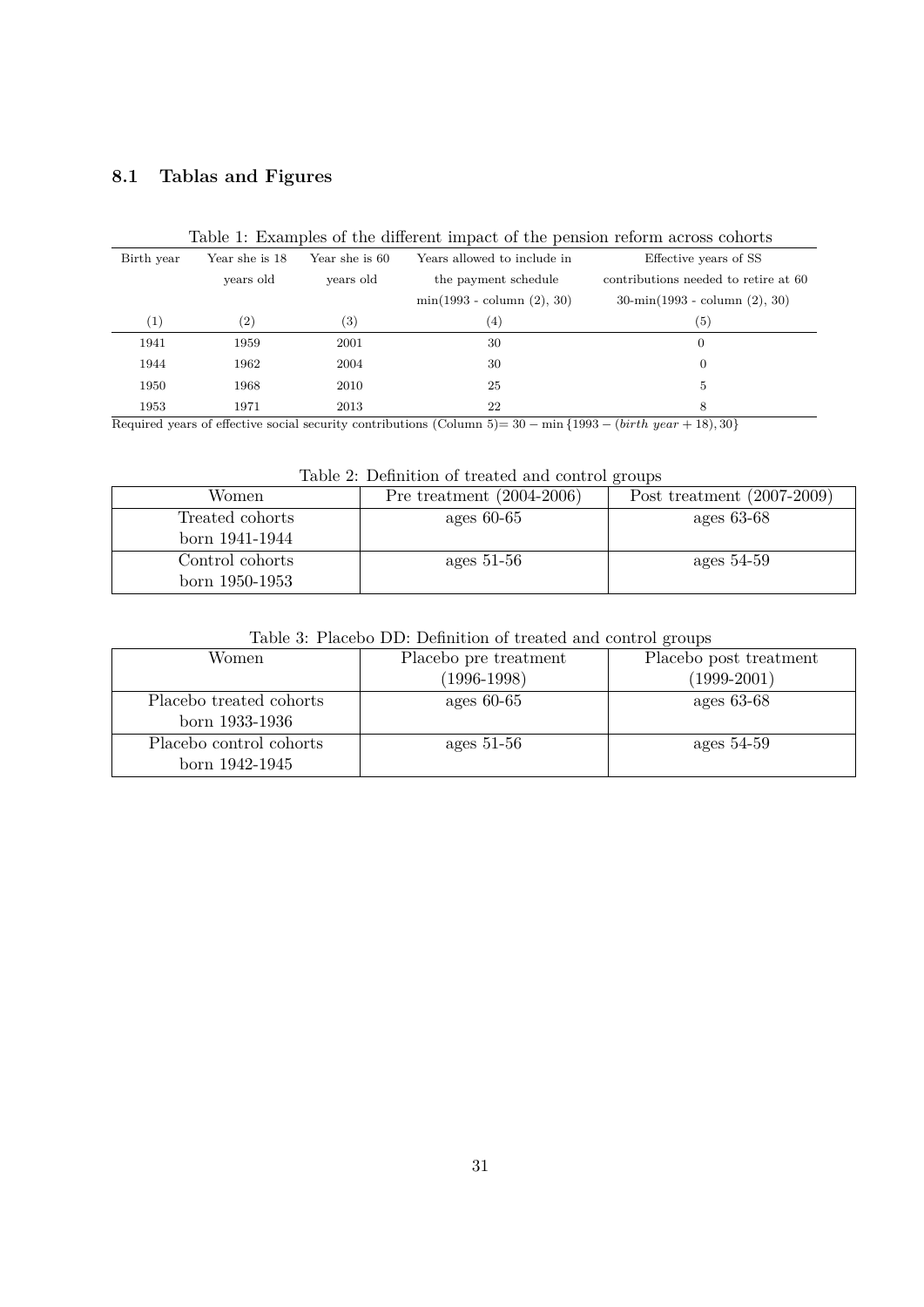### 8.1 Tablas and Figures

Table 1: Examples of the different impact of the pension reform across cohorts

| Birth year | Year she is 18 years old | Year she is 60 years old | Years allowed to include in the payment schedule min(1993 - column (2), 30) | Effective years of SS contributions needed to retire at 60 30-min(1993 - column (2), 30) |
|---|---|---|---|---|
| (1) | (2) | (3) | (4) | (5) |
| 1941 | 1959 | 2001 | 30 | 0 |
| 1944 | 1962 | 2004 | 30 | 0 |
| 1950 | 1968 | 2010 | 25 | 5 |
| 1953 | 1971 | 2013 | 22 | 8 |

Required years of effective social security contributions (Column 5)= $30 - \min\{1993 - (birth\ year + 18), 30\}$

Table 2: Definition of treated and control groups

| Women | Pre treatment (2004-2006) | Post treatment (2007-2009) |
|---|---|---|
| Treated cohorts born 1941-1944 | ages 60-65 | ages 63-68 |
| Control cohorts born 1950-1953 | ages 51-56 | ages 54-59 |

Table 3: Placebo DD: Definition of treated and control groups

| Women | Placebo pre treatment (1996-1998) | Placebo post treatment (1999-2001) |
|---|---|---|
| Placebo treated cohorts born 1933-1936 | ages 60-65 | ages 63-68 |
| Placebo control cohorts born 1942-1945 | ages 51-56 | ages 54-59 |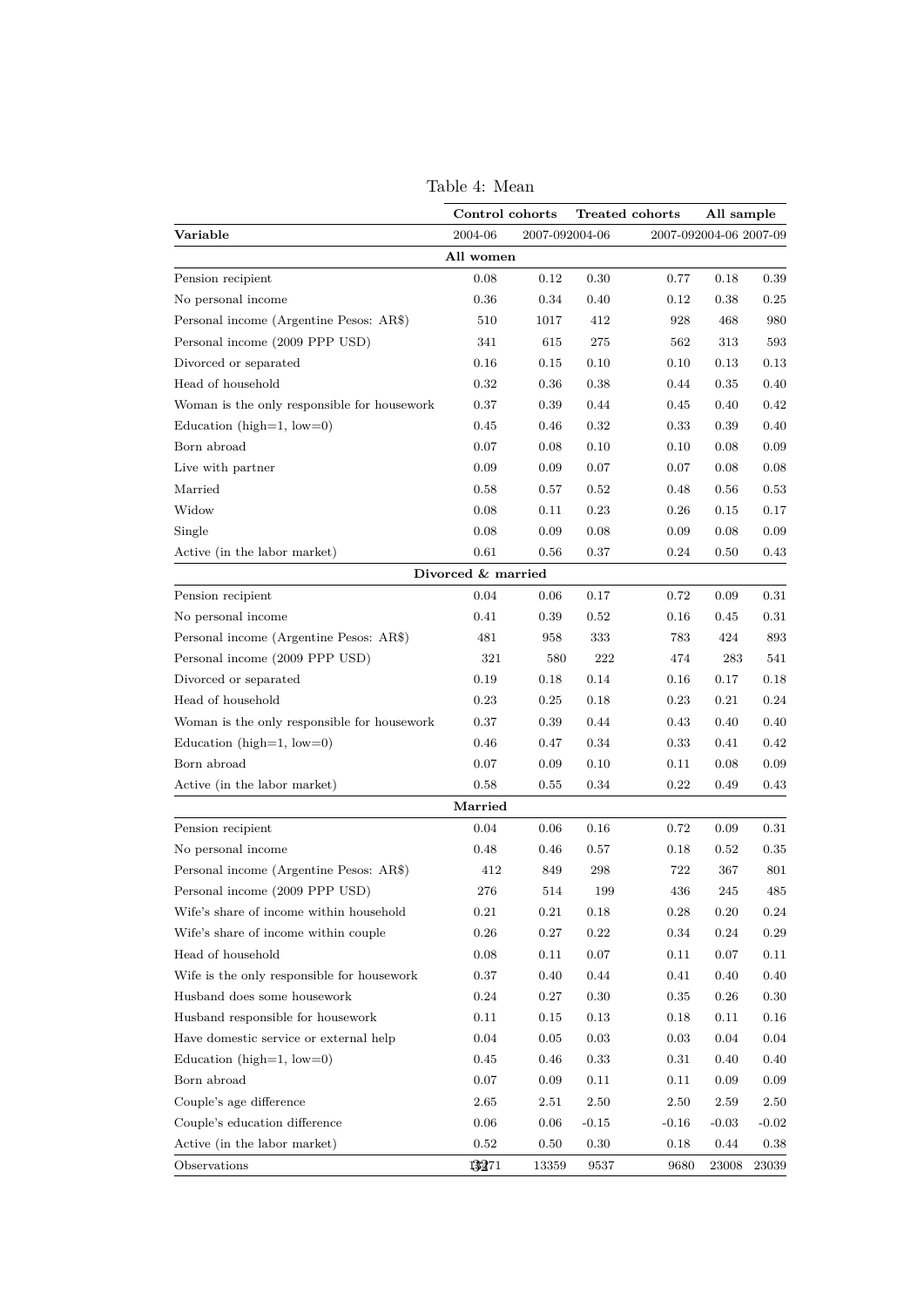Table 4: Mean

| | Control cohorts | | Treated cohorts | | All sample | |
|---|---|---|---|---|---|---|
| **Variable** | 2004-06 | 2007-09 | 2004-06 | 2007-09 | 2004-06 | 2007-09 |
| | **All women** | | | | | |
| Pension recipient | 0.08 | 0.12 | 0.30 | 0.77 | 0.18 | 0.39 |
| No personal income | 0.36 | 0.34 | 0.40 | 0.12 | 0.38 | 0.25 |
| Personal income (Argentine Pesos: AR$) | 510 | 1017 | 412 | 928 | 468 | 980 |
| Personal income (2009 PPP USD) | 341 | 615 | 275 | 562 | 313 | 593 |
| Divorced or separated | 0.16 | 0.15 | 0.10 | 0.10 | 0.13 | 0.13 |
| Head of household | 0.32 | 0.36 | 0.38 | 0.44 | 0.35 | 0.40 |
| Woman is the only responsible for housework | 0.37 | 0.39 | 0.44 | 0.45 | 0.40 | 0.42 |
| Education (high=1, low=0) | 0.45 | 0.46 | 0.32 | 0.33 | 0.39 | 0.40 |
| Born abroad | 0.07 | 0.08 | 0.10 | 0.10 | 0.08 | 0.09 |
| Live with partner | 0.09 | 0.09 | 0.07 | 0.07 | 0.08 | 0.08 |
| Married | 0.58 | 0.57 | 0.52 | 0.48 | 0.56 | 0.53 |
| Widow | 0.08 | 0.11 | 0.23 | 0.26 | 0.15 | 0.17 |
| Single | 0.08 | 0.09 | 0.08 | 0.09 | 0.08 | 0.09 |
| Active (in the labor market) | 0.61 | 0.56 | 0.37 | 0.24 | 0.50 | 0.43 |
| | **Divorced & married** | | | | | |
| Pension recipient | 0.04 | 0.06 | 0.17 | 0.72 | 0.09 | 0.31 |
| No personal income | 0.41 | 0.39 | 0.52 | 0.16 | 0.45 | 0.31 |
| Personal income (Argentine Pesos: AR$) | 481 | 958 | 333 | 783 | 424 | 893 |
| Personal income (2009 PPP USD) | 321 | 580 | 222 | 474 | 283 | 541 |
| Divorced or separated | 0.19 | 0.18 | 0.14 | 0.16 | 0.17 | 0.18 |
| Head of household | 0.23 | 0.25 | 0.18 | 0.23 | 0.21 | 0.24 |
| Woman is the only responsible for housework | 0.37 | 0.39 | 0.44 | 0.43 | 0.40 | 0.40 |
| Education (high=1, low=0) | 0.46 | 0.47 | 0.34 | 0.33 | 0.41 | 0.42 |
| Born abroad | 0.07 | 0.09 | 0.10 | 0.11 | 0.08 | 0.09 |
| Active (in the labor market) | 0.58 | 0.55 | 0.34 | 0.22 | 0.49 | 0.43 |
| | **Married** | | | | | |
| Pension recipient | 0.04 | 0.06 | 0.16 | 0.72 | 0.09 | 0.31 |
| No personal income | 0.48 | 0.46 | 0.57 | 0.18 | 0.52 | 0.35 |
| Personal income (Argentine Pesos: AR$) | 412 | 849 | 298 | 722 | 367 | 801 |
| Personal income (2009 PPP USD) | 276 | 514 | 199 | 436 | 245 | 485 |
| Wife's share of income within household | 0.21 | 0.21 | 0.18 | 0.28 | 0.20 | 0.24 |
| Wife's share of income within couple | 0.26 | 0.27 | 0.22 | 0.34 | 0.24 | 0.29 |
| Head of household | 0.08 | 0.11 | 0.07 | 0.11 | 0.07 | 0.11 |
| Wife is the only responsible for housework | 0.37 | 0.40 | 0.44 | 0.41 | 0.40 | 0.40 |
| Husband does some housework | 0.24 | 0.27 | 0.30 | 0.35 | 0.26 | 0.30 |
| Husband responsible for housework | 0.11 | 0.15 | 0.13 | 0.18 | 0.11 | 0.16 |
| Have domestic service or external help | 0.04 | 0.05 | 0.03 | 0.03 | 0.04 | 0.04 |
| Education (high=1, low=0) | 0.45 | 0.46 | 0.33 | 0.31 | 0.40 | 0.40 |
| Born abroad | 0.07 | 0.09 | 0.11 | 0.11 | 0.09 | 0.09 |
| Couple's age difference | 2.65 | 2.51 | 2.50 | 2.50 | 2.59 | 2.50 |
| Couple's education difference | 0.06 | 0.06 | -0.15 | -0.16 | -0.03 | -0.02 |
| Active (in the labor market) | 0.52 | 0.50 | 0.30 | 0.18 | 0.44 | 0.38 |
| Observations | 13471 | 13359 | 9537 | 9680 | 23008 | 23039 |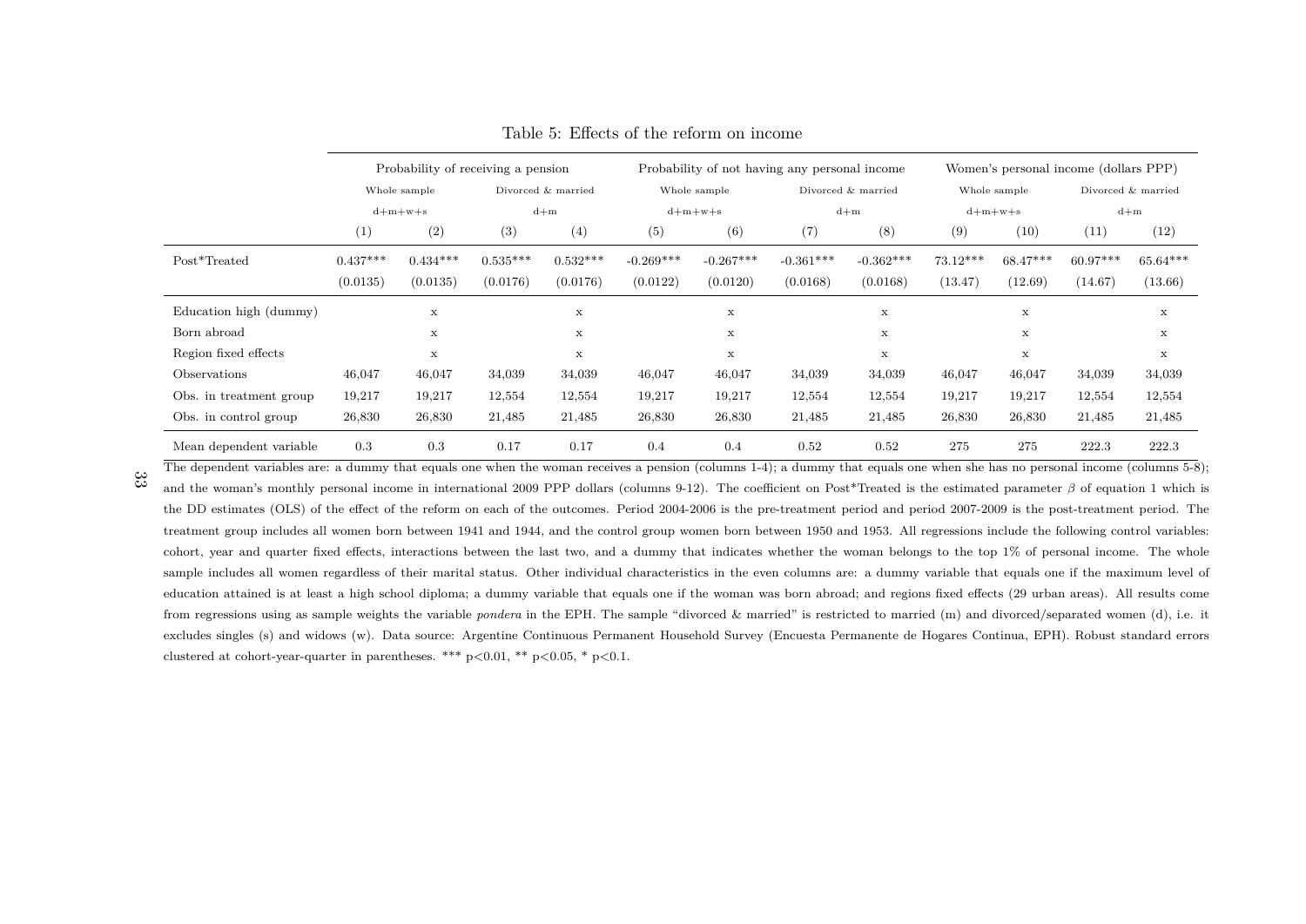Table 5: Effects of the reform on income

| | Probability of receiving a pension | | | | Probability of not having any personal income | | | | Women's personal income (dollars PPP) | | | |
|---|---|---|---|---|---|---|---|---|---|---|---|---|
| | Whole sample | | Divorced & married | | Whole sample | | Divorced & married | | Whole sample | | Divorced & married | |
| | d+m+w+s | | d+m | | d+m+w+s | | d+m | | d+m+w+s | | d+m | |
| | (1) | (2) | (3) | (4) | (5) | (6) | (7) | (8) | (9) | (10) | (11) | (12) |
| Post*Treated | 0.437*** | 0.434*** | 0.535*** | 0.532*** | -0.269*** | -0.267*** | -0.361*** | -0.362*** | 73.12*** | 68.47*** | 60.97*** | 65.64*** |
| | (0.0135) | (0.0135) | (0.0176) | (0.0176) | (0.0122) | (0.0120) | (0.0168) | (0.0168) | (13.47) | (12.69) | (14.67) | (13.66) |
| Education high (dummy) | | x | | x | | x | | x | | x | | x |
| Born abroad | | x | | x | | x | | x | | x | | x |
| Region fixed effects | | x | | x | | x | | x | | x | | x |
| Observations | 46,047 | 46,047 | 34,039 | 34,039 | 46,047 | 46,047 | 34,039 | 34,039 | 46,047 | 46,047 | 34,039 | 34,039 |
| Obs. in treatment group | 19,217 | 19,217 | 12,554 | 12,554 | 19,217 | 19,217 | 12,554 | 12,554 | 19,217 | 19,217 | 12,554 | 12,554 |
| Obs. in control group | 26,830 | 26,830 | 21,485 | 21,485 | 26,830 | 26,830 | 21,485 | 21,485 | 26,830 | 26,830 | 21,485 | 21,485 |
| Mean dependent variable | 0.3 | 0.3 | 0.17 | 0.17 | 0.4 | 0.4 | 0.52 | 0.52 | 275 | 275 | 222.3 | 222.3 |

The dependent variables are: a dummy that equals one when the woman receives a pension (columns 1-4); a dummy that equals one when she has no personal income (columns 5-8); and the woman's monthly personal income in international 2009 PPP dollars (columns 9-12). The coefficient on Post*Treated is the estimated parameter $\beta$ of equation 1 which is the DD estimates (OLS) of the effect of the reform on each of the outcomes. Period 2004-2006 is the pre-treatment period and period 2007-2009 is the post-treatment period. The treatment group includes all women born between 1941 and 1944, and the control group women born between 1950 and 1953. All regressions include the following control variables: cohort, year and quarter fixed effects, interactions between the last two, and a dummy that indicates whether the woman belongs to the top 1% of personal income. The whole sample includes all women regardless of their marital status. Other individual characteristics in the even columns are: a dummy variable that equals one if the maximum level of education attained is at least a high school diploma; a dummy variable that equals one if the woman was born abroad; and regions fixed effects (29 urban areas). All results come from regressions using as sample weights the variable *pondera* in the EPH. The sample "divorced & married" is restricted to married (m) and divorced/separated women (d), i.e. it excludes singles (s) and widows (w). Data source: Argentine Continuous Permanent Household Survey (Encuesta Permanente de Hogares Continua, EPH). Robust standard errors clustered at cohort-year-quarter in parentheses. *** p<0.01, ** p<0.05, * p<0.1.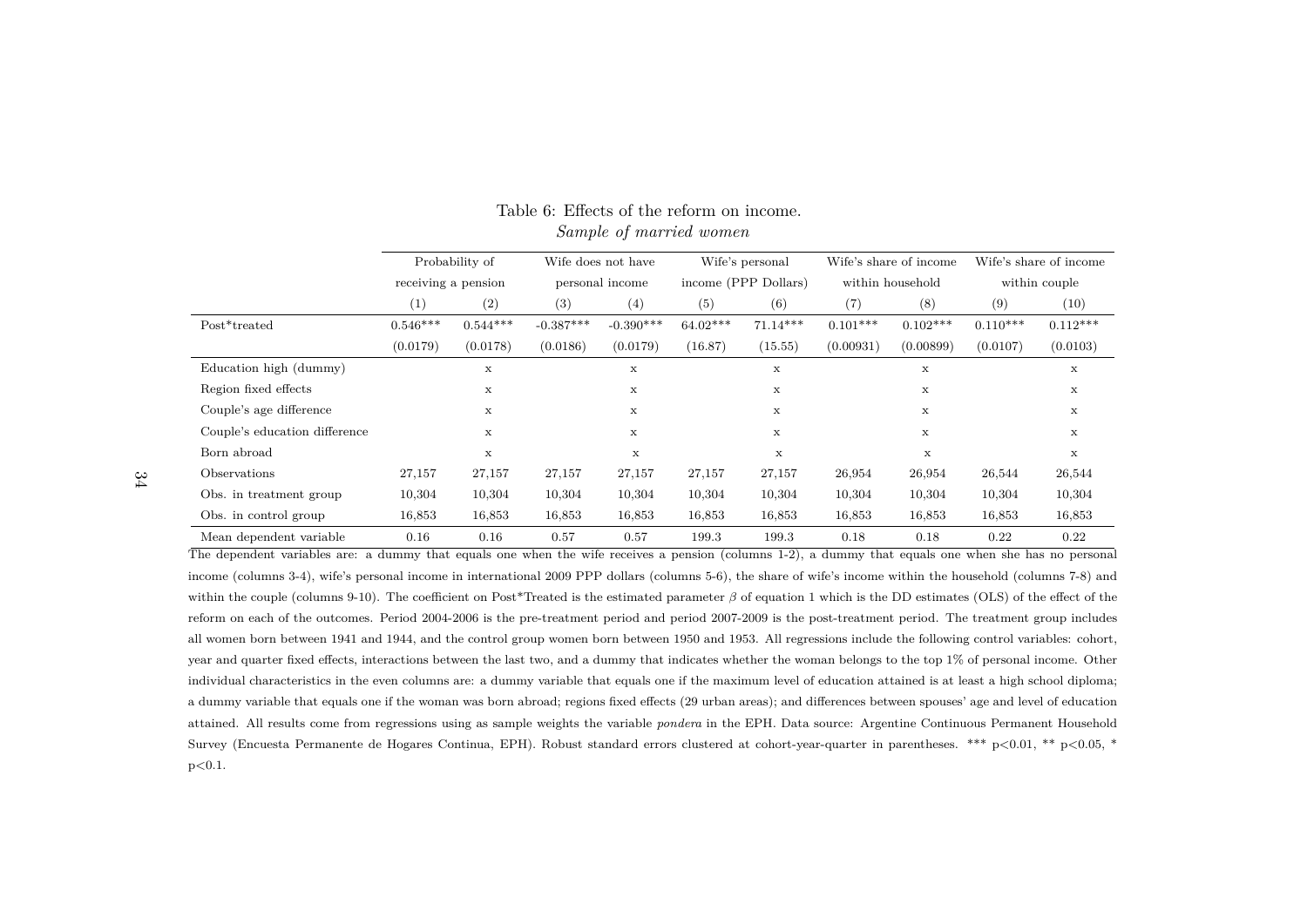Table 6: Effects of the reform on income.
*Sample of married women*

| | Probability of receiving a pension | | Wife does not have personal income | | Wife's personal income (PPP Dollars) | | Wife's share of income within household | | Wife's share of income within couple | |
|---|---|---|---|---|---|---|---|---|---|---|
| | (1) | (2) | (3) | (4) | (5) | (6) | (7) | (8) | (9) | (10) |
| Post*treated | 0.546*** | 0.544*** | -0.387*** | -0.390*** | 64.02*** | 71.14*** | 0.101*** | 0.102*** | 0.110*** | 0.112*** |
| | (0.0179) | (0.0178) | (0.0186) | (0.0179) | (16.87) | (15.55) | (0.00931) | (0.00899) | (0.0107) | (0.0103) |
| Education high (dummy) | | x | | x | | x | | x | | x |
| Region fixed effects | | x | | x | | x | | x | | x |
| Couple's age difference | | x | | x | | x | | x | | x |
| Couple's education difference | | x | | x | | x | | x | | x |
| Born abroad | | x | | x | | x | | x | | x |
| Observations | 27,157 | 27,157 | 27,157 | 27,157 | 27,157 | 27,157 | 26,954 | 26,954 | 26,544 | 26,544 |
| Obs. in treatment group | 10,304 | 10,304 | 10,304 | 10,304 | 10,304 | 10,304 | 10,304 | 10,304 | 10,304 | 10,304 |
| Obs. in control group | 16,853 | 16,853 | 16,853 | 16,853 | 16,853 | 16,853 | 16,853 | 16,853 | 16,853 | 16,853 |
| Mean dependent variable | 0.16 | 0.16 | 0.57 | 0.57 | 199.3 | 199.3 | 0.18 | 0.18 | 0.22 | 0.22 |

The dependent variables are: a dummy that equals one when the wife receives a pension (columns 1-2), a dummy that equals one when she has no personal income (columns 3-4), wife's personal income in international 2009 PPP dollars (columns 5-6), the share of wife's income within the household (columns 7-8) and within the couple (columns 9-10). The coefficient on Post*Treated is the estimated parameter $\beta$ of equation 1 which is the DD estimates (OLS) of the effect of the reform on each of the outcomes. Period 2004-2006 is the pre-treatment period and period 2007-2009 is the post-treatment period. The treatment group includes all women born between 1941 and 1944, and the control group women born between 1950 and 1953. All regressions include the following control variables: cohort, year and quarter fixed effects, interactions between the last two, and a dummy that indicates whether the woman belongs to the top 1% of personal income. Other individual characteristics in the even columns are: a dummy variable that equals one if the maximum level of education attained is at least a high school diploma; a dummy variable that equals one if the woman was born abroad; regions fixed effects (29 urban areas); and differences between spouses' age and level of education attained. All results come from regressions using as sample weights the variable *pondera* in the EPH. Data source: Argentine Continuous Permanent Household Survey (Encuesta Permanente de Hogares Continua, EPH). Robust standard errors clustered at cohort-year-quarter in parentheses. *** p<0.01, ** p<0.05, * p<0.1.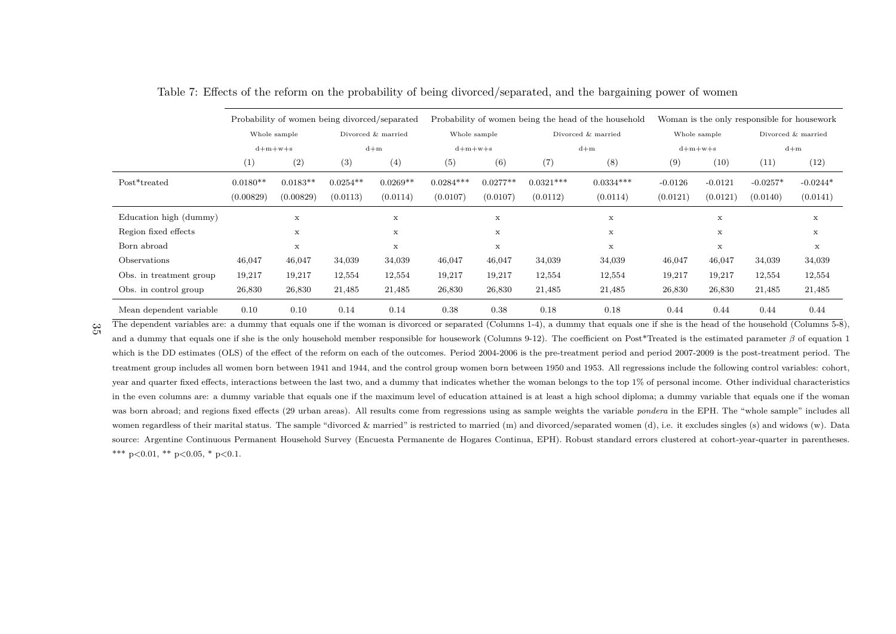Table 7: Effects of the reform on the probability of being divorced/separated, and the bargaining power of women

| | Probability of women being divorced/separated | | | | Probability of women being the head of the household | | | | Woman is the only responsible for housework | | | |
|---|---|---|---|---|---|---|---|---|---|---|---|---|
| | Whole sample | | Divorced & married | | Whole sample | | Divorced & married | | Whole sample | | Divorced & married | |
| | d+m+w+s | | d+m | | d+m+w+s | | d+m | | d+m+w+s | | d+m | |
| | (1) | (2) | (3) | (4) | (5) | (6) | (7) | (8) | (9) | (10) | (11) | (12) |
| Post*treated | 0.0180** | 0.0183** | 0.0254** | 0.0269** | 0.0284*** | 0.0277** | 0.0321*** | 0.0334*** | -0.0126 | -0.0121 | -0.0257* | -0.0244* |
| | (0.00829) | (0.00829) | (0.0113) | (0.0114) | (0.0107) | (0.0107) | (0.0112) | (0.0114) | (0.0121) | (0.0121) | (0.0140) | (0.0141) |
| Education high (dummy) | | x | | x | | x | | x | | x | | x |
| Region fixed effects | | x | | x | | x | | x | | x | | x |
| Born abroad | | x | | x | | x | | x | | x | | x |
| Observations | 46,047 | 46,047 | 34,039 | 34,039 | 46,047 | 46,047 | 34,039 | 34,039 | 46,047 | 46,047 | 34,039 | 34,039 |
| Obs. in treatment group | 19,217 | 19,217 | 12,554 | 12,554 | 19,217 | 19,217 | 12,554 | 12,554 | 19,217 | 19,217 | 12,554 | 12,554 |
| Obs. in control group | 26,830 | 26,830 | 21,485 | 21,485 | 26,830 | 26,830 | 21,485 | 21,485 | 26,830 | 26,830 | 21,485 | 21,485 |
| Mean dependent variable | 0.10 | 0.10 | 0.14 | 0.14 | 0.38 | 0.38 | 0.18 | 0.18 | 0.44 | 0.44 | 0.44 | 0.44 |

The dependent variables are: a dummy that equals one if the woman is divorced or separated (Columns 1-4), a dummy that equals one if she is the head of the household (Columns 5-8), and a dummy that equals one if she is the only household member responsible for housework (Columns 9-12). The coefficient on Post*Treated is the estimated parameter $\beta$ of equation 1 which is the DD estimates (OLS) of the effect of the reform on each of the outcomes. Period 2004-2006 is the pre-treatment period and period 2007-2009 is the post-treatment period. The treatment group includes all women born between 1941 and 1944, and the control group women born between 1950 and 1953. All regressions include the following control variables: cohort, year and quarter fixed effects, interactions between the last two, and a dummy that indicates whether the woman belongs to the top 1% of personal income. Other individual characteristics in the even columns are: a dummy variable that equals one if the maximum level of education attained is at least a high school diploma; a dummy variable that equals one if the woman was born abroad; and regions fixed effects (29 urban areas). All results come from regressions using as sample weights the variable *pondera* in the EPH. The "whole sample" includes all women regardless of their marital status. The sample "divorced & married" is restricted to married (m) and divorced/separated women (d), i.e. it excludes singles (s) and widows (w). Data source: Argentine Continuous Permanent Household Survey (Encuesta Permanente de Hogares Continua, EPH). Robust standard errors clustered at cohort-year-quarter in parentheses. *** p<0.01, ** p<0.05, * p<0.1.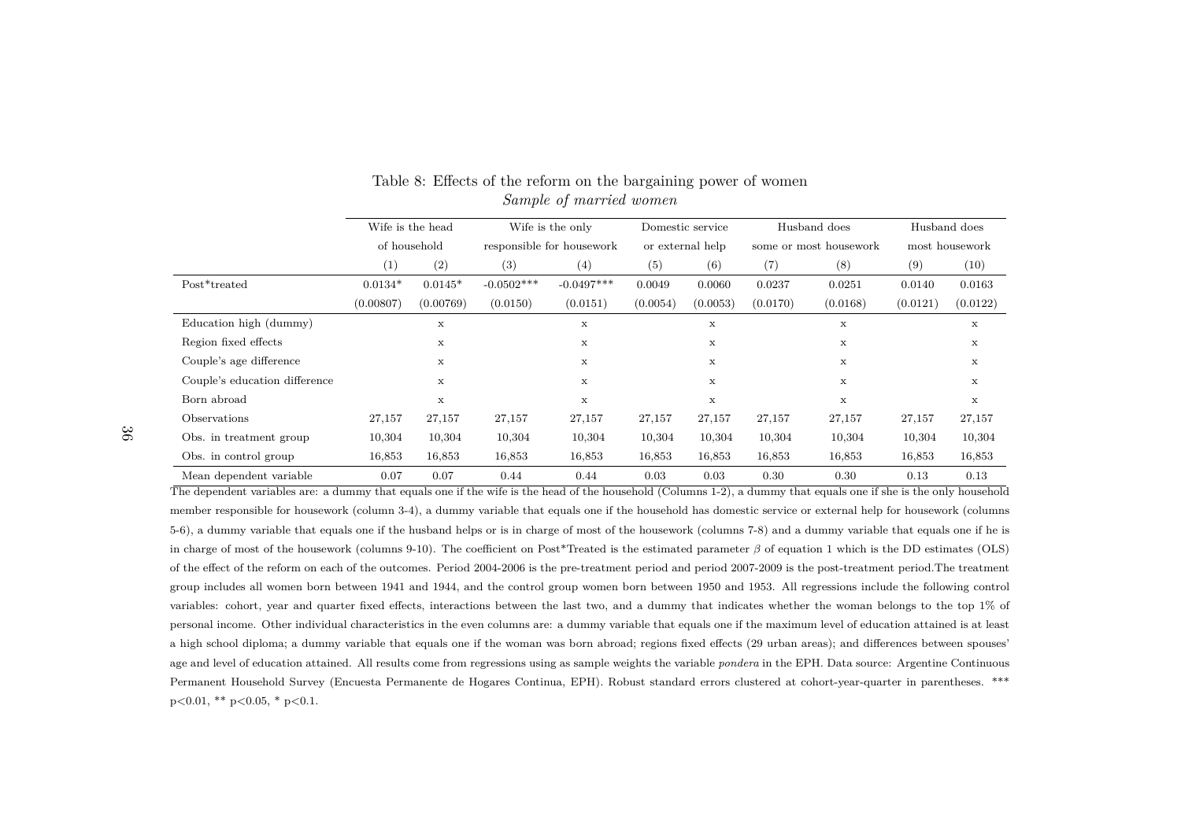Table 8: Effects of the reform on the bargaining power of women

*Sample of married women*

| | Wife is the head of household | | Wife is the only responsible for housework | | Domestic service or external help | | Husband does some or most housework | | Husband does most housework | |
|---|---|---|---|---|---|---|---|---|---|---|
| | (1) | (2) | (3) | (4) | (5) | (6) | (7) | (8) | (9) | (10) |
| Post*treated | 0.0134* | 0.0145* | -0.0502*** | -0.0497*** | 0.0049 | 0.0060 | 0.0237 | 0.0251 | 0.0140 | 0.0163 |
| | (0.00807) | (0.00769) | (0.0150) | (0.0151) | (0.0054) | (0.0053) | (0.0170) | (0.0168) | (0.0121) | (0.0122) |
| Education high (dummy) | | x | | x | | x | | x | | x |
| Region fixed effects | | x | | x | | x | | x | | x |
| Couple's age difference | | x | | x | | x | | x | | x |
| Couple's education difference | | x | | x | | x | | x | | x |
| Born abroad | | x | | x | | x | | x | | x |
| Observations | 27,157 | 27,157 | 27,157 | 27,157 | 27,157 | 27,157 | 27,157 | 27,157 | 27,157 | 27,157 |
| Obs. in treatment group | 10,304 | 10,304 | 10,304 | 10,304 | 10,304 | 10,304 | 10,304 | 10,304 | 10,304 | 10,304 |
| Obs. in control group | 16,853 | 16,853 | 16,853 | 16,853 | 16,853 | 16,853 | 16,853 | 16,853 | 16,853 | 16,853 |
| Mean dependent variable | 0.07 | 0.07 | 0.44 | 0.44 | 0.03 | 0.03 | 0.30 | 0.30 | 0.13 | 0.13 |

The dependent variables are: a dummy that equals one if the wife is the head of the household (Columns 1-2), a dummy that equals one if she is the only household member responsible for housework (column 3-4), a dummy variable that equals one if the household has domestic service or external help for housework (columns 5-6), a dummy variable that equals one if the husband helps or is in charge of most of the housework (columns 7-8) and a dummy variable that equals one if he is in charge of most of the housework (columns 9-10). The coefficient on Post*Treated is the estimated parameter $\beta$ of equation 1 which is the DD estimates (OLS) of the effect of the reform on each of the outcomes. Period 2004-2006 is the pre-treatment period and period 2007-2009 is the post-treatment period.The treatment group includes all women born between 1941 and 1944, and the control group women born between 1950 and 1953. All regressions include the following control variables: cohort, year and quarter fixed effects, interactions between the last two, and a dummy that indicates whether the woman belongs to the top 1% of personal income. Other individual characteristics in the even columns are: a dummy variable that equals one if the maximum level of education attained is at least a high school diploma; a dummy variable that equals one if the woman was born abroad; regions fixed effects (29 urban areas); and differences between spouses' age and level of education attained. All results come from regressions using as sample weights the variable *pondera* in the EPH. Data source: Argentine Continuous Permanent Household Survey (Encuesta Permanente de Hogares Continua, EPH). Robust standard errors clustered at cohort-year-quarter in parentheses. *** $p<0.01$, ** $p<0.05$, * $p<0.1$.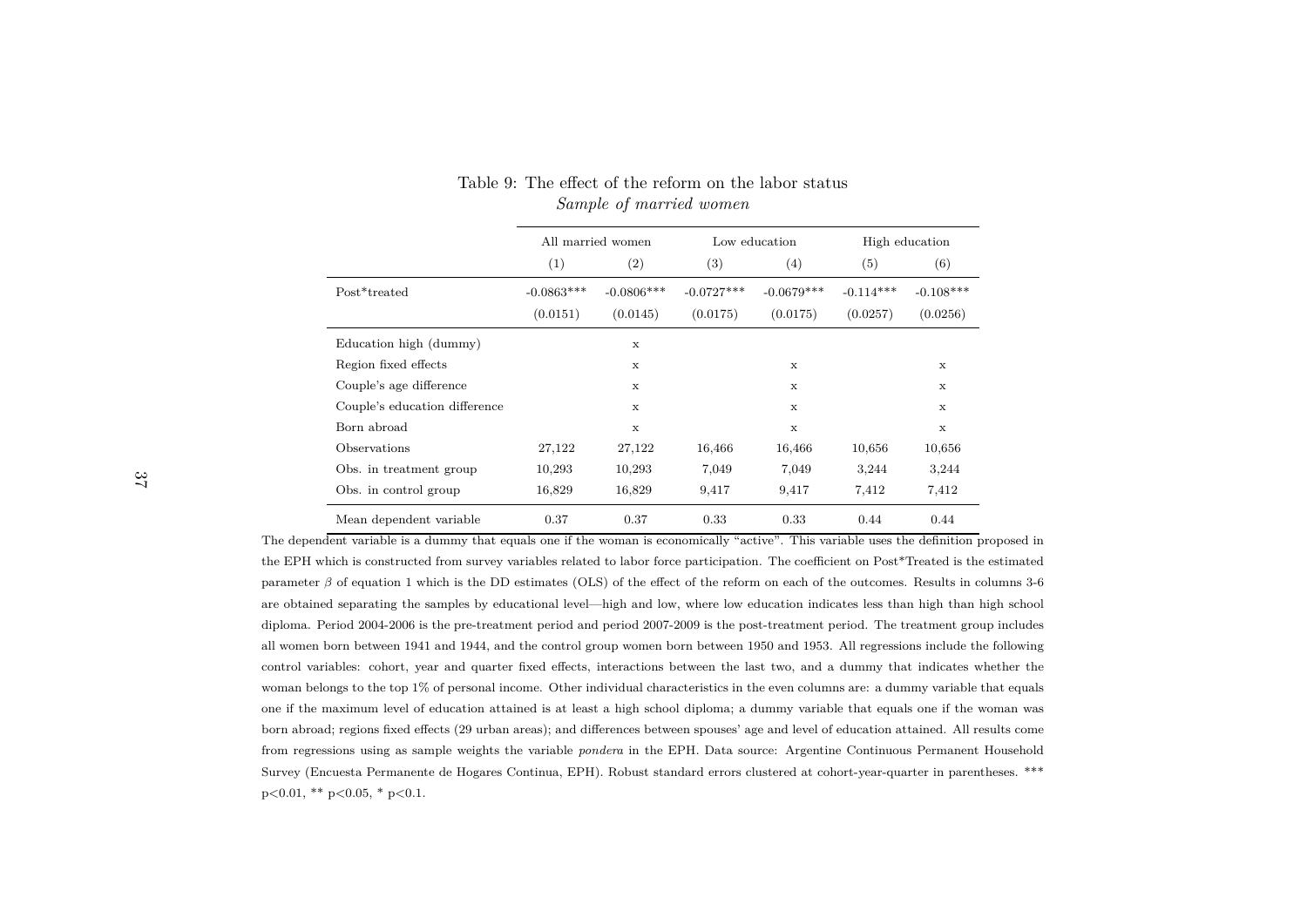Table 9: The effect of the reform on the labor status

*Sample of married women*

| | All married women | | Low education | | High education | |
|---|---|---|---|---|---|---|
| | (1) | (2) | (3) | (4) | (5) | (6) |
| Post*treated | -0.0863*** | -0.0806*** | -0.0727*** | -0.0679*** | -0.114*** | -0.108*** |
| | (0.0151) | (0.0145) | (0.0175) | (0.0175) | (0.0257) | (0.0256) |
| Education high (dummy) | | x | | | | |
| Region fixed effects | | x | | x | | x |
| Couple's age difference | | x | | x | | x |
| Couple's education difference | | x | | x | | x |
| Born abroad | | x | | x | | x |
| Observations | 27,122 | 27,122 | 16,466 | 16,466 | 10,656 | 10,656 |
| Obs. in treatment group | 10,293 | 10,293 | 7,049 | 7,049 | 3,244 | 3,244 |
| Obs. in control group | 16,829 | 16,829 | 9,417 | 9,417 | 7,412 | 7,412 |
| Mean dependent variable | 0.37 | 0.37 | 0.33 | 0.33 | 0.44 | 0.44 |

The dependent variable is a dummy that equals one if the woman is economically "active". This variable uses the definition proposed in the EPH which is constructed from survey variables related to labor force participation. The coefficient on Post*Treated is the estimated parameter $\beta$ of equation 1 which is the DD estimates (OLS) of the effect of the reform on each of the outcomes. Results in columns 3-6 are obtained separating the samples by educational level—high and low, where low education indicates less than high than high school diploma. Period 2004-2006 is the pre-treatment period and period 2007-2009 is the post-treatment period. The treatment group includes all women born between 1941 and 1944, and the control group women born between 1950 and 1953. All regressions include the following control variables: cohort, year and quarter fixed effects, interactions between the last two, and a dummy that indicates whether the woman belongs to the top 1% of personal income. Other individual characteristics in the even columns are: a dummy variable that equals one if the maximum level of education attained is at least a high school diploma; a dummy variable that equals one if the woman was born abroad; regions fixed effects (29 urban areas); and differences between spouses' age and level of education attained. All results come from regressions using as sample weights the variable *pondera* in the EPH. Data source: Argentine Continuous Permanent Household Survey (Encuesta Permanente de Hogares Continua, EPH). Robust standard errors clustered at cohort-year-quarter in parentheses. *** p<0.01, ** p<0.05, * p<0.1.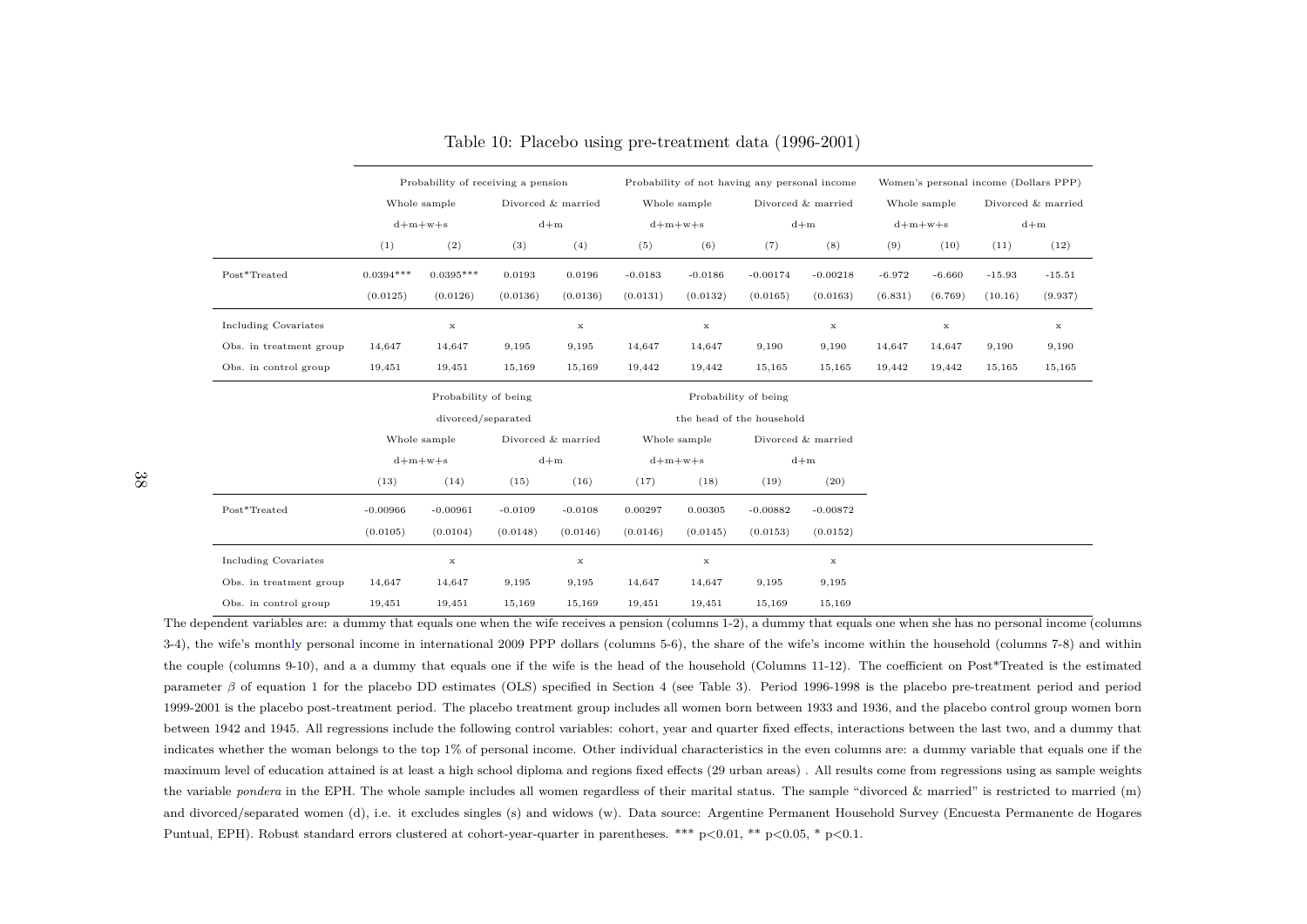Table 10: Placebo using pre-treatment data (1996-2001)

| | Probability of receiving a pension | | | | Probability of not having any personal income | | | | Women's personal income (Dollars PPP) | | | |
|---|---|---|---|---|---|---|---|---|---|---|---|---|
| | Whole sample d+m+w+s | | Divorced & married d+m | | Whole sample d+m+w+s | | Divorced & married d+m | | Whole sample d+m+w+s | | Divorced & married d+m | |
| | (1) | (2) | (3) | (4) | (5) | (6) | (7) | (8) | (9) | (10) | (11) | (12) |
| Post*Treated | 0.0394*** | 0.0395*** | 0.0193 | 0.0196 | -0.0183 | -0.0186 | -0.00174 | -0.00218 | -6.972 | -6.660 | -15.93 | -15.51 |
| | (0.0125) | (0.0126) | (0.0136) | (0.0136) | (0.0131) | (0.0132) | (0.0165) | (0.0163) | (6.831) | (6.769) | (10.16) | (9.937) |
| Including Covariates | | x | | x | | x | | x | | x | | x |
| Obs. in treatment group | 14,647 | 14,647 | 9,195 | 9,195 | 14,647 | 14,647 | 9,190 | 9,190 | 14,647 | 14,647 | 9,190 | 9,190 |
| Obs. in control group | 19,451 | 19,451 | 15,169 | 15,169 | 19,442 | 19,442 | 15,165 | 15,165 | 19,442 | 19,442 | 15,165 | 15,165 |

| | Probability of being divorced/separated | | | | Probability of being the head of the household | | | |
|---|---|---|---|---|---|---|---|---|
| | Whole sample d+m+w+s | | Divorced & married d+m | | Whole sample d+m+w+s | | Divorced & married d+m | |
| | (13) | (14) | (15) | (16) | (17) | (18) | (19) | (20) |
| Post*Treated | -0.00966 | -0.00961 | -0.0109 | -0.0108 | 0.00297 | 0.00305 | -0.00882 | -0.00872 |
| | (0.0105) | (0.0104) | (0.0148) | (0.0146) | (0.0146) | (0.0145) | (0.0153) | (0.0152) |
| Including Covariates | | x | | x | | x | | x |
| Obs. in treatment group | 14,647 | 14,647 | 9,195 | 9,195 | 14,647 | 14,647 | 9,195 | 9,195 |
| Obs. in control group | 19,451 | 19,451 | 15,169 | 15,169 | 19,451 | 19,451 | 15,169 | 15,169 |

The dependent variables are: a dummy that equals one when the wife receives a pension (columns 1-2), a dummy that equals one when she has no personal income (columns 3-4), the wife's monthly personal income in international 2009 PPP dollars (columns 5-6), the share of the wife's income within the household (columns 7-8) and within the couple (columns 9-10), and a a dummy that equals one if the wife is the head of the household (Columns 11-12). The coefficient on Post*Treated is the estimated parameter $\beta$ of equation 1 for the placebo DD estimates (OLS) specified in Section 4 (see Table 3). Period 1996-1998 is the placebo pre-treatment period and period 1999-2001 is the placebo post-treatment period. The placebo treatment group includes all women born between 1933 and 1936, and the placebo control group women born between 1942 and 1945. All regressions include the following control variables: cohort, year and quarter fixed effects, interactions between the last two, and a dummy that indicates whether the woman belongs to the top 1% of personal income. Other individual characteristics in the even columns are: a dummy variable that equals one if the maximum level of education attained is at least a high school diploma and regions fixed effects (29 urban areas) . All results come from regressions using as sample weights the variable *pondera* in the EPH. The whole sample includes all women regardless of their marital status. The sample "divorced & married" is restricted to married (m) and divorced/separated women (d), i.e. it excludes singles (s) and widows (w). Data source: Argentine Permanent Household Survey (Encuesta Permanente de Hogares Puntual, EPH). Robust standard errors clustered at cohort-year-quarter in parentheses. *** p<0.01, ** p<0.05, * p<0.1.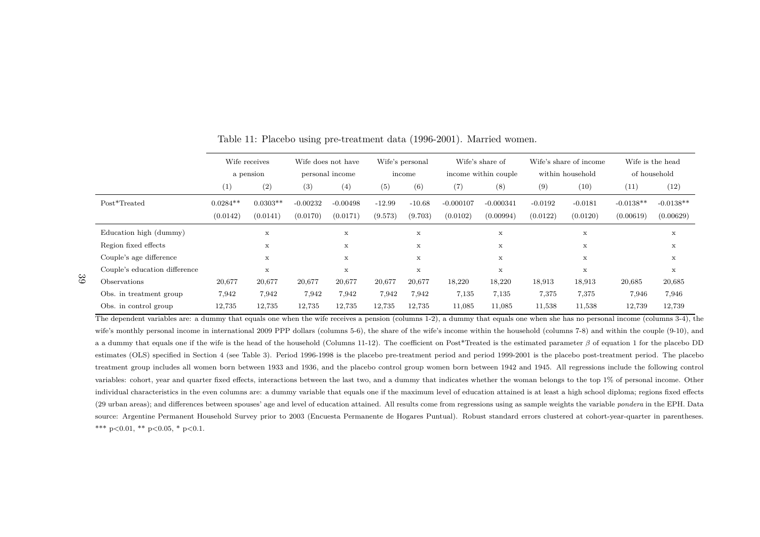Table 11: Placebo using pre-treatment data (1996-2001). Married women.

| | Wife receives a pension | | Wife does not have personal income | | Wife's personal income | | Wife's share of income within couple | | Wife's share of income within household | | Wife is the head of household | |
|---|---|---|---|---|---|---|---|---|---|---|---|---|
| | (1) | (2) | (3) | (4) | (5) | (6) | (7) | (8) | (9) | (10) | (11) | (12) |
| Post*Treated | 0.0284** | 0.0303** | -0.00232 | -0.00498 | -12.99 | -10.68 | -0.000107 | -0.000341 | -0.0192 | -0.0181 | -0.0138** | -0.0138** |
| | (0.0142) | (0.0141) | (0.0170) | (0.0171) | (9.573) | (9.703) | (0.0102) | (0.00994) | (0.0122) | (0.0120) | (0.00619) | (0.00629) |
| Education high (dummy) | | x | | x | | x | | x | | x | | x |
| Region fixed effects | | x | | x | | x | | x | | x | | x |
| Couple's age difference | | x | | x | | x | | x | | x | | x |
| Couple's education difference | | x | | x | | x | | x | | x | | x |
| Observations | 20,677 | 20,677 | 20,677 | 20,677 | 20,677 | 20,677 | 18,220 | 18,220 | 18,913 | 18,913 | 20,685 | 20,685 |
| Obs. in treatment group | 7,942 | 7,942 | 7,942 | 7,942 | 7,942 | 7,942 | 7,135 | 7,135 | 7,375 | 7,375 | 7,946 | 7,946 |
| Obs. in control group | 12,735 | 12,735 | 12,735 | 12,735 | 12,735 | 12,735 | 11,085 | 11,085 | 11,538 | 11,538 | 12,739 | 12,739 |

The dependent variables are: a dummy that equals one when the wife receives a pension (columns 1-2), a dummy that equals one when she has no personal income (columns 3-4), the wife's monthly personal income in international 2009 PPP dollars (columns 5-6), the share of the wife's income within the household (columns 7-8) and within the couple (9-10), and a a dummy that equals one if the wife is the head of the household (Columns 11-12). The coefficient on Post*Treated is the estimated parameter $\beta$ of equation 1 for the placebo DD estimates (OLS) specified in Section 4 (see Table 3). Period 1996-1998 is the placebo pre-treatment period and period 1999-2001 is the placebo post-treatment period. The placebo treatment group includes all women born between 1933 and 1936, and the placebo control group women born between 1942 and 1945. All regressions include the following control variables: cohort, year and quarter fixed effects, interactions between the last two, and a dummy that indicates whether the woman belongs to the top 1% of personal income. Other individual characteristics in the even columns are: a dummy variable that equals one if the maximum level of education attained is at least a high school diploma; regions fixed effects (29 urban areas); and differences between spouses' age and level of education attained. All results come from regressions using as sample weights the variable *pondera* in the EPH. Data source: Argentine Permanent Household Survey prior to 2003 (Encuesta Permanente de Hogares Puntual). Robust standard errors clustered at cohort-year-quarter in parentheses. *** p<0.01, ** p<0.05, * p<0.1.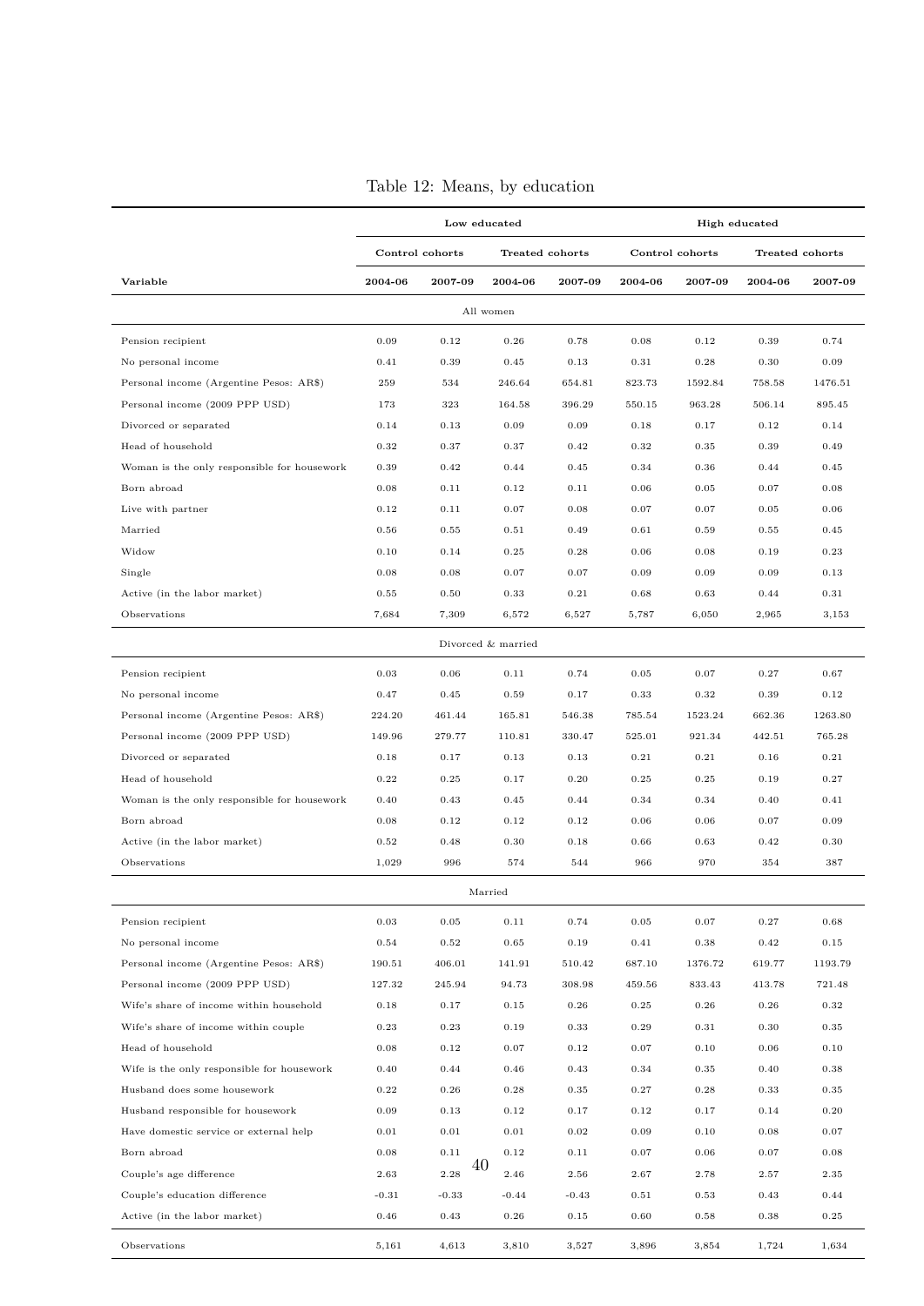Table 12: Means, by education

| | Low educated | | | | High educated | | | |
|---|---|---|---|---|---|---|---|---|
| | Control cohorts | | Treated cohorts | | Control cohorts | | Treated cohorts | |
| **Variable** | **2004-06** | **2007-09** | **2004-06** | **2007-09** | **2004-06** | **2007-09** | **2004-06** | **2007-09** |
| All women | | | | | | | | |
| Pension recipient | 0.09 | 0.12 | 0.26 | 0.78 | 0.08 | 0.12 | 0.39 | 0.74 |
| No personal income | 0.41 | 0.39 | 0.45 | 0.13 | 0.31 | 0.28 | 0.30 | 0.09 |
| Personal income (Argentine Pesos: AR$) | 259 | 534 | 246.64 | 654.81 | 823.73 | 1592.84 | 758.58 | 1476.51 |
| Personal income (2009 PPP USD) | 173 | 323 | 164.58 | 396.29 | 550.15 | 963.28 | 506.14 | 895.45 |
| Divorced or separated | 0.14 | 0.13 | 0.09 | 0.09 | 0.18 | 0.17 | 0.12 | 0.14 |
| Head of household | 0.32 | 0.37 | 0.37 | 0.42 | 0.32 | 0.35 | 0.39 | 0.49 |
| Woman is the only responsible for housework | 0.39 | 0.42 | 0.44 | 0.45 | 0.34 | 0.36 | 0.44 | 0.45 |
| Born abroad | 0.08 | 0.11 | 0.12 | 0.11 | 0.06 | 0.05 | 0.07 | 0.08 |
| Live with partner | 0.12 | 0.11 | 0.07 | 0.08 | 0.07 | 0.07 | 0.05 | 0.06 |
| Married | 0.56 | 0.55 | 0.51 | 0.49 | 0.61 | 0.59 | 0.55 | 0.45 |
| Widow | 0.10 | 0.14 | 0.25 | 0.28 | 0.06 | 0.08 | 0.19 | 0.23 |
| Single | 0.08 | 0.08 | 0.07 | 0.07 | 0.09 | 0.09 | 0.09 | 0.13 |
| Active (in the labor market) | 0.55 | 0.50 | 0.33 | 0.21 | 0.68 | 0.63 | 0.44 | 0.31 |
| Observations | 7,684 | 7,309 | 6,572 | 6,527 | 5,787 | 6,050 | 2,965 | 3,153 |
| Divorced & married | | | | | | | | |
| Pension recipient | 0.03 | 0.06 | 0.11 | 0.74 | 0.05 | 0.07 | 0.27 | 0.67 |
| No personal income | 0.47 | 0.45 | 0.59 | 0.17 | 0.33 | 0.32 | 0.39 | 0.12 |
| Personal income (Argentine Pesos: AR$) | 224.20 | 461.44 | 165.81 | 546.38 | 785.54 | 1523.24 | 662.36 | 1263.80 |
| Personal income (2009 PPP USD) | 149.96 | 279.77 | 110.81 | 330.47 | 525.01 | 921.34 | 442.51 | 765.28 |
| Divorced or separated | 0.18 | 0.17 | 0.13 | 0.13 | 0.21 | 0.21 | 0.16 | 0.21 |
| Head of household | 0.22 | 0.25 | 0.17 | 0.20 | 0.25 | 0.25 | 0.19 | 0.27 |
| Woman is the only responsible for housework | 0.40 | 0.43 | 0.45 | 0.44 | 0.34 | 0.34 | 0.40 | 0.41 |
| Born abroad | 0.08 | 0.12 | 0.12 | 0.12 | 0.06 | 0.06 | 0.07 | 0.09 |
| Active (in the labor market) | 0.52 | 0.48 | 0.30 | 0.18 | 0.66 | 0.63 | 0.42 | 0.30 |
| Observations | 1,029 | 996 | 574 | 544 | 966 | 970 | 354 | 387 |
| Married | | | | | | | | |
| Pension recipient | 0.03 | 0.05 | 0.11 | 0.74 | 0.05 | 0.07 | 0.27 | 0.68 |
| No personal income | 0.54 | 0.52 | 0.65 | 0.19 | 0.41 | 0.38 | 0.42 | 0.15 |
| Personal income (Argentine Pesos: AR$) | 190.51 | 406.01 | 141.91 | 510.42 | 687.10 | 1376.72 | 619.77 | 1193.79 |
| Personal income (2009 PPP USD) | 127.32 | 245.94 | 94.73 | 308.98 | 459.56 | 833.43 | 413.78 | 721.48 |
| Wife's share of income within household | 0.18 | 0.17 | 0.15 | 0.26 | 0.25 | 0.26 | 0.26 | 0.32 |
| Wife's share of income within couple | 0.23 | 0.23 | 0.19 | 0.33 | 0.29 | 0.31 | 0.30 | 0.35 |
| Head of household | 0.08 | 0.12 | 0.07 | 0.12 | 0.07 | 0.10 | 0.06 | 0.10 |
| Wife is the only responsible for housework | 0.40 | 0.44 | 0.46 | 0.43 | 0.34 | 0.35 | 0.40 | 0.38 |
| Husband does some housework | 0.22 | 0.26 | 0.28 | 0.35 | 0.27 | 0.28 | 0.33 | 0.35 |
| Husband responsible for housework | 0.09 | 0.13 | 0.12 | 0.17 | 0.12 | 0.17 | 0.14 | 0.20 |
| Have domestic service or external help | 0.01 | 0.01 | 0.01 | 0.02 | 0.09 | 0.10 | 0.08 | 0.07 |
| Born abroad | 0.08 | 0.11 | 0.12 | 0.11 | 0.07 | 0.06 | 0.07 | 0.08 |
| Couple's age difference | 2.63 | 2.28 | 2.46 | 2.56 | 2.67 | 2.78 | 2.57 | 2.35 |
| Couple's education difference | -0.31 | -0.33 | -0.44 | -0.43 | 0.51 | 0.53 | 0.43 | 0.44 |
| Active (in the labor market) | 0.46 | 0.43 | 0.26 | 0.15 | 0.60 | 0.58 | 0.38 | 0.25 |
| Observations | 5,161 | 4,613 | 3,810 | 3,527 | 3,896 | 3,854 | 1,724 | 1,634 |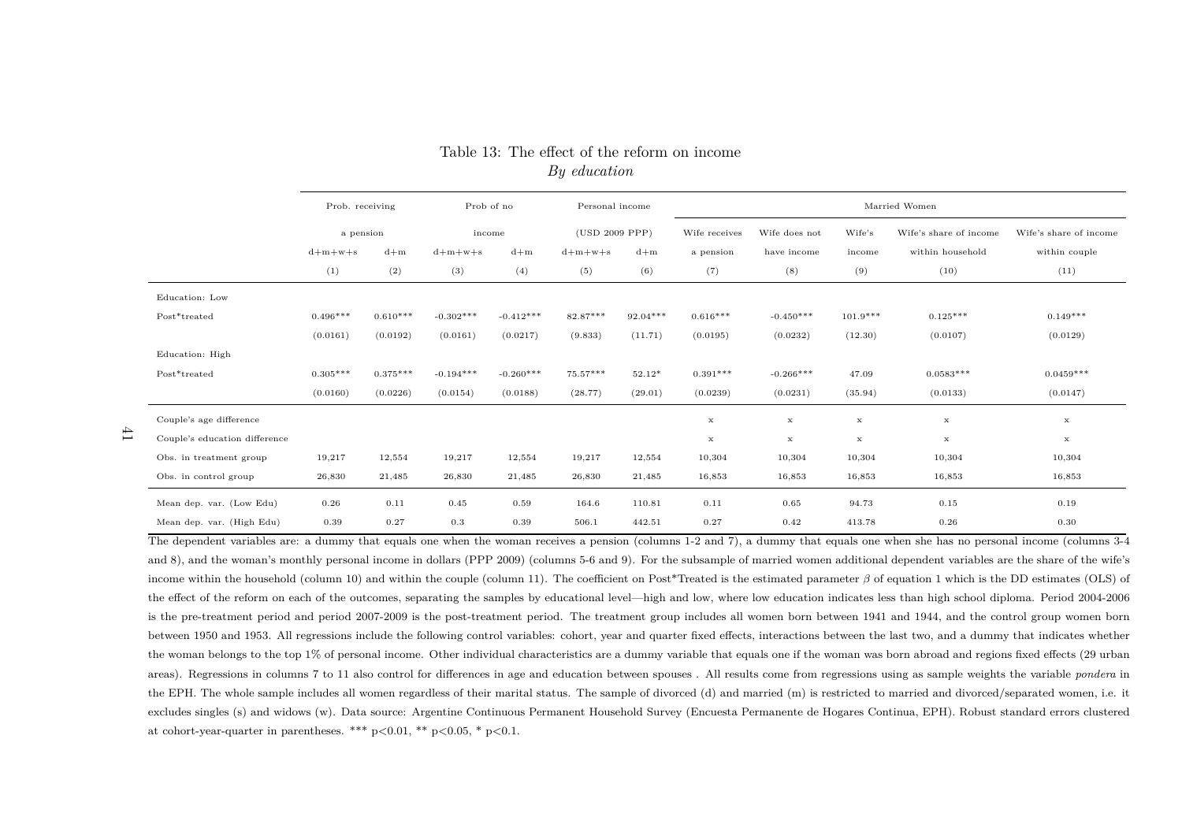Table 13: The effect of the reform on income

*By education*

| | Prob. receiving a pension | | Prob of no income | | Personal income (USD 2009 PPP) | | Married Women | | | | |
|---|---|---|---|---|---|---|---|---|---|---|---|
| | d+m+w+s | d+m | d+m+w+s | d+m | d+m+w+s | d+m | Wife receives a pension | Wife does not have income | Wife's income | Wife's share of income within household | Wife's share of income within couple |
| | (1) | (2) | (3) | (4) | (5) | (6) | (7) | (8) | (9) | (10) | (11) |
| Education: Low | | | | | | | | | | | |
| Post*treated | 0.496*** | 0.610*** | -0.302*** | -0.412*** | 82.87*** | 92.04*** | 0.616*** | -0.450*** | 101.9*** | 0.125*** | 0.149*** |
| | (0.0161) | (0.0192) | (0.0161) | (0.0217) | (9.833) | (11.71) | (0.0195) | (0.0232) | (12.30) | (0.0107) | (0.0129) |
| Education: High | | | | | | | | | | | |
| Post*treated | 0.305*** | 0.375*** | -0.194*** | -0.260*** | 75.57*** | 52.12* | 0.391*** | -0.266*** | 47.09 | 0.0583*** | 0.0459*** |
| | (0.0160) | (0.0226) | (0.0154) | (0.0188) | (28.77) | (29.01) | (0.0239) | (0.0231) | (35.94) | (0.0133) | (0.0147) |
| Couple's age difference | | | | | | | x | x | x | x | x |
| Couple's education difference | | | | | | | x | x | x | x | x |
| Obs. in treatment group | 19,217 | 12,554 | 19,217 | 12,554 | 19,217 | 12,554 | 10,304 | 10,304 | 10,304 | 10,304 | 10,304 |
| Obs. in control group | 26,830 | 21,485 | 26,830 | 21,485 | 26,830 | 21,485 | 16,853 | 16,853 | 16,853 | 16,853 | 16,853 |
| Mean dep. var. (Low Edu) | 0.26 | 0.11 | 0.45 | 0.59 | 164.6 | 110.81 | 0.11 | 0.65 | 94.73 | 0.15 | 0.19 |
| Mean dep. var. (High Edu) | 0.39 | 0.27 | 0.3 | 0.39 | 506.1 | 442.51 | 0.27 | 0.42 | 413.78 | 0.26 | 0.30 |

The dependent variables are: a dummy that equals one when the woman receives a pension (columns 1-2 and 7), a dummy that equals one when she has no personal income (columns 3-4 and 8), and the woman's monthly personal income in dollars (PPP 2009) (columns 5-6 and 9). For the subsample of married women additional dependent variables are the share of the wife's income within the household (column 10) and within the couple (column 11). The coefficient on Post*Treated is the estimated parameter $\beta$ of equation 1 which is the DD estimates (OLS) of the effect of the reform on each of the outcomes, separating the samples by educational level—high and low, where low education indicates less than high school diploma. Period 2004-2006 is the pre-treatment period and period 2007-2009 is the post-treatment period. The treatment group includes all women born between 1941 and 1944, and the control group women born between 1950 and 1953. All regressions include the following control variables: cohort, year and quarter fixed effects, interactions between the last two, and a dummy that indicates whether the woman belongs to the top 1% of personal income. Other individual characteristics are a dummy variable that equals one if the woman was born abroad and regions fixed effects (29 urban areas). Regressions in columns 7 to 11 also control for differences in age and education between spouses . All results come from regressions using as sample weights the variable *pondera* in the EPH. The whole sample includes all women regardless of their marital status. The sample of divorced (d) and married (m) is restricted to married and divorced/separated women, i.e. it excludes singles (s) and widows (w). Data source: Argentine Continuous Permanent Household Survey (Encuesta Permanente de Hogares Continua, EPH). Robust standard errors clustered at cohort-year-quarter in parentheses. *** p<0.01, ** p<0.05, * p<0.1.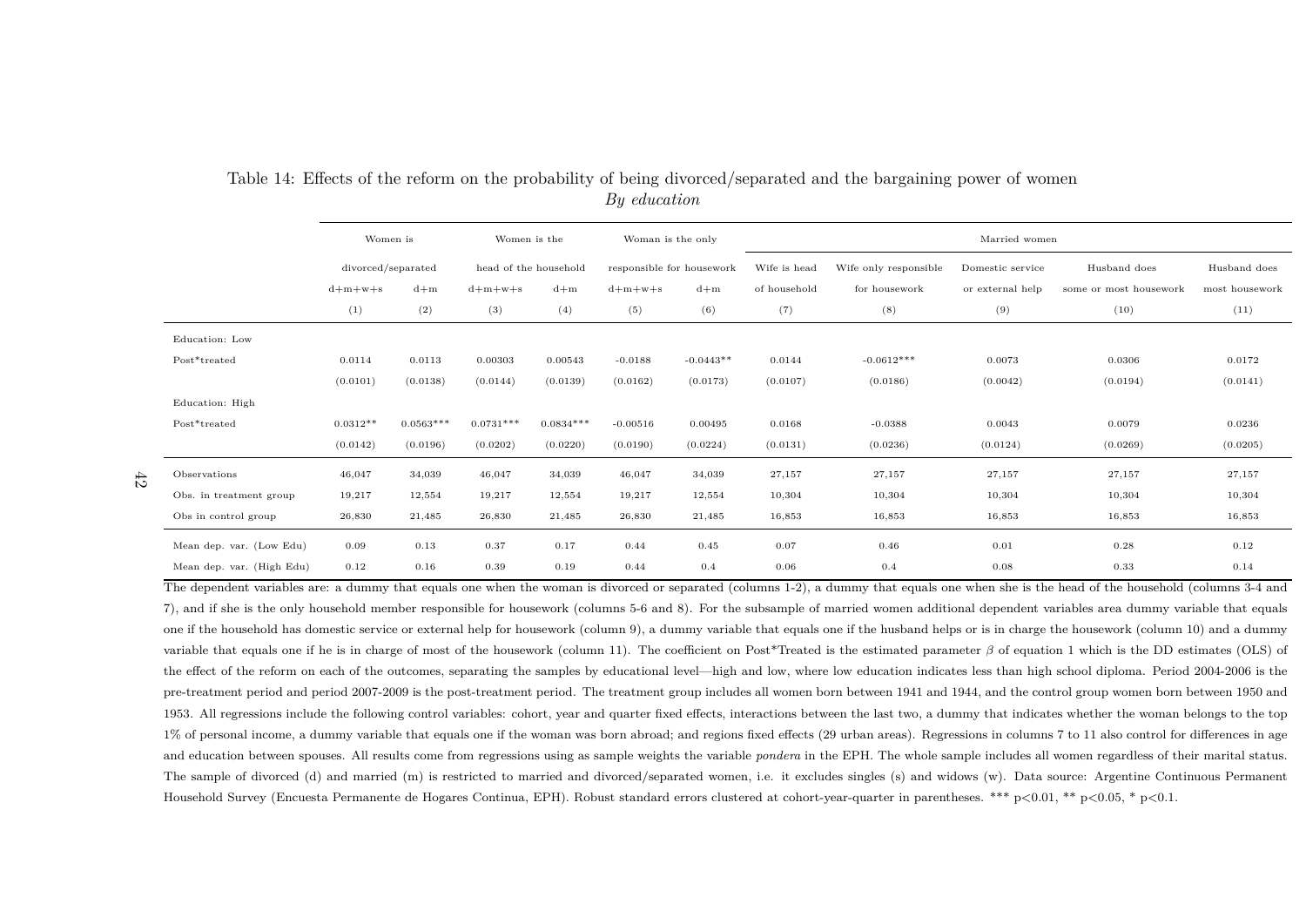Table 14: Effects of the reform on the probability of being divorced/separated and the bargaining power of women
*By education*

| | Women is divorced/separated | | Women is the head of the household | | Woman is the only responsible for housework | | Married women | | | | |
|---|---|---|---|---|---|---|---|---|---|---|---|
| | d+m+w+s | d+m | d+m+w+s | d+m | d+m+w+s | d+m | Wife is head of household | Wife only responsible for housework | Domestic service or external help | Husband does some or most housework | Husband does most housework |
| | (1) | (2) | (3) | (4) | (5) | (6) | (7) | (8) | (9) | (10) | (11) |
| Education: Low | | | | | | | | | | | |
| Post*treated | 0.0114 | 0.0113 | 0.00303 | 0.00543 | -0.0188 | -0.0443** | 0.0144 | -0.0612*** | 0.0073 | 0.0306 | 0.0172 |
| | (0.0101) | (0.0138) | (0.0144) | (0.0139) | (0.0162) | (0.0173) | (0.0107) | (0.0186) | (0.0042) | (0.0194) | (0.0141) |
| Education: High | | | | | | | | | | | |
| Post*treated | 0.0312** | 0.0563*** | 0.0731*** | 0.0834*** | -0.00516 | 0.00495 | 0.0168 | -0.0388 | 0.0043 | 0.0079 | 0.0236 |
| | (0.0142) | (0.0196) | (0.0202) | (0.0220) | (0.0190) | (0.0224) | (0.0131) | (0.0236) | (0.0124) | (0.0269) | (0.0205) |
| Observations | 46,047 | 34,039 | 46,047 | 34,039 | 46,047 | 34,039 | 27,157 | 27,157 | 27,157 | 27,157 | 27,157 |
| Obs. in treatment group | 19,217 | 12,554 | 19,217 | 12,554 | 19,217 | 12,554 | 10,304 | 10,304 | 10,304 | 10,304 | 10,304 |
| Obs in control group | 26,830 | 21,485 | 26,830 | 21,485 | 26,830 | 21,485 | 16,853 | 16,853 | 16,853 | 16,853 | 16,853 |
| Mean dep. var. (Low Edu) | 0.09 | 0.13 | 0.37 | 0.17 | 0.44 | 0.45 | 0.07 | 0.46 | 0.01 | 0.28 | 0.12 |
| Mean dep. var. (High Edu) | 0.12 | 0.16 | 0.39 | 0.19 | 0.44 | 0.4 | 0.06 | 0.4 | 0.08 | 0.33 | 0.14 |

The dependent variables are: a dummy that equals one when the woman is divorced or separated (columns 1-2), a dummy that equals one when she is the head of the household (columns 3-4 and 7), and if she is the only household member responsible for housework (columns 5-6 and 8). For the subsample of married women additional dependent variables area dummy variable that equals one if the household has domestic service or external help for housework (column 9), a dummy variable that equals one if the husband helps or is in charge the housework (column 10) and a dummy variable that equals one if he is in charge of most of the housework (column 11). The coefficient on Post*Treated is the estimated parameter $\beta$ of equation 1 which is the DD estimates (OLS) of the effect of the reform on each of the outcomes, separating the samples by educational level—high and low, where low education indicates less than high school diploma. Period 2004-2006 is the pre-treatment period and period 2007-2009 is the post-treatment period. The treatment group includes all women born between 1941 and 1944, and the control group women born between 1950 and 1953. All regressions include the following control variables: cohort, year and quarter fixed effects, interactions between the last two, a dummy that indicates whether the woman belongs to the top 1% of personal income, a dummy variable that equals one if the woman was born abroad; and regions fixed effects (29 urban areas). Regressions in columns 7 to 11 also control for differences in age and education between spouses. All results come from regressions using as sample weights the variable *pondera* in the EPH. The whole sample includes all women regardless of their marital status. The sample of divorced (d) and married (m) is restricted to married and divorced/separated women, i.e. it excludes singles (s) and widows (w). Data source: Argentine Continuous Permanent Household Survey (Encuesta Permanente de Hogares Continua, EPH). Robust standard errors clustered at cohort-year-quarter in parentheses. *** p<0.01, ** p<0.05, * p<0.1.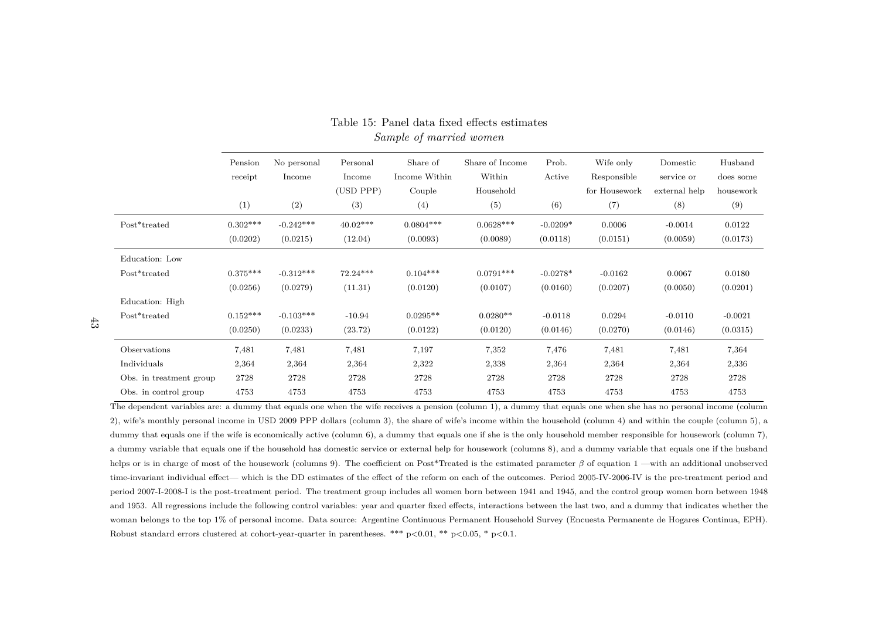Table 15: Panel data fixed effects estimates

*Sample of married women*

| | Pension receipt | No personal Income | Personal Income (USD PPP) | Share of Income Within Couple | Share of Income Within Household | Prob. Active | Wife only Responsible for Housework | Domestic service or external help | Husband does some housework |
|---|---|---|---|---|---|---|---|---|---|
| | (1) | (2) | (3) | (4) | (5) | (6) | (7) | (8) | (9) |
| Post*treated | 0.302*** | -0.242*** | 40.02*** | 0.0804*** | 0.0628*** | -0.0209* | 0.0006 | -0.0014 | 0.0122 |
| | (0.0202) | (0.0215) | (12.04) | (0.0093) | (0.0089) | (0.0118) | (0.0151) | (0.0059) | (0.0173) |
| Education: Low | | | | | | | | | |
| Post*treated | 0.375*** | -0.312*** | 72.24*** | 0.104*** | 0.0791*** | -0.0278* | -0.0162 | 0.0067 | 0.0180 |
| | (0.0256) | (0.0279) | (11.31) | (0.0120) | (0.0107) | (0.0160) | (0.0207) | (0.0050) | (0.0201) |
| Education: High | | | | | | | | | |
| Post*treated | 0.152*** | -0.103*** | -10.94 | 0.0295** | 0.0280** | -0.0118 | 0.0294 | -0.0110 | -0.0021 |
| | (0.0250) | (0.0233) | (23.72) | (0.0122) | (0.0120) | (0.0146) | (0.0270) | (0.0146) | (0.0315) |
| Observations | 7,481 | 7,481 | 7,481 | 7,197 | 7,352 | 7,476 | 7,481 | 7,481 | 7,364 |
| Individuals | 2,364 | 2,364 | 2,364 | 2,322 | 2,338 | 2,364 | 2,364 | 2,364 | 2,336 |
| Obs. in treatment group | 2728 | 2728 | 2728 | 2728 | 2728 | 2728 | 2728 | 2728 | 2728 |
| Obs. in control group | 4753 | 4753 | 4753 | 4753 | 4753 | 4753 | 4753 | 4753 | 4753 |

The dependent variables are: a dummy that equals one when the wife receives a pension (column 1), a dummy that equals one when she has no personal income (column 2), wife's monthly personal income in USD 2009 PPP dollars (column 3), the share of wife's income within the household (column 4) and within the couple (column 5), a dummy that equals one if the wife is economically active (column 6), a dummy that equals one if she is the only household member responsible for housework (column 7), a dummy variable that equals one if the household has domestic service or external help for housework (columns 8), and a dummy variable that equals one if the husband helps or is in charge of most of the housework (columns 9). The coefficient on Post*Treated is the estimated parameter $\beta$ of equation 1 —with an additional unobserved time-invariant individual effect— which is the DD estimates of the effect of the reform on each of the outcomes. Period 2005-IV-2006-IV is the pre-treatment period and period 2007-I-2008-I is the post-treatment period. The treatment group includes all women born between 1941 and 1945, and the control group women born between 1948 and 1953. All regressions include the following control variables: year and quarter fixed effects, interactions between the last two, and a dummy that indicates whether the woman belongs to the top 1% of personal income. Data source: Argentine Continuous Permanent Household Survey (Encuesta Permanente de Hogares Continua, EPH). Robust standard errors clustered at cohort-year-quarter in parentheses. *** p<0.01, ** p<0.05, * p<0.1.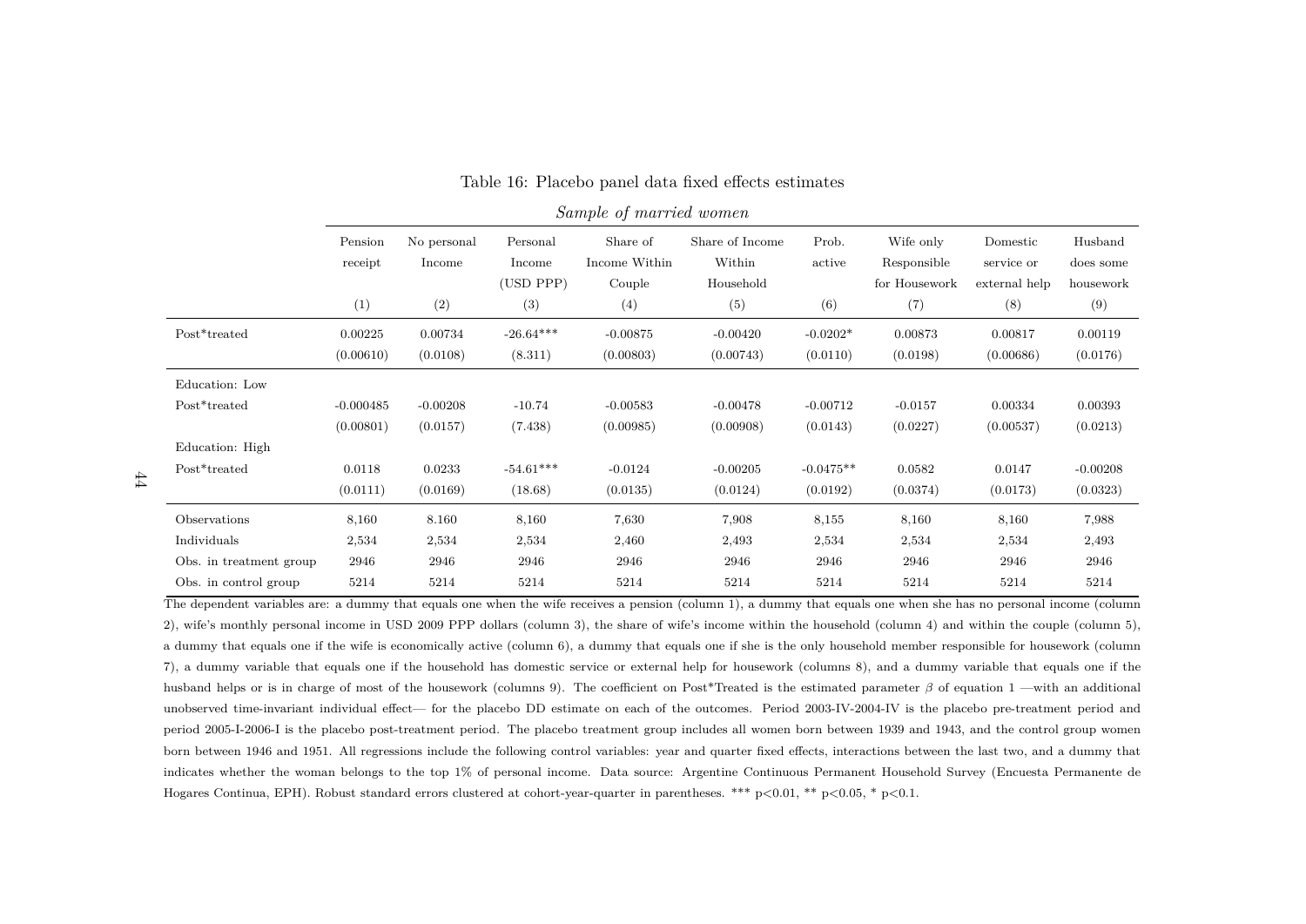Table 16: Placebo panel data fixed effects estimates

*Sample of married women*

| | Pension receipt | No personal Income | Personal Income (USD PPP) | Share of Income Within Couple | Share of Income Within Household | Prob. active | Wife only Responsible for Housework | Domestic service or external help | Husband does some housework |
|---|---|---|---|---|---|---|---|---|---|
| | (1) | (2) | (3) | (4) | (5) | (6) | (7) | (8) | (9) |
| Post*treated | 0.00225 | 0.00734 | -26.64*** | -0.00875 | -0.00420 | -0.0202* | 0.00873 | 0.00817 | 0.00119 |
| | (0.00610) | (0.0108) | (8.311) | (0.00803) | (0.00743) | (0.0110) | (0.0198) | (0.00686) | (0.0176) |
| Education: Low | | | | | | | | | |
| Post*treated | -0.000485 | -0.00208 | -10.74 | -0.00583 | -0.00478 | -0.00712 | -0.0157 | 0.00334 | 0.00393 |
| | (0.00801) | (0.0157) | (7.438) | (0.00985) | (0.00908) | (0.0143) | (0.0227) | (0.00537) | (0.0213) |
| Education: High | | | | | | | | | |
| Post*treated | 0.0118 | 0.0233 | -54.61*** | -0.0124 | -0.00205 | -0.0475** | 0.0582 | 0.0147 | -0.00208 |
| | (0.0111) | (0.0169) | (18.68) | (0.0135) | (0.0124) | (0.0192) | (0.0374) | (0.0173) | (0.0323) |
| Observations | 8,160 | 8.160 | 8,160 | 7,630 | 7,908 | 8,155 | 8,160 | 8,160 | 7,988 |
| Individuals | 2,534 | 2,534 | 2,534 | 2,460 | 2,493 | 2,534 | 2,534 | 2,534 | 2,493 |
| Obs. in treatment group | 2946 | 2946 | 2946 | 2946 | 2946 | 2946 | 2946 | 2946 | 2946 |
| Obs. in control group | 5214 | 5214 | 5214 | 5214 | 5214 | 5214 | 5214 | 5214 | 5214 |

The dependent variables are: a dummy that equals one when the wife receives a pension (column 1), a dummy that equals one when she has no personal income (column 2), wife's monthly personal income in USD 2009 PPP dollars (column 3), the share of wife's income within the household (column 4) and within the couple (column 5), a dummy that equals one if the wife is economically active (column 6), a dummy that equals one if she is the only household member responsible for housework (column 7), a dummy variable that equals one if the household has domestic service or external help for housework (columns 8), and a dummy variable that equals one if the husband helps or is in charge of most of the housework (columns 9). The coefficient on Post*Treated is the estimated parameter $\beta$ of equation 1 —with an additional unobserved time-invariant individual effect— for the placebo DD estimate on each of the outcomes. Period 2003-IV-2004-IV is the placebo pre-treatment period and period 2005-I-2006-I is the placebo post-treatment period. The placebo treatment group includes all women born between 1939 and 1943, and the control group women born between 1946 and 1951. All regressions include the following control variables: year and quarter fixed effects, interactions between the last two, and a dummy that indicates whether the woman belongs to the top 1% of personal income. Data source: Argentine Continuous Permanent Household Survey (Encuesta Permanente de Hogares Continua, EPH). Robust standard errors clustered at cohort-year-quarter in parentheses. *** p<0.01, ** p<0.05, * p<0.1.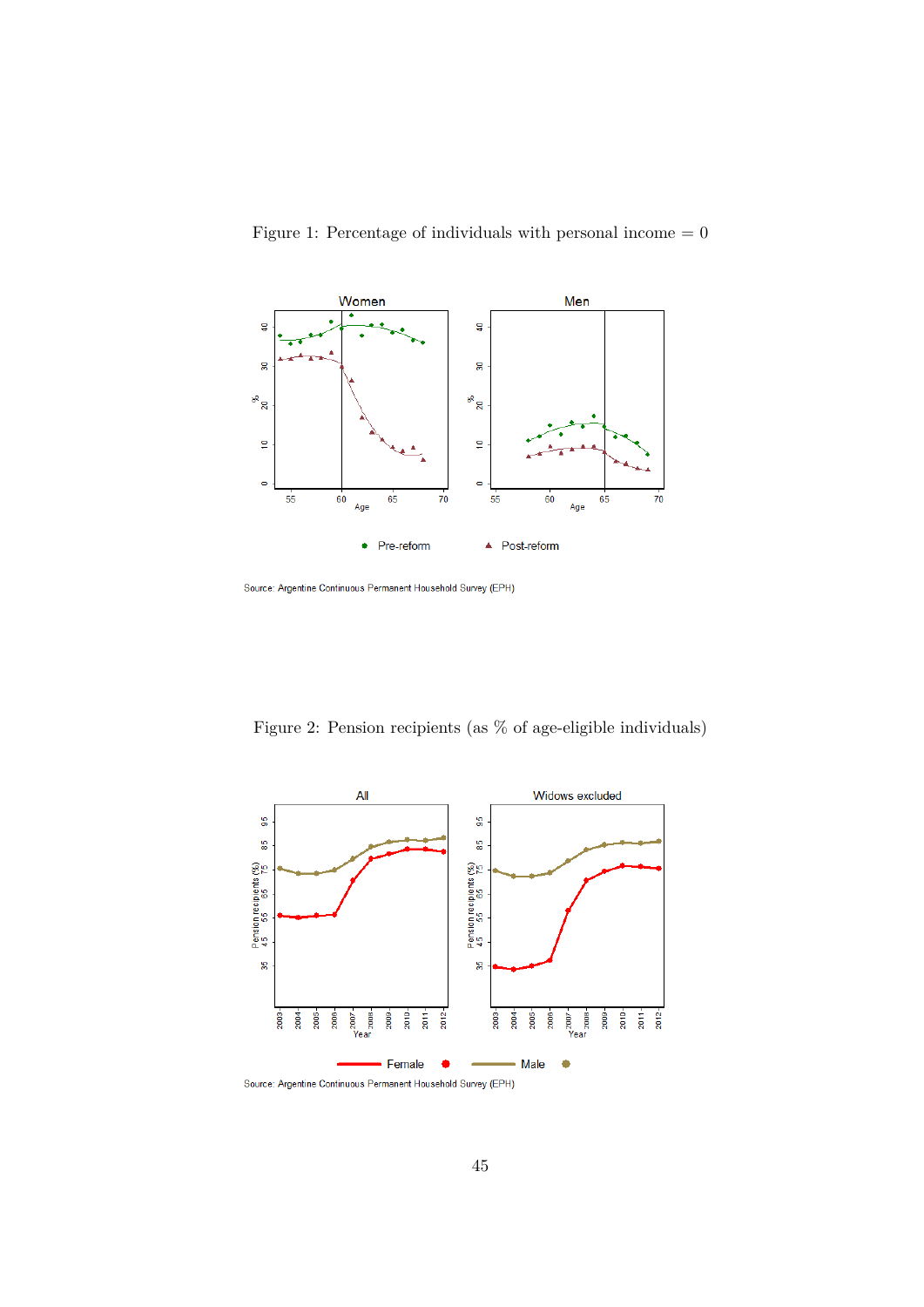Figure 1: Percentage of individuals with personal income = 0

Source: Argentine Continuous Permanent Household Survey (EPH)

Figure 2: Pension recipients (as % of age-eligible individuals)

Source: Argentine Continuous Permanent Household Survey (EPH)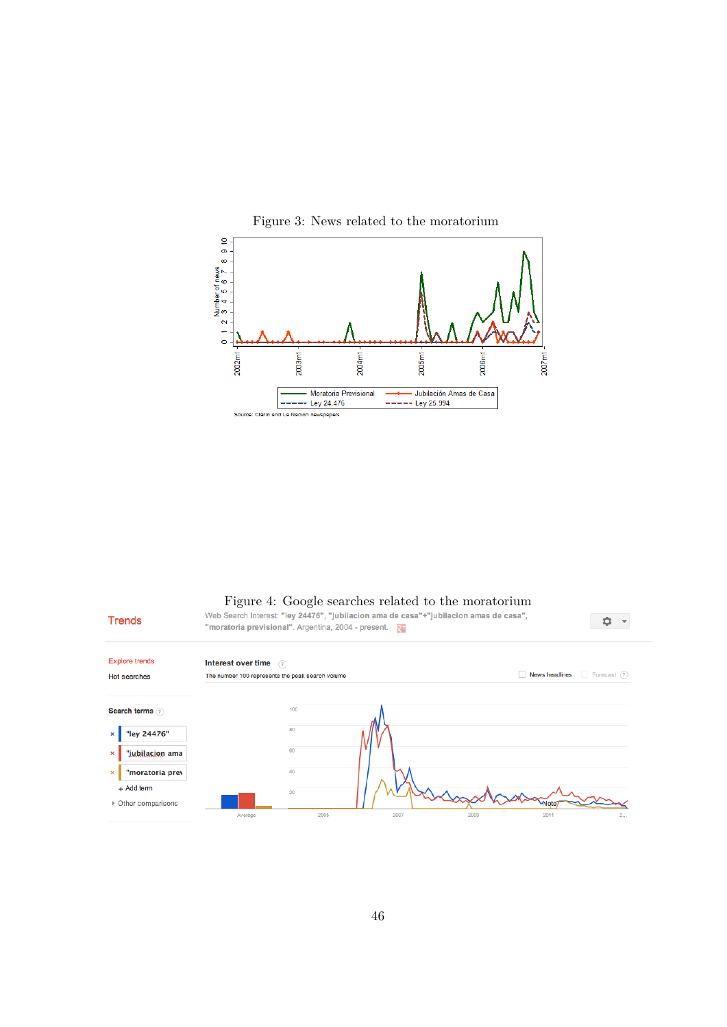Figure 3: News related to the moratorium

Number of news

Moratoria Previsional — Jubilación Amas de Casa — Ley 24.476 — Ley 25.994

Source: Clarin and La Nacion newspapers

Figure 4: Google searches related to the moratorium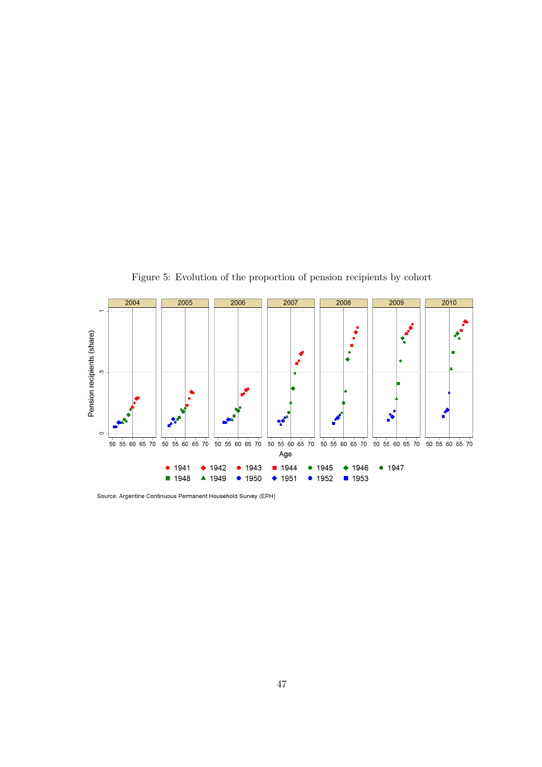Figure 5: Evolution of the proportion of pension recipients by cohort

Source: Argentine Continuous Permanent Household Survey (EPH)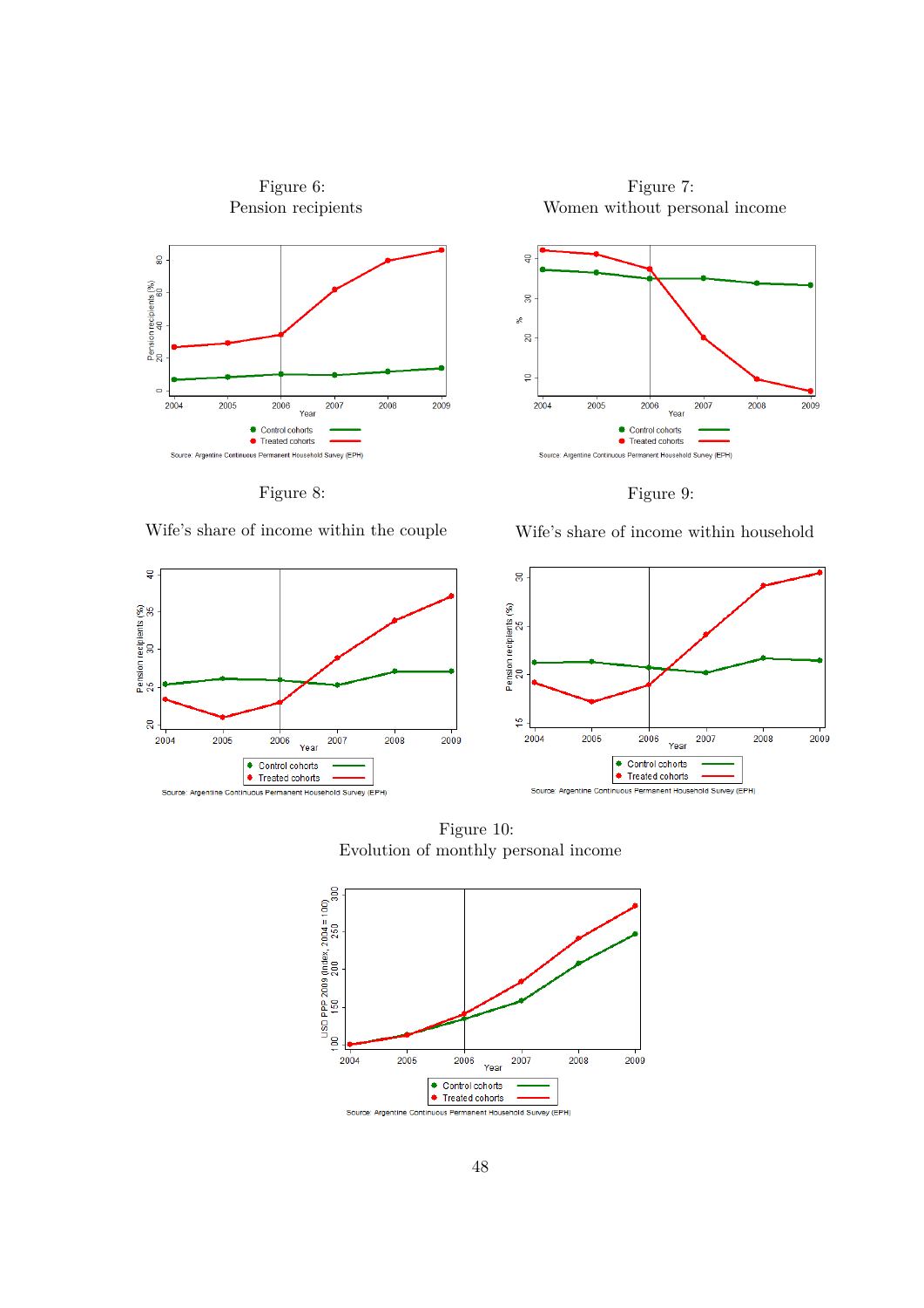Figure 6:
Pension recipients

Source: Argentine Continuous Permanent Household Survey (EPH)

Figure 7:
Women without personal income

Source: Argentine Continuous Permanent Household Survey (EPH)

Figure 8:

Wife's share of income within the couple

Source: Argentine Continuous Permanent Household Survey (EPH)

Figure 9:

Wife's share of income within household

Source: Argentine Continuous Permanent Household Survey (EPH)

Figure 10:
Evolution of monthly personal income

Source: Argentine Continuous Permanent Household Survey (EPH)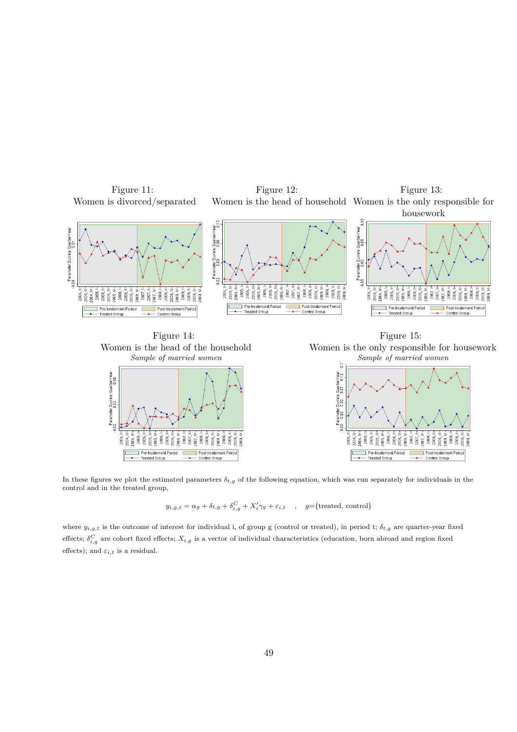Figure 11:
Women is divorced/separated

Parameter Dummy Quarter-Year

-0.04 0.01

2004, II 2004, III 2004, IV 2005, I 2005, II 2005, III 2005, IV 2006, I 2006, II 2006, III 2006, IV 2007, I 2007, II 2007, III 2007, IV 2008, I 2008, II 2008, III 2008, IV 2009, I 2009, II 2009, III 2009, IV

Pre-treatement Period Post-treatement Period
Treated Group Control Group

Figure 12:
Women is the head of household

Parameter Dummy Quarter-Year

-0.02 0.03 0.08 0.13

Pre-treatement Period Post-treatement Period
Treated Group Control Group

Figure 13:
Women is the only responsible for housework

Parameter Dummy Quarter-Year

-0.05 0.00 0.05 0.10

Pre-treatement Period Post-treatement Period
Treated Group Control Group

Figure 14:
Women is the head of the household
*Sample of married women*

Parameter Dummy Quarter-Year

-0.02 0.03 0.08

Pre-treatement Period Post-treatement Period
Treated Group Control Group

Figure 15:
Women is the only responsible for housework
*Sample of married women*

Parameter Dummy Quarter-Year

-0.08 -0.03 0.02 0.07 0.12 0.17

Pre-treatement Period Post-treatement Period
Treated Group Control Group

In these figures we plot the estimated parameters $\delta_{t,g}$ of the following equation, which was run separately for individuals in the control and in the treated group,

$$y_{i,g,t} = \alpha_g + \delta_{t,g} + \delta^C_{i,g} + X_i'\gamma_g + \varepsilon_{i,t} \quad , \quad g\text{=\{treated, control\}}$$

where $y_{i,g,t}$ is the outcome of interest for individual i, of group g (control or treated), in period t; $\delta_{t,g}$ are quarter-year fixed effects; $\delta^C_{i,g}$ are cohort fixed effects; $X_{i,g}$ is a vector of individual characteristics (education, born abroad and region fixed effects); and $\varepsilon_{i,t}$ is a residual.